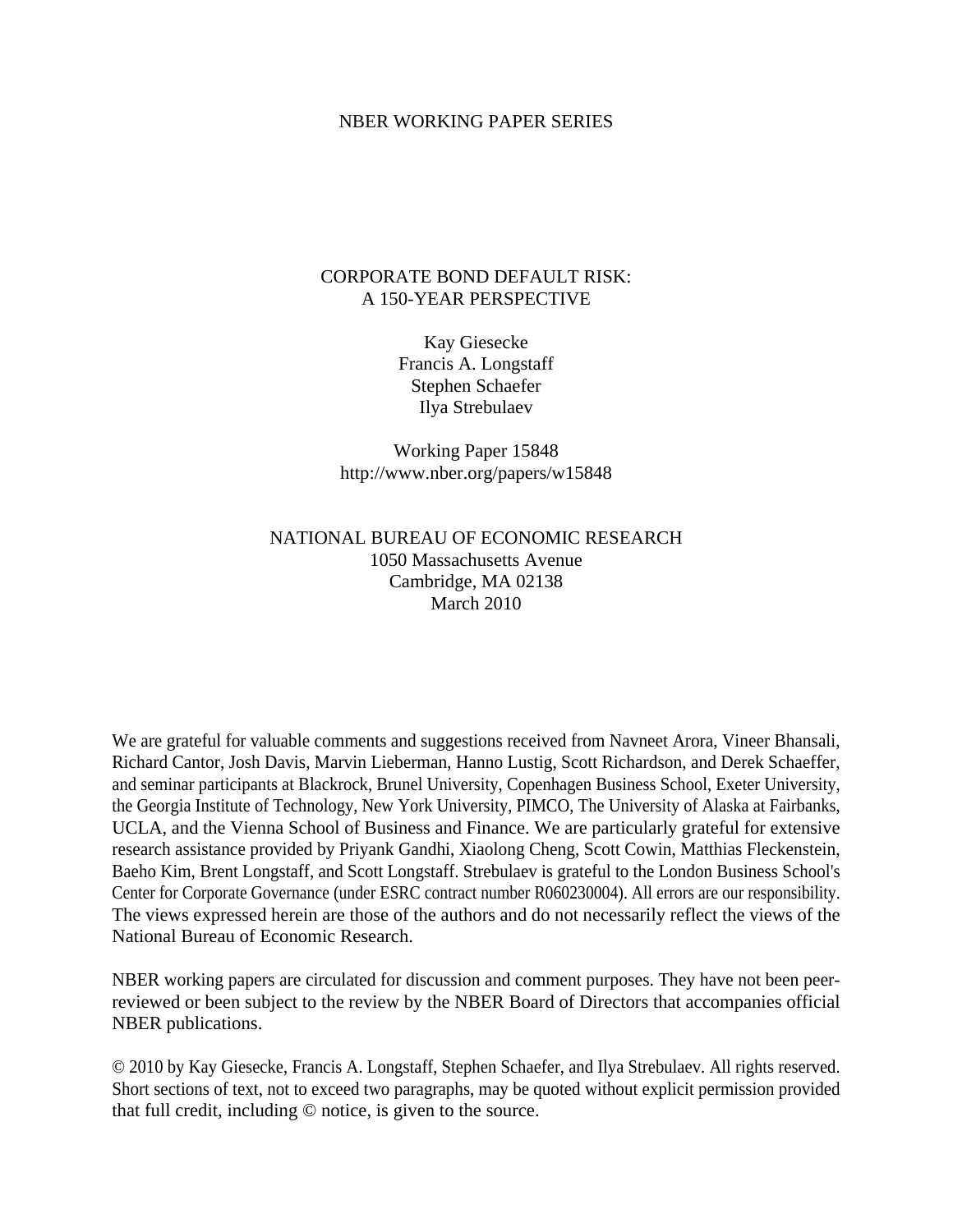NBER WORKING PAPER SERIES

# CORPORATE BOND DEFAULT RISK:
# A 150-YEAR PERSPECTIVE

Kay Giesecke
Francis A. Longstaff
Stephen Schaefer
Ilya Strebulaev

Working Paper 15848
http://www.nber.org/papers/w15848

NATIONAL BUREAU OF ECONOMIC RESEARCH
1050 Massachusetts Avenue
Cambridge, MA 02138
March 2010

We are grateful for valuable comments and suggestions received from Navneet Arora, Vineer Bhansali, Richard Cantor, Josh Davis, Marvin Lieberman, Hanno Lustig, Scott Richardson, and Derek Schaeffer, and seminar participants at Blackrock, Brunel University, Copenhagen Business School, Exeter University, the Georgia Institute of Technology, New York University, PIMCO, The University of Alaska at Fairbanks, UCLA, and the Vienna School of Business and Finance. We are particularly grateful for extensive research assistance provided by Priyank Gandhi, Xiaolong Cheng, Scott Cowin, Matthias Fleckenstein, Baeho Kim, Brent Longstaff, and Scott Longstaff. Strebulaev is grateful to the London Business School's Center for Corporate Governance (under ESRC contract number R060230004). All errors are our responsibility. The views expressed herein are those of the authors and do not necessarily reflect the views of the National Bureau of Economic Research.

NBER working papers are circulated for discussion and comment purposes. They have not been peer-reviewed or been subject to the review by the NBER Board of Directors that accompanies official NBER publications.

© 2010 by Kay Giesecke, Francis A. Longstaff, Stephen Schaefer, and Ilya Strebulaev. All rights reserved. Short sections of text, not to exceed two paragraphs, may be quoted without explicit permission provided that full credit, including © notice, is given to the source.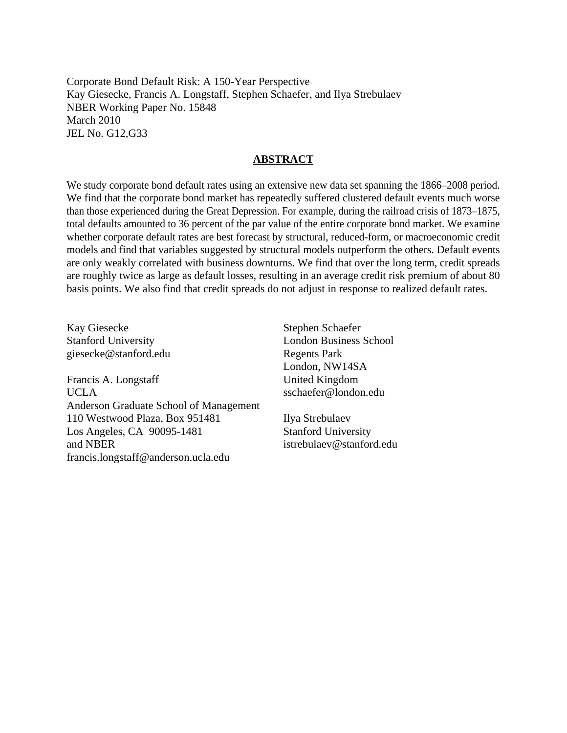Corporate Bond Default Risk: A 150-Year Perspective
Kay Giesecke, Francis A. Longstaff, Stephen Schaefer, and Ilya Strebulaev
NBER Working Paper No. 15848
March 2010
JEL No. G12,G33

## ABSTRACT

We study corporate bond default rates using an extensive new data set spanning the 1866–2008 period. We find that the corporate bond market has repeatedly suffered clustered default events much worse than those experienced during the Great Depression. For example, during the railroad crisis of 1873–1875, total defaults amounted to 36 percent of the par value of the entire corporate bond market. We examine whether corporate default rates are best forecast by structural, reduced-form, or macroeconomic credit models and find that variables suggested by structural models outperform the others. Default events are only weakly correlated with business downturns. We find that over the long term, credit spreads are roughly twice as large as default losses, resulting in an average credit risk premium of about 80 basis points. We also find that credit spreads do not adjust in response to realized default rates.

Kay Giesecke
Stanford University
giesecke@stanford.edu

Francis A. Longstaff
UCLA
Anderson Graduate School of Management
110 Westwood Plaza, Box 951481
Los Angeles, CA 90095-1481
and NBER
francis.longstaff@anderson.ucla.edu

Stephen Schaefer
London Business School
Regents Park
London, NW14SA
United Kingdom
sschaefer@london.edu

Ilya Strebulaev
Stanford University
istrebulaev@stanford.edu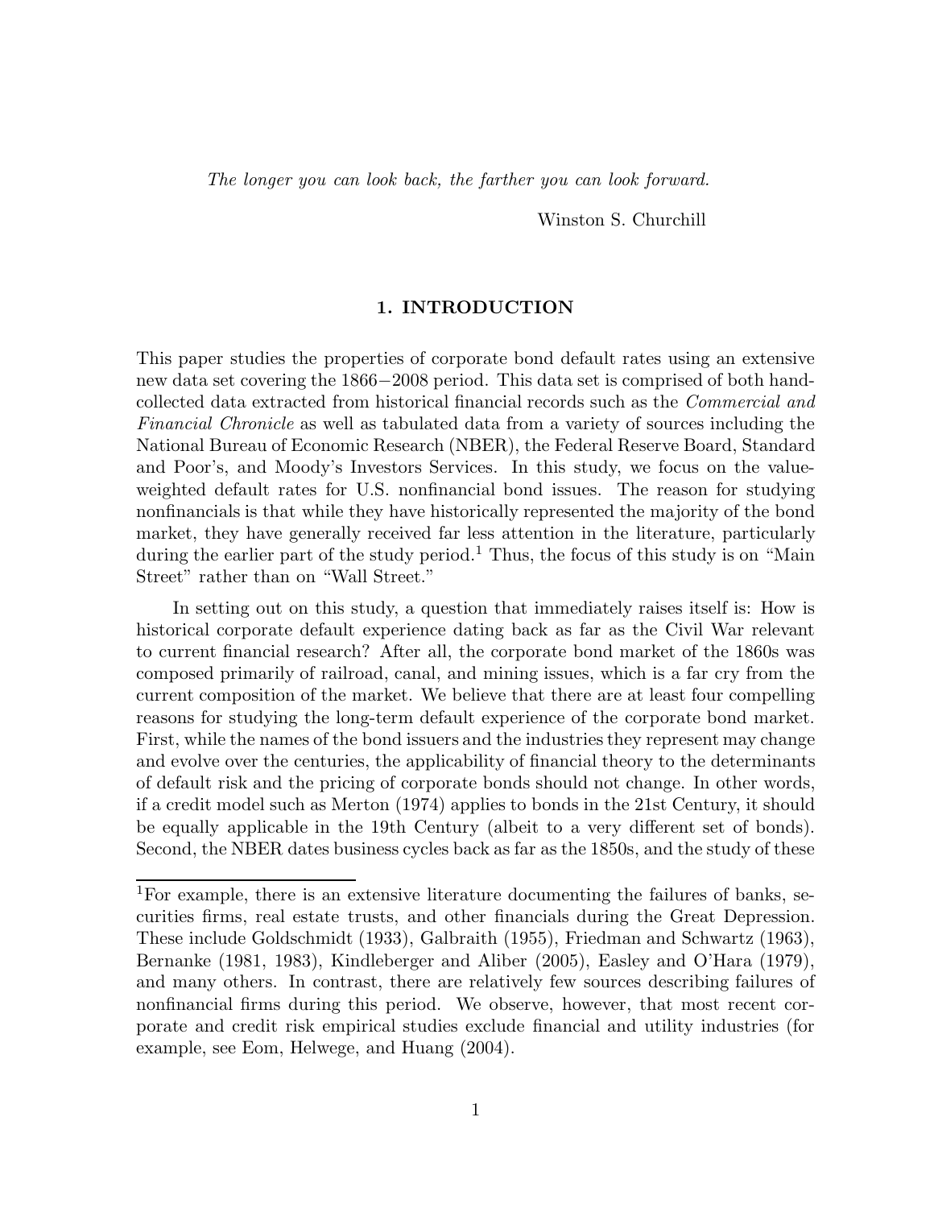*The longer you can look back, the farther you can look forward.*

Winston S. Churchill

## 1. INTRODUCTION

This paper studies the properties of corporate bond default rates using an extensive new data set covering the 1866−2008 period. This data set is comprised of both hand-collected data extracted from historical financial records such as the *Commercial and Financial Chronicle* as well as tabulated data from a variety of sources including the National Bureau of Economic Research (NBER), the Federal Reserve Board, Standard and Poor's, and Moody's Investors Services. In this study, we focus on the value-weighted default rates for U.S. nonfinancial bond issues. The reason for studying nonfinancials is that while they have historically represented the majority of the bond market, they have generally received far less attention in the literature, particularly during the earlier part of the study period.[1] Thus, the focus of this study is on "Main Street" rather than on "Wall Street."

In setting out on this study, a question that immediately raises itself is: How is historical corporate default experience dating back as far as the Civil War relevant to current financial research? After all, the corporate bond market of the 1860s was composed primarily of railroad, canal, and mining issues, which is a far cry from the current composition of the market. We believe that there are at least four compelling reasons for studying the long-term default experience of the corporate bond market. First, while the names of the bond issuers and the industries they represent may change and evolve over the centuries, the applicability of financial theory to the determinants of default risk and the pricing of corporate bonds should not change. In other words, if a credit model such as Merton (1974) applies to bonds in the 21st Century, it should be equally applicable in the 19th Century (albeit to a very different set of bonds). Second, the NBER dates business cycles back as far as the 1850s, and the study of these

[1] For example, there is an extensive literature documenting the failures of banks, securities firms, real estate trusts, and other financials during the Great Depression. These include Goldschmidt (1933), Galbraith (1955), Friedman and Schwartz (1963), Bernanke (1981, 1983), Kindleberger and Aliber (2005), Easley and O'Hara (1979), and many others. In contrast, there are relatively few sources describing failures of nonfinancial firms during this period. We observe, however, that most recent corporate and credit risk empirical studies exclude financial and utility industries (for example, see Eom, Helwege, and Huang (2004).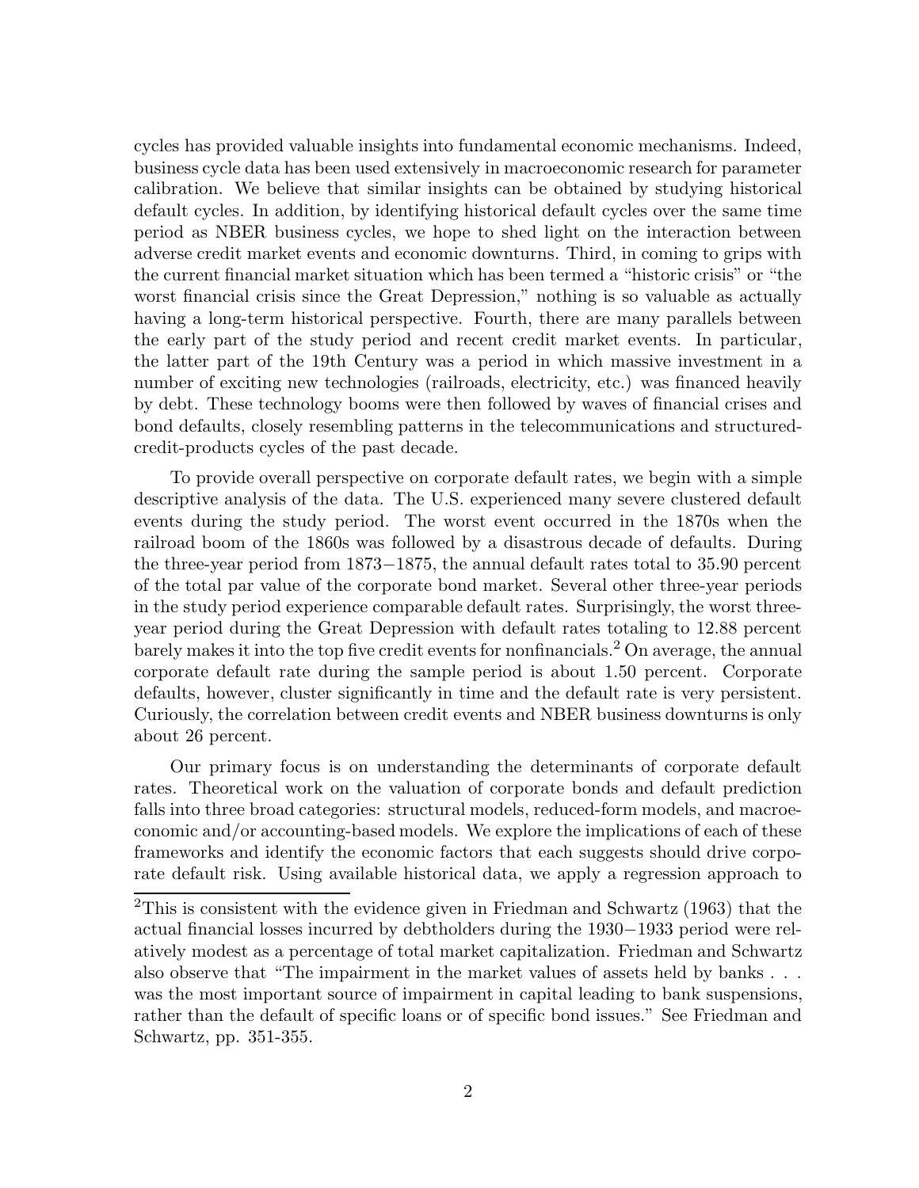cycles has provided valuable insights into fundamental economic mechanisms. Indeed, business cycle data has been used extensively in macroeconomic research for parameter calibration. We believe that similar insights can be obtained by studying historical default cycles. In addition, by identifying historical default cycles over the same time period as NBER business cycles, we hope to shed light on the interaction between adverse credit market events and economic downturns. Third, in coming to grips with the current financial market situation which has been termed a "historic crisis" or "the worst financial crisis since the Great Depression," nothing is so valuable as actually having a long-term historical perspective. Fourth, there are many parallels between the early part of the study period and recent credit market events. In particular, the latter part of the 19th Century was a period in which massive investment in a number of exciting new technologies (railroads, electricity, etc.) was financed heavily by debt. These technology booms were then followed by waves of financial crises and bond defaults, closely resembling patterns in the telecommunications and structured-credit-products cycles of the past decade.

To provide overall perspective on corporate default rates, we begin with a simple descriptive analysis of the data. The U.S. experienced many severe clustered default events during the study period. The worst event occurred in the 1870s when the railroad boom of the 1860s was followed by a disastrous decade of defaults. During the three-year period from 1873−1875, the annual default rates total to 35.90 percent of the total par value of the corporate bond market. Several other three-year periods in the study period experience comparable default rates. Surprisingly, the worst three-year period during the Great Depression with default rates totaling to 12.88 percent barely makes it into the top five credit events for nonfinancials.[2] On average, the annual corporate default rate during the sample period is about 1.50 percent. Corporate defaults, however, cluster significantly in time and the default rate is very persistent. Curiously, the correlation between credit events and NBER business downturns is only about 26 percent.

Our primary focus is on understanding the determinants of corporate default rates. Theoretical work on the valuation of corporate bonds and default prediction falls into three broad categories: structural models, reduced-form models, and macroeconomic and/or accounting-based models. We explore the implications of each of these frameworks and identify the economic factors that each suggests should drive corporate default risk. Using available historical data, we apply a regression approach to

[2]This is consistent with the evidence given in Friedman and Schwartz (1963) that the actual financial losses incurred by debtholders during the 1930−1933 period were relatively modest as a percentage of total market capitalization. Friedman and Schwartz also observe that "The impairment in the market values of assets held by banks . . . was the most important source of impairment in capital leading to bank suspensions, rather than the default of specific loans or of specific bond issues." See Friedman and Schwartz, pp. 351-355.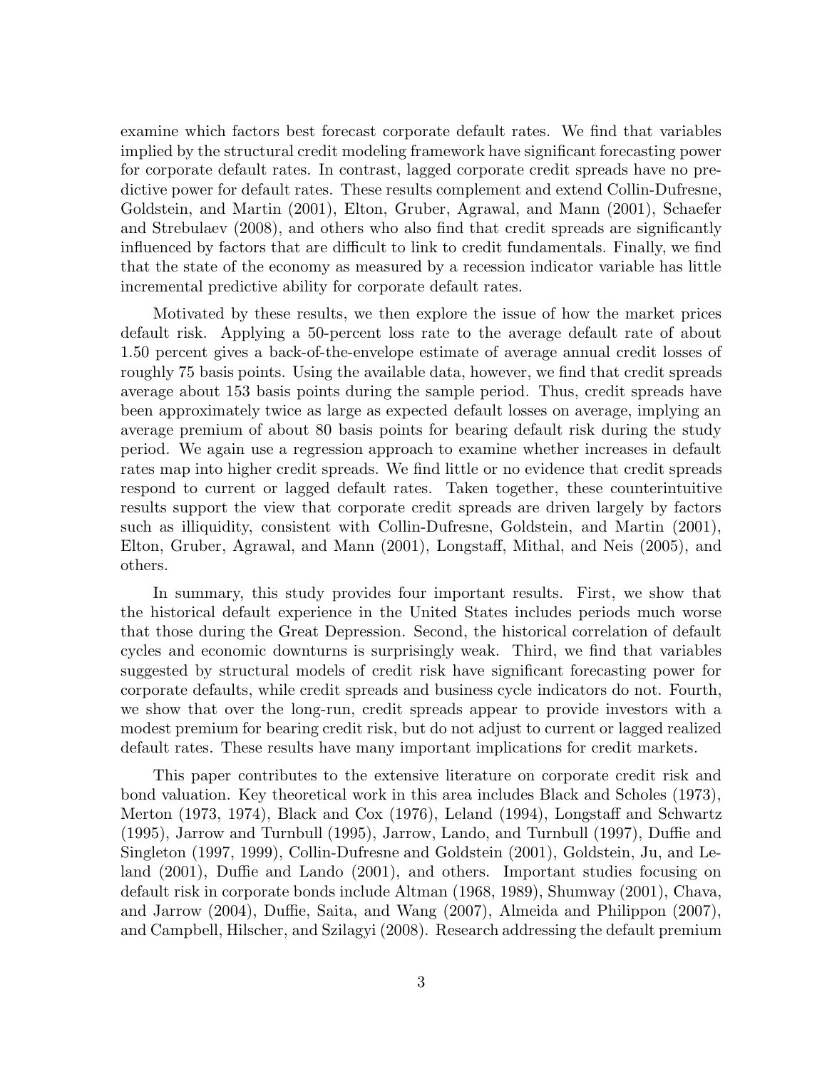examine which factors best forecast corporate default rates. We find that variables implied by the structural credit modeling framework have significant forecasting power for corporate default rates. In contrast, lagged corporate credit spreads have no predictive power for default rates. These results complement and extend Collin-Dufresne, Goldstein, and Martin (2001), Elton, Gruber, Agrawal, and Mann (2001), Schaefer and Strebulaev (2008), and others who also find that credit spreads are significantly influenced by factors that are difficult to link to credit fundamentals. Finally, we find that the state of the economy as measured by a recession indicator variable has little incremental predictive ability for corporate default rates.

Motivated by these results, we then explore the issue of how the market prices default risk. Applying a 50-percent loss rate to the average default rate of about 1.50 percent gives a back-of-the-envelope estimate of average annual credit losses of roughly 75 basis points. Using the available data, however, we find that credit spreads average about 153 basis points during the sample period. Thus, credit spreads have been approximately twice as large as expected default losses on average, implying an average premium of about 80 basis points for bearing default risk during the study period. We again use a regression approach to examine whether increases in default rates map into higher credit spreads. We find little or no evidence that credit spreads respond to current or lagged default rates. Taken together, these counterintuitive results support the view that corporate credit spreads are driven largely by factors such as illiquidity, consistent with Collin-Dufresne, Goldstein, and Martin (2001), Elton, Gruber, Agrawal, and Mann (2001), Longstaff, Mithal, and Neis (2005), and others.

In summary, this study provides four important results. First, we show that the historical default experience in the United States includes periods much worse that those during the Great Depression. Second, the historical correlation of default cycles and economic downturns is surprisingly weak. Third, we find that variables suggested by structural models of credit risk have significant forecasting power for corporate defaults, while credit spreads and business cycle indicators do not. Fourth, we show that over the long-run, credit spreads appear to provide investors with a modest premium for bearing credit risk, but do not adjust to current or lagged realized default rates. These results have many important implications for credit markets.

This paper contributes to the extensive literature on corporate credit risk and bond valuation. Key theoretical work in this area includes Black and Scholes (1973), Merton (1973, 1974), Black and Cox (1976), Leland (1994), Longstaff and Schwartz (1995), Jarrow and Turnbull (1995), Jarrow, Lando, and Turnbull (1997), Duffie and Singleton (1997, 1999), Collin-Dufresne and Goldstein (2001), Goldstein, Ju, and Leland (2001), Duffie and Lando (2001), and others. Important studies focusing on default risk in corporate bonds include Altman (1968, 1989), Shumway (2001), Chava, and Jarrow (2004), Duffie, Saita, and Wang (2007), Almeida and Philippon (2007), and Campbell, Hilscher, and Szilagyi (2008). Research addressing the default premium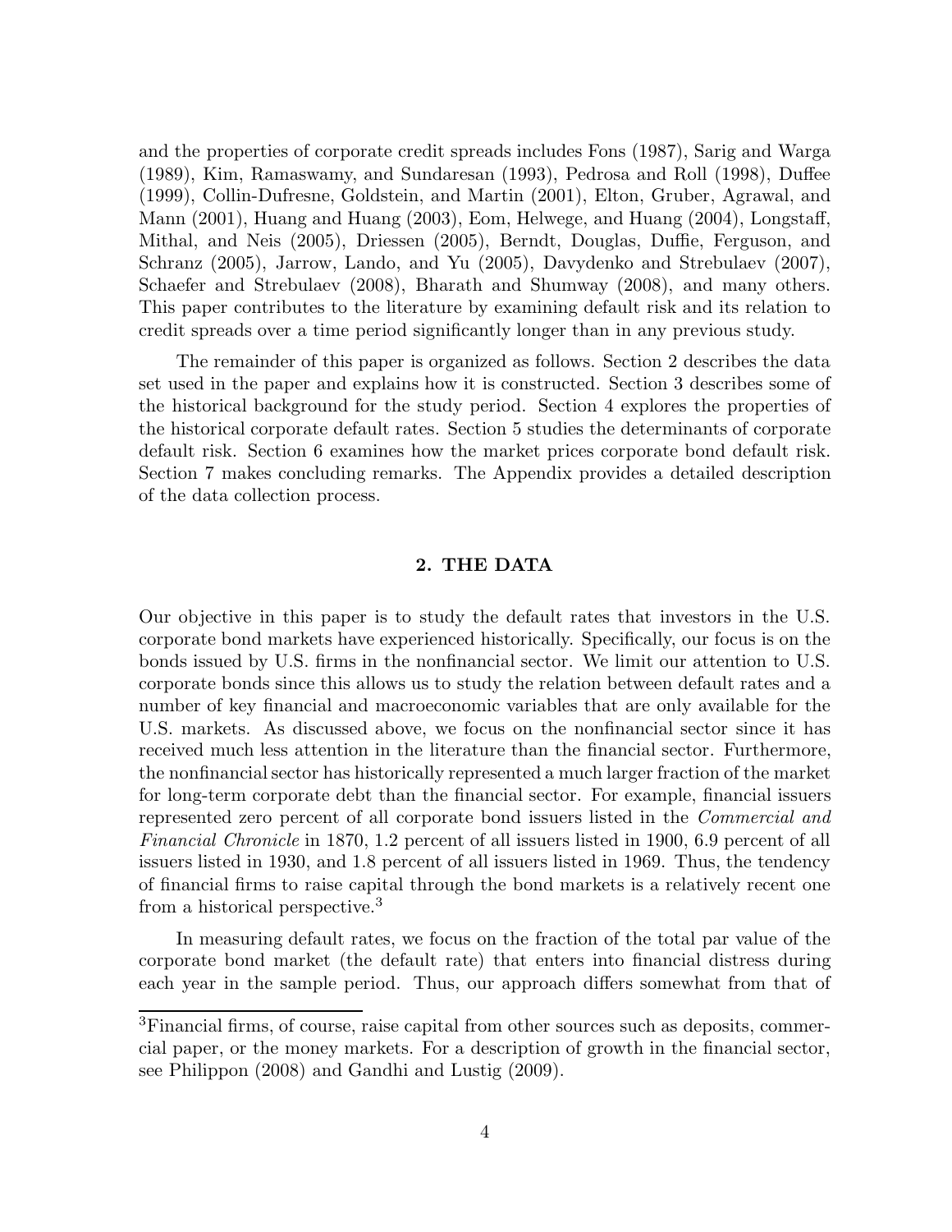and the properties of corporate credit spreads includes Fons (1987), Sarig and Warga (1989), Kim, Ramaswamy, and Sundaresan (1993), Pedrosa and Roll (1998), Duffee (1999), Collin-Dufresne, Goldstein, and Martin (2001), Elton, Gruber, Agrawal, and Mann (2001), Huang and Huang (2003), Eom, Helwege, and Huang (2004), Longstaff, Mithal, and Neis (2005), Driessen (2005), Berndt, Douglas, Duffie, Ferguson, and Schranz (2005), Jarrow, Lando, and Yu (2005), Davydenko and Strebulaev (2007), Schaefer and Strebulaev (2008), Bharath and Shumway (2008), and many others. This paper contributes to the literature by examining default risk and its relation to credit spreads over a time period significantly longer than in any previous study.

The remainder of this paper is organized as follows. Section 2 describes the data set used in the paper and explains how it is constructed. Section 3 describes some of the historical background for the study period. Section 4 explores the properties of the historical corporate default rates. Section 5 studies the determinants of corporate default risk. Section 6 examines how the market prices corporate bond default risk. Section 7 makes concluding remarks. The Appendix provides a detailed description of the data collection process.

## 2. THE DATA

Our objective in this paper is to study the default rates that investors in the U.S. corporate bond markets have experienced historically. Specifically, our focus is on the bonds issued by U.S. firms in the nonfinancial sector. We limit our attention to U.S. corporate bonds since this allows us to study the relation between default rates and a number of key financial and macroeconomic variables that are only available for the U.S. markets. As discussed above, we focus on the nonfinancial sector since it has received much less attention in the literature than the financial sector. Furthermore, the nonfinancial sector has historically represented a much larger fraction of the market for long-term corporate debt than the financial sector. For example, financial issuers represented zero percent of all corporate bond issuers listed in the *Commercial and Financial Chronicle* in 1870, 1.2 percent of all issuers listed in 1900, 6.9 percent of all issuers listed in 1930, and 1.8 percent of all issuers listed in 1969. Thus, the tendency of financial firms to raise capital through the bond markets is a relatively recent one from a historical perspective.[3]

In measuring default rates, we focus on the fraction of the total par value of the corporate bond market (the default rate) that enters into financial distress during each year in the sample period. Thus, our approach differs somewhat from that of

[3]Financial firms, of course, raise capital from other sources such as deposits, commercial paper, or the money markets. For a description of growth in the financial sector, see Philippon (2008) and Gandhi and Lustig (2009).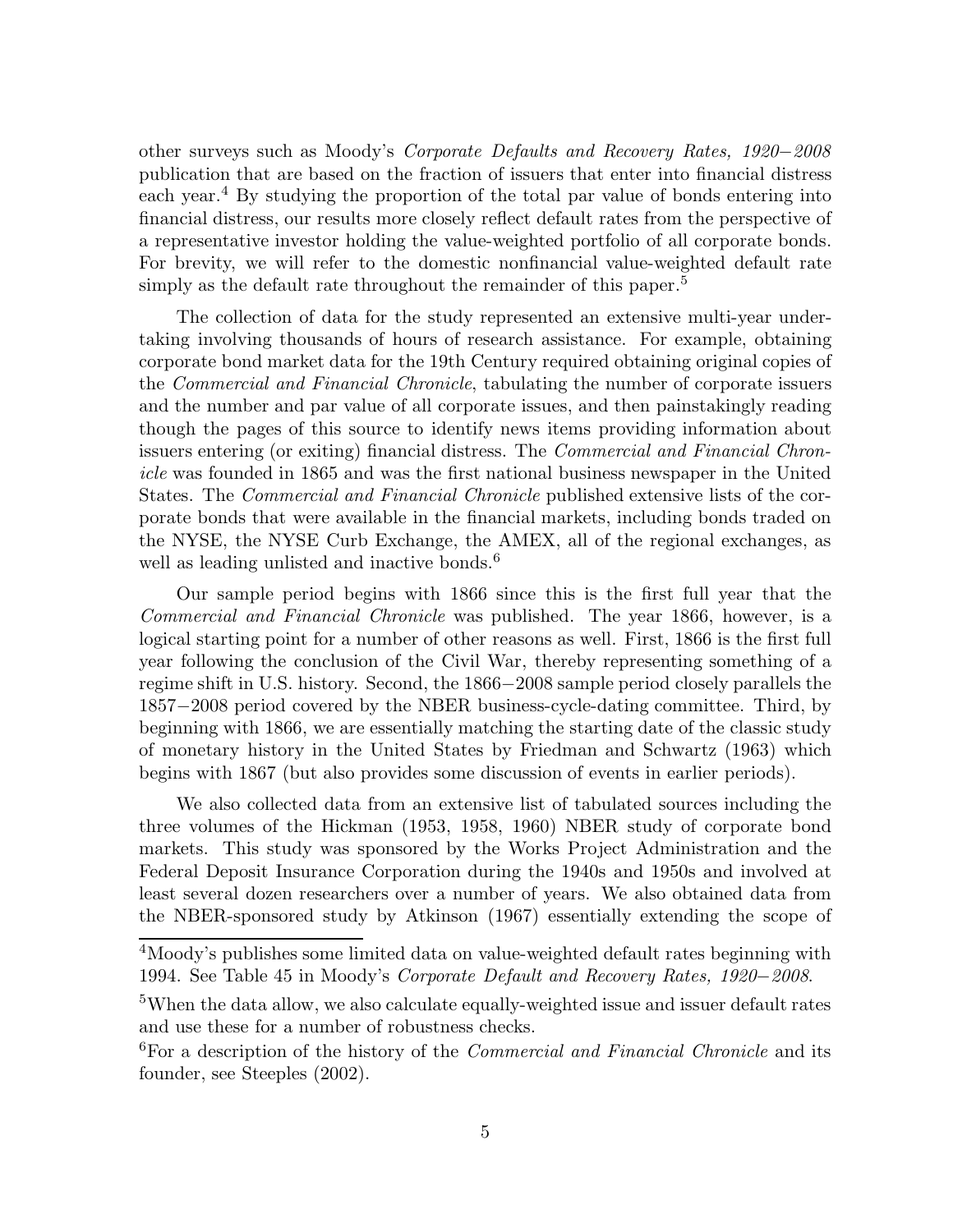other surveys such as Moody's *Corporate Defaults and Recovery Rates, 1920−2008* publication that are based on the fraction of issuers that enter into financial distress each year.[4] By studying the proportion of the total par value of bonds entering into financial distress, our results more closely reflect default rates from the perspective of a representative investor holding the value-weighted portfolio of all corporate bonds. For brevity, we will refer to the domestic nonfinancial value-weighted default rate simply as the default rate throughout the remainder of this paper.[5]

The collection of data for the study represented an extensive multi-year undertaking involving thousands of hours of research assistance. For example, obtaining corporate bond market data for the 19th Century required obtaining original copies of the *Commercial and Financial Chronicle*, tabulating the number of corporate issuers and the number and par value of all corporate issues, and then painstakingly reading though the pages of this source to identify news items providing information about issuers entering (or exiting) financial distress. The *Commercial and Financial Chronicle* was founded in 1865 and was the first national business newspaper in the United States. The *Commercial and Financial Chronicle* published extensive lists of the corporate bonds that were available in the financial markets, including bonds traded on the NYSE, the NYSE Curb Exchange, the AMEX, all of the regional exchanges, as well as leading unlisted and inactive bonds.[6]

Our sample period begins with 1866 since this is the first full year that the *Commercial and Financial Chronicle* was published. The year 1866, however, is a logical starting point for a number of other reasons as well. First, 1866 is the first full year following the conclusion of the Civil War, thereby representing something of a regime shift in U.S. history. Second, the 1866−2008 sample period closely parallels the 1857−2008 period covered by the NBER business-cycle-dating committee. Third, by beginning with 1866, we are essentially matching the starting date of the classic study of monetary history in the United States by Friedman and Schwartz (1963) which begins with 1867 (but also provides some discussion of events in earlier periods).

We also collected data from an extensive list of tabulated sources including the three volumes of the Hickman (1953, 1958, 1960) NBER study of corporate bond markets. This study was sponsored by the Works Project Administration and the Federal Deposit Insurance Corporation during the 1940s and 1950s and involved at least several dozen researchers over a number of years. We also obtained data from the NBER-sponsored study by Atkinson (1967) essentially extending the scope of

[4]Moody's publishes some limited data on value-weighted default rates beginning with 1994. See Table 45 in Moody's *Corporate Default and Recovery Rates, 1920−2008*.

[5]When the data allow, we also calculate equally-weighted issue and issuer default rates and use these for a number of robustness checks.

[6]For a description of the history of the *Commercial and Financial Chronicle* and its founder, see Steeples (2002).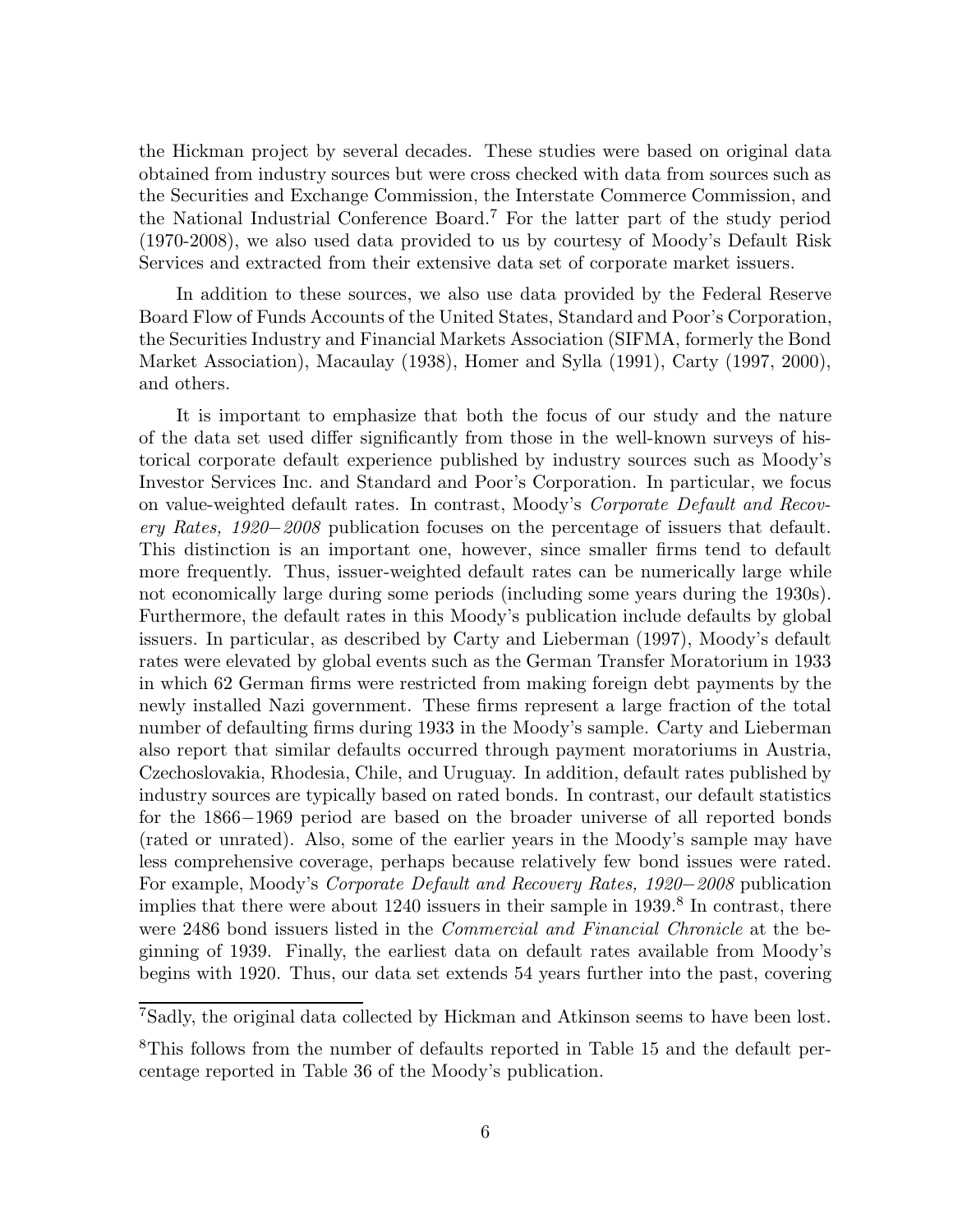the Hickman project by several decades. These studies were based on original data obtained from industry sources but were cross checked with data from sources such as the Securities and Exchange Commission, the Interstate Commerce Commission, and the National Industrial Conference Board.[7] For the latter part of the study period (1970-2008), we also used data provided to us by courtesy of Moody's Default Risk Services and extracted from their extensive data set of corporate market issuers.

In addition to these sources, we also use data provided by the Federal Reserve Board Flow of Funds Accounts of the United States, Standard and Poor's Corporation, the Securities Industry and Financial Markets Association (SIFMA, formerly the Bond Market Association), Macaulay (1938), Homer and Sylla (1991), Carty (1997, 2000), and others.

It is important to emphasize that both the focus of our study and the nature of the data set used differ significantly from those in the well-known surveys of historical corporate default experience published by industry sources such as Moody's Investor Services Inc. and Standard and Poor's Corporation. In particular, we focus on value-weighted default rates. In contrast, Moody's *Corporate Default and Recovery Rates, 1920−2008* publication focuses on the percentage of issuers that default. This distinction is an important one, however, since smaller firms tend to default more frequently. Thus, issuer-weighted default rates can be numerically large while not economically large during some periods (including some years during the 1930s). Furthermore, the default rates in this Moody's publication include defaults by global issuers. In particular, as described by Carty and Lieberman (1997), Moody's default rates were elevated by global events such as the German Transfer Moratorium in 1933 in which 62 German firms were restricted from making foreign debt payments by the newly installed Nazi government. These firms represent a large fraction of the total number of defaulting firms during 1933 in the Moody's sample. Carty and Lieberman also report that similar defaults occurred through payment moratoriums in Austria, Czechoslovakia, Rhodesia, Chile, and Uruguay. In addition, default rates published by industry sources are typically based on rated bonds. In contrast, our default statistics for the 1866−1969 period are based on the broader universe of all reported bonds (rated or unrated). Also, some of the earlier years in the Moody's sample may have less comprehensive coverage, perhaps because relatively few bond issues were rated. For example, Moody's *Corporate Default and Recovery Rates, 1920−2008* publication implies that there were about 1240 issuers in their sample in 1939.[8] In contrast, there were 2486 bond issuers listed in the *Commercial and Financial Chronicle* at the beginning of 1939. Finally, the earliest data on default rates available from Moody's begins with 1920. Thus, our data set extends 54 years further into the past, covering

[7] Sadly, the original data collected by Hickman and Atkinson seems to have been lost.

[8] This follows from the number of defaults reported in Table 15 and the default percentage reported in Table 36 of the Moody's publication.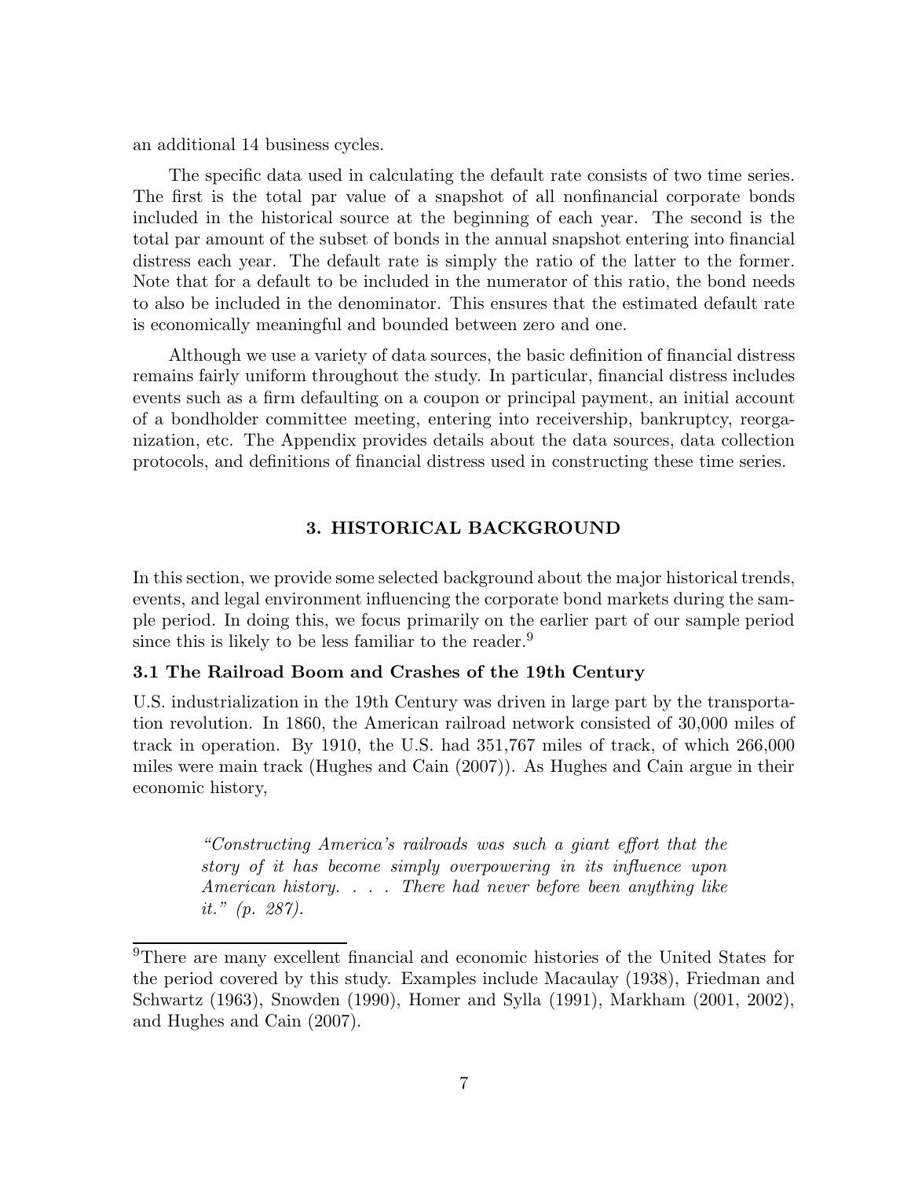an additional 14 business cycles.

The specific data used in calculating the default rate consists of two time series. The first is the total par value of a snapshot of all nonfinancial corporate bonds included in the historical source at the beginning of each year. The second is the total par amount of the subset of bonds in the annual snapshot entering into financial distress each year. The default rate is simply the ratio of the latter to the former. Note that for a default to be included in the numerator of this ratio, the bond needs to also be included in the denominator. This ensures that the estimated default rate is economically meaningful and bounded between zero and one.

Although we use a variety of data sources, the basic definition of financial distress remains fairly uniform throughout the study. In particular, financial distress includes events such as a firm defaulting on a coupon or principal payment, an initial account of a bondholder committee meeting, entering into receivership, bankruptcy, reorganization, etc. The Appendix provides details about the data sources, data collection protocols, and definitions of financial distress used in constructing these time series.

## 3. HISTORICAL BACKGROUND

In this section, we provide some selected background about the major historical trends, events, and legal environment influencing the corporate bond markets during the sample period. In doing this, we focus primarily on the earlier part of our sample period since this is likely to be less familiar to the reader.[9]

### 3.1 The Railroad Boom and Crashes of the 19th Century

U.S. industrialization in the 19th Century was driven in large part by the transportation revolution. In 1860, the American railroad network consisted of 30,000 miles of track in operation. By 1910, the U.S. had 351,767 miles of track, of which 266,000 miles were main track (Hughes and Cain (2007)). As Hughes and Cain argue in their economic history,

> *"Constructing America's railroads was such a giant effort that the story of it has become simply overpowering in its influence upon American history. . . . There had never before been anything like it." (p. 287).*

[9]There are many excellent financial and economic histories of the United States for the period covered by this study. Examples include Macaulay (1938), Friedman and Schwartz (1963), Snowden (1990), Homer and Sylla (1991), Markham (2001, 2002), and Hughes and Cain (2007).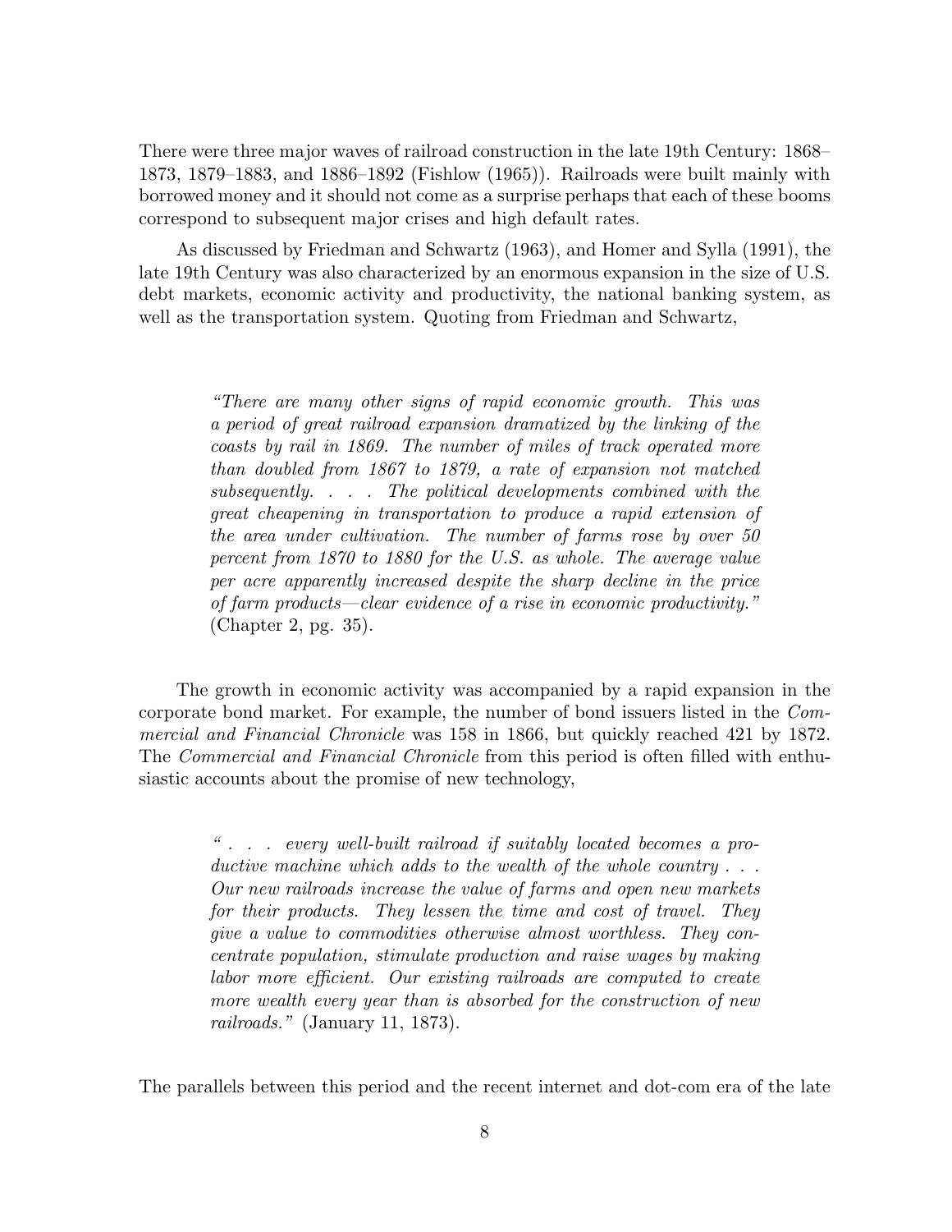There were three major waves of railroad construction in the late 19th Century: 1868–1873, 1879–1883, and 1886–1892 (Fishlow (1965)). Railroads were built mainly with borrowed money and it should not come as a surprise perhaps that each of these booms correspond to subsequent major crises and high default rates.

As discussed by Friedman and Schwartz (1963), and Homer and Sylla (1991), the late 19th Century was also characterized by an enormous expansion in the size of U.S. debt markets, economic activity and productivity, the national banking system, as well as the transportation system. Quoting from Friedman and Schwartz,

> *"There are many other signs of rapid economic growth. This was a period of great railroad expansion dramatized by the linking of the coasts by rail in 1869. The number of miles of track operated more than doubled from 1867 to 1879, a rate of expansion not matched subsequently. . . . The political developments combined with the great cheapening in transportation to produce a rapid extension of the area under cultivation. The number of farms rose by over 50 percent from 1870 to 1880 for the U.S. as whole. The average value per acre apparently increased despite the sharp decline in the price of farm products—clear evidence of a rise in economic productivity."* (Chapter 2, pg. 35).

The growth in economic activity was accompanied by a rapid expansion in the corporate bond market. For example, the number of bond issuers listed in the *Commercial and Financial Chronicle* was 158 in 1866, but quickly reached 421 by 1872. The *Commercial and Financial Chronicle* from this period is often filled with enthusiastic accounts about the promise of new technology,

> *" . . . every well-built railroad if suitably located becomes a productive machine which adds to the wealth of the whole country . . . Our new railroads increase the value of farms and open new markets for their products. They lessen the time and cost of travel. They give a value to commodities otherwise almost worthless. They concentrate population, stimulate production and raise wages by making labor more efficient. Our existing railroads are computed to create more wealth every year than is absorbed for the construction of new railroads."* (January 11, 1873).

The parallels between this period and the recent internet and dot-com era of the late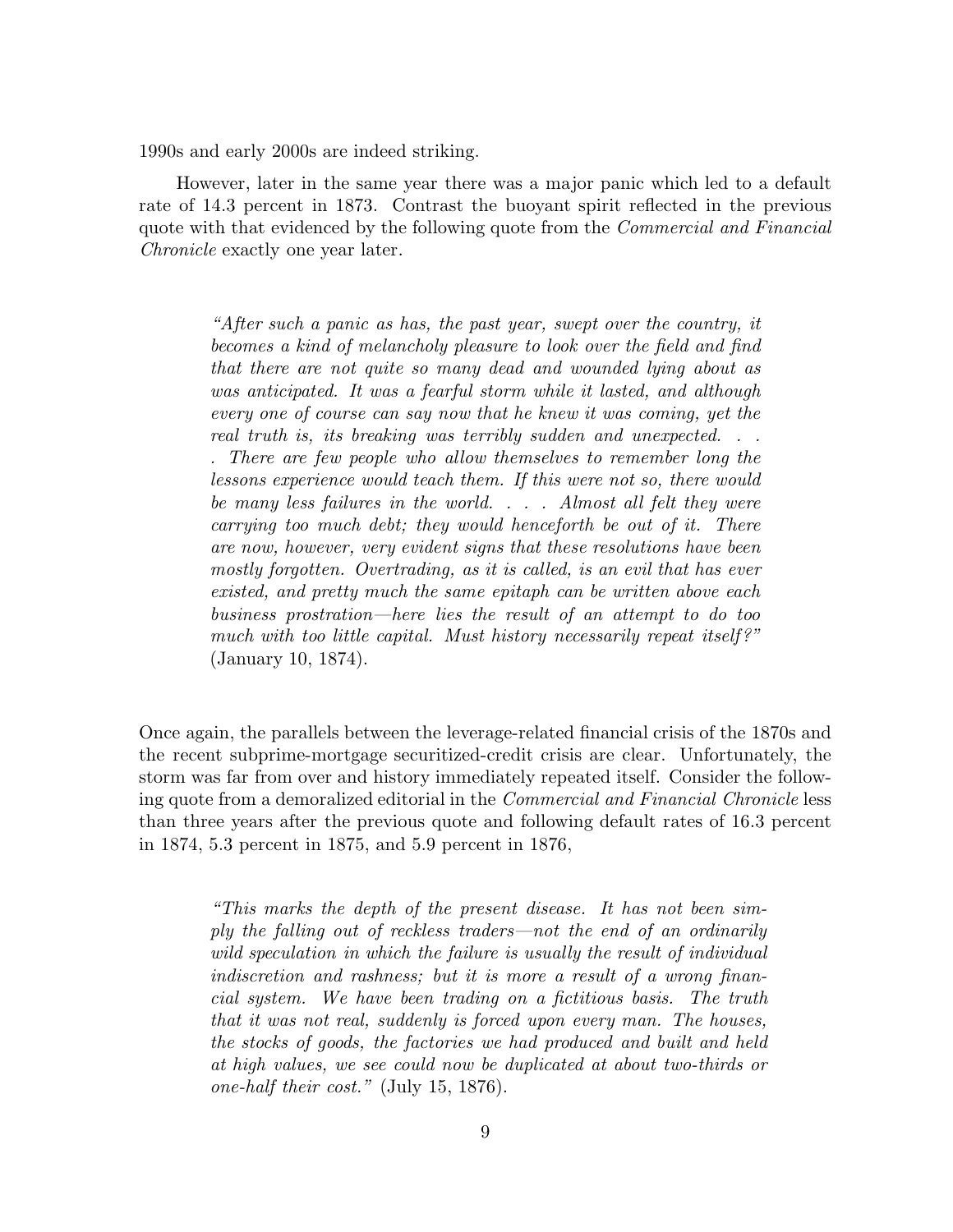1990s and early 2000s are indeed striking.

However, later in the same year there was a major panic which led to a default rate of 14.3 percent in 1873. Contrast the buoyant spirit reflected in the previous quote with that evidenced by the following quote from the *Commercial and Financial Chronicle* exactly one year later.

> *"After such a panic as has, the past year, swept over the country, it becomes a kind of melancholy pleasure to look over the field and find that there are not quite so many dead and wounded lying about as was anticipated. It was a fearful storm while it lasted, and although every one of course can say now that he knew it was coming, yet the real truth is, its breaking was terribly sudden and unexpected. . . . There are few people who allow themselves to remember long the lessons experience would teach them. If this were not so, there would be many less failures in the world. . . . Almost all felt they were carrying too much debt; they would henceforth be out of it. There are now, however, very evident signs that these resolutions have been mostly forgotten. Overtrading, as it is called, is an evil that has ever existed, and pretty much the same epitaph can be written above each business prostration—here lies the result of an attempt to do too much with too little capital. Must history necessarily repeat itself?"* (January 10, 1874).

Once again, the parallels between the leverage-related financial crisis of the 1870s and the recent subprime-mortgage securitized-credit crisis are clear. Unfortunately, the storm was far from over and history immediately repeated itself. Consider the following quote from a demoralized editorial in the *Commercial and Financial Chronicle* less than three years after the previous quote and following default rates of 16.3 percent in 1874, 5.3 percent in 1875, and 5.9 percent in 1876,

> *"This marks the depth of the present disease. It has not been simply the falling out of reckless traders—not the end of an ordinarily wild speculation in which the failure is usually the result of individual indiscretion and rashness; but it is more a result of a wrong financial system. We have been trading on a fictitious basis. The truth that it was not real, suddenly is forced upon every man. The houses, the stocks of goods, the factories we had produced and built and held at high values, we see could now be duplicated at about two-thirds or one-half their cost."* (July 15, 1876).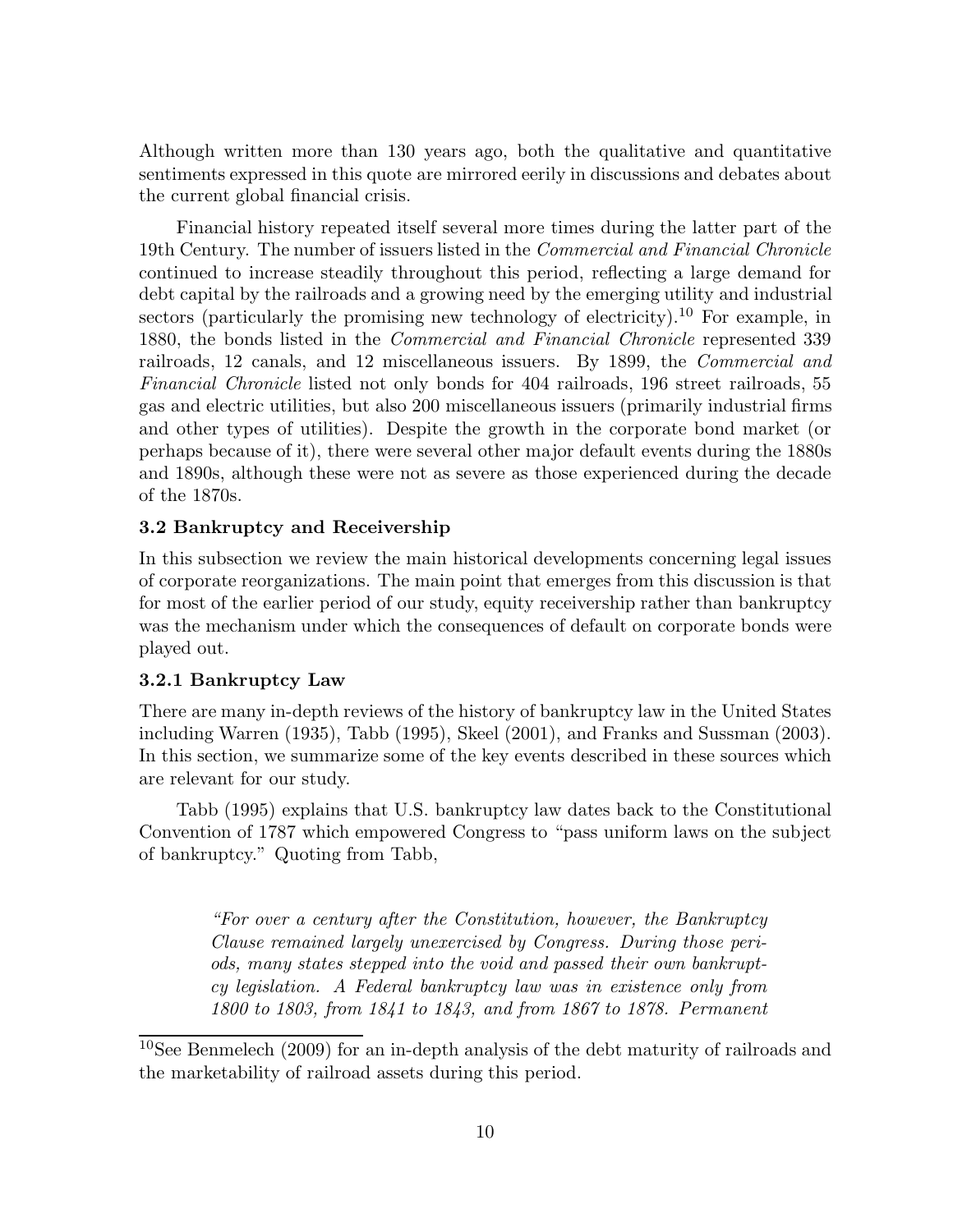Although written more than 130 years ago, both the qualitative and quantitative sentiments expressed in this quote are mirrored eerily in discussions and debates about the current global financial crisis.

Financial history repeated itself several more times during the latter part of the 19th Century. The number of issuers listed in the *Commercial and Financial Chronicle* continued to increase steadily throughout this period, reflecting a large demand for debt capital by the railroads and a growing need by the emerging utility and industrial sectors (particularly the promising new technology of electricity).[10] For example, in 1880, the bonds listed in the *Commercial and Financial Chronicle* represented 339 railroads, 12 canals, and 12 miscellaneous issuers. By 1899, the *Commercial and Financial Chronicle* listed not only bonds for 404 railroads, 196 street railroads, 55 gas and electric utilities, but also 200 miscellaneous issuers (primarily industrial firms and other types of utilities). Despite the growth in the corporate bond market (or perhaps because of it), there were several other major default events during the 1880s and 1890s, although these were not as severe as those experienced during the decade of the 1870s.

### 3.2 Bankruptcy and Receivership

In this subsection we review the main historical developments concerning legal issues of corporate reorganizations. The main point that emerges from this discussion is that for most of the earlier period of our study, equity receivership rather than bankruptcy was the mechanism under which the consequences of default on corporate bonds were played out.

#### 3.2.1 Bankruptcy Law

There are many in-depth reviews of the history of bankruptcy law in the United States including Warren (1935), Tabb (1995), Skeel (2001), and Franks and Sussman (2003). In this section, we summarize some of the key events described in these sources which are relevant for our study.

Tabb (1995) explains that U.S. bankruptcy law dates back to the Constitutional Convention of 1787 which empowered Congress to "pass uniform laws on the subject of bankruptcy." Quoting from Tabb,

> *"For over a century after the Constitution, however, the Bankruptcy Clause remained largely unexercised by Congress. During those periods, many states stepped into the void and passed their own bankruptcy legislation. A Federal bankruptcy law was in existence only from 1800 to 1803, from 1841 to 1843, and from 1867 to 1878. Permanent*

[10] See Benmelech (2009) for an in-depth analysis of the debt maturity of railroads and the marketability of railroad assets during this period.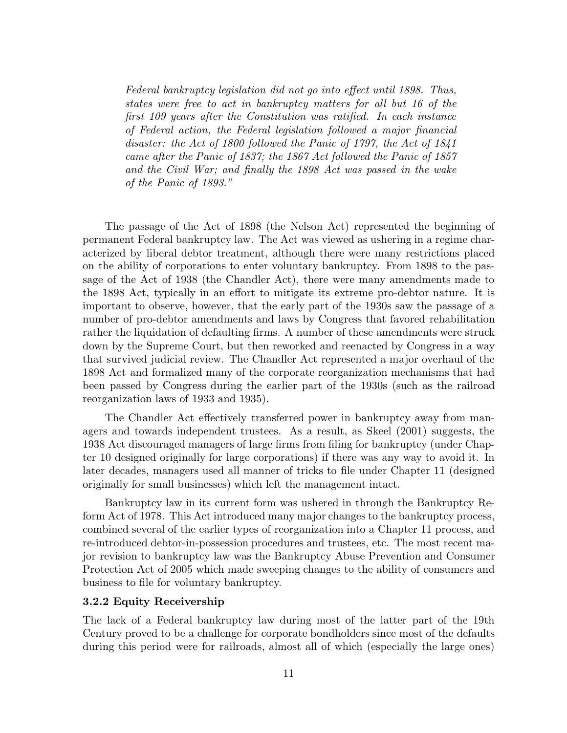> *Federal bankruptcy legislation did not go into effect until 1898. Thus, states were free to act in bankruptcy matters for all but 16 of the first 109 years after the Constitution was ratified. In each instance of Federal action, the Federal legislation followed a major financial disaster: the Act of 1800 followed the Panic of 1797, the Act of 1841 came after the Panic of 1837; the 1867 Act followed the Panic of 1857 and the Civil War; and finally the 1898 Act was passed in the wake of the Panic of 1893."*

The passage of the Act of 1898 (the Nelson Act) represented the beginning of permanent Federal bankruptcy law. The Act was viewed as ushering in a regime characterized by liberal debtor treatment, although there were many restrictions placed on the ability of corporations to enter voluntary bankruptcy. From 1898 to the passage of the Act of 1938 (the Chandler Act), there were many amendments made to the 1898 Act, typically in an effort to mitigate its extreme pro-debtor nature. It is important to observe, however, that the early part of the 1930s saw the passage of a number of pro-debtor amendments and laws by Congress that favored rehabilitation rather the liquidation of defaulting firms. A number of these amendments were struck down by the Supreme Court, but then reworked and reenacted by Congress in a way that survived judicial review. The Chandler Act represented a major overhaul of the 1898 Act and formalized many of the corporate reorganization mechanisms that had been passed by Congress during the earlier part of the 1930s (such as the railroad reorganization laws of 1933 and 1935).

The Chandler Act effectively transferred power in bankruptcy away from managers and towards independent trustees. As a result, as Skeel (2001) suggests, the 1938 Act discouraged managers of large firms from filing for bankruptcy (under Chapter 10 designed originally for large corporations) if there was any way to avoid it. In later decades, managers used all manner of tricks to file under Chapter 11 (designed originally for small businesses) which left the management intact.

Bankruptcy law in its current form was ushered in through the Bankruptcy Reform Act of 1978. This Act introduced many major changes to the bankruptcy process, combined several of the earlier types of reorganization into a Chapter 11 process, and re-introduced debtor-in-possession procedures and trustees, etc. The most recent major revision to bankruptcy law was the Bankruptcy Abuse Prevention and Consumer Protection Act of 2005 which made sweeping changes to the ability of consumers and business to file for voluntary bankruptcy.

### 3.2.2 Equity Receivership

The lack of a Federal bankruptcy law during most of the latter part of the 19th Century proved to be a challenge for corporate bondholders since most of the defaults during this period were for railroads, almost all of which (especially the large ones)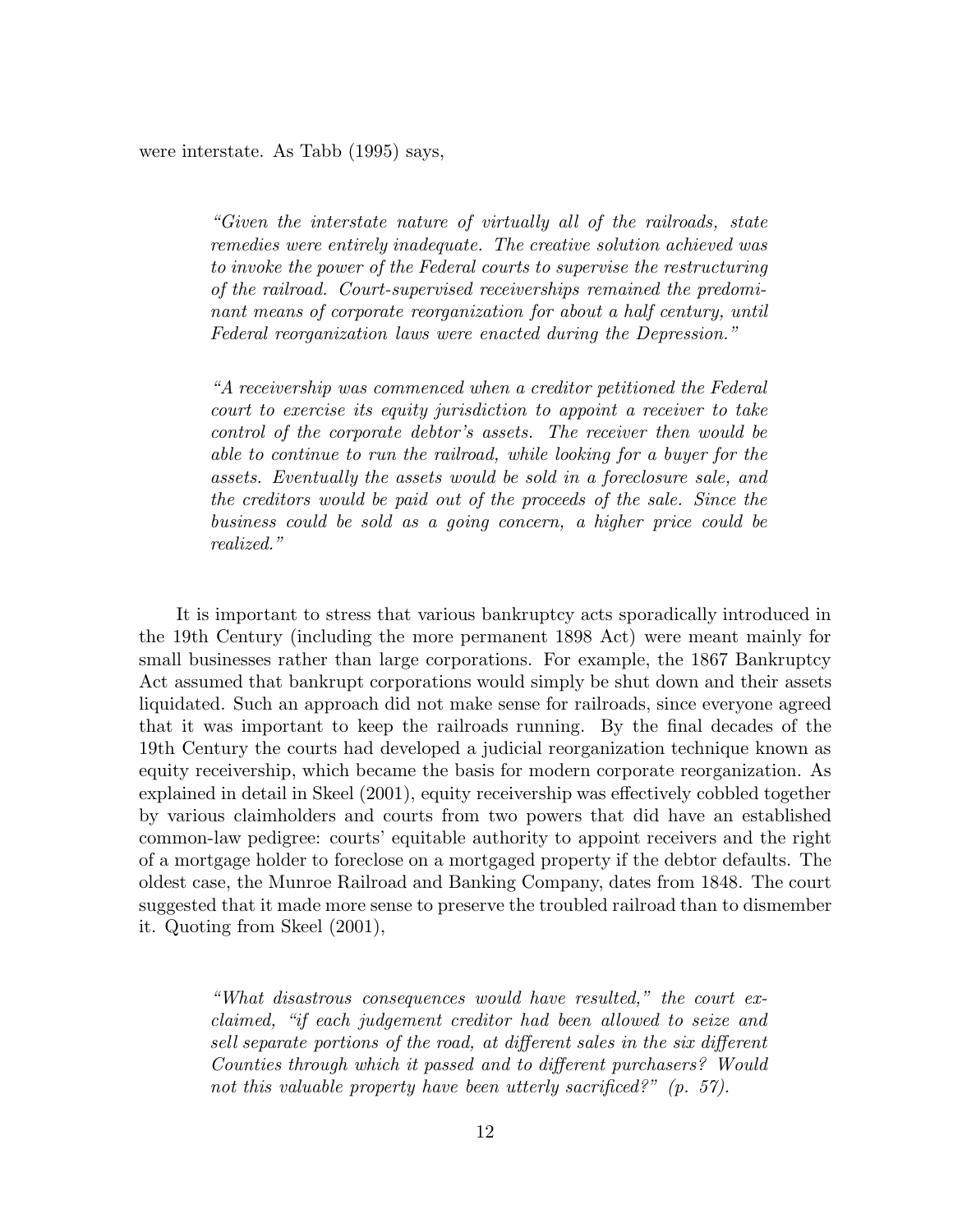were interstate. As Tabb (1995) says,

> *"Given the interstate nature of virtually all of the railroads, state remedies were entirely inadequate. The creative solution achieved was to invoke the power of the Federal courts to supervise the restructuring of the railroad. Court-supervised receiverships remained the predominant means of corporate reorganization for about a half century, until Federal reorganization laws were enacted during the Depression."*

> *"A receivership was commenced when a creditor petitioned the Federal court to exercise its equity jurisdiction to appoint a receiver to take control of the corporate debtor's assets. The receiver then would be able to continue to run the railroad, while looking for a buyer for the assets. Eventually the assets would be sold in a foreclosure sale, and the creditors would be paid out of the proceeds of the sale. Since the business could be sold as a going concern, a higher price could be realized."*

It is important to stress that various bankruptcy acts sporadically introduced in the 19th Century (including the more permanent 1898 Act) were meant mainly for small businesses rather than large corporations. For example, the 1867 Bankruptcy Act assumed that bankrupt corporations would simply be shut down and their assets liquidated. Such an approach did not make sense for railroads, since everyone agreed that it was important to keep the railroads running. By the final decades of the 19th Century the courts had developed a judicial reorganization technique known as equity receivership, which became the basis for modern corporate reorganization. As explained in detail in Skeel (2001), equity receivership was effectively cobbled together by various claimholders and courts from two powers that did have an established common-law pedigree: courts' equitable authority to appoint receivers and the right of a mortgage holder to foreclose on a mortgaged property if the debtor defaults. The oldest case, the Munroe Railroad and Banking Company, dates from 1848. The court suggested that it made more sense to preserve the troubled railroad than to dismember it. Quoting from Skeel (2001),

> *"What disastrous consequences would have resulted," the court exclaimed, "if each judgement creditor had been allowed to seize and sell separate portions of the road, at different sales in the six different Counties through which it passed and to different purchasers? Would not this valuable property have been utterly sacrificed?" (p. 57).*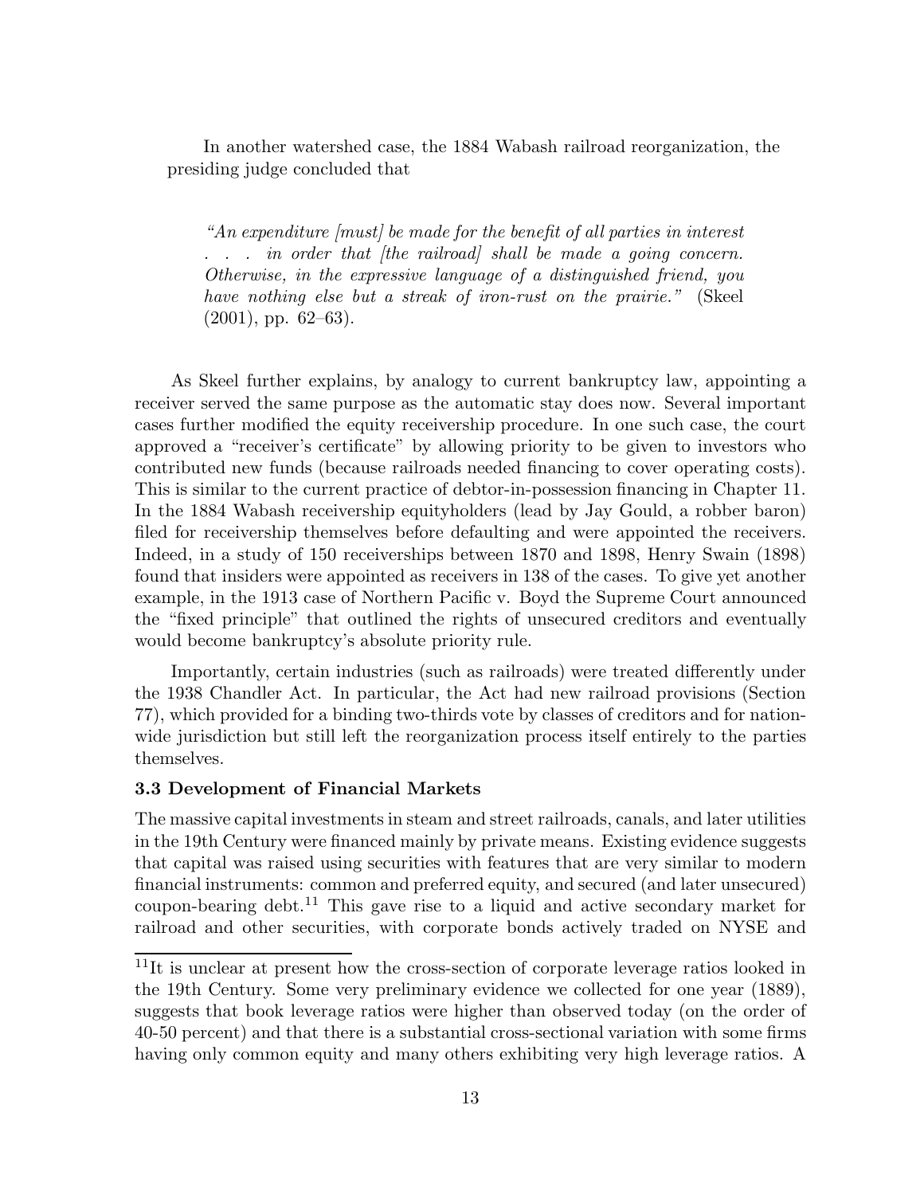In another watershed case, the 1884 Wabash railroad reorganization, the presiding judge concluded that

> *"An expenditure [must] be made for the benefit of all parties in interest . . . in order that [the railroad] shall be made a going concern. Otherwise, in the expressive language of a distinguished friend, you have nothing else but a streak of iron-rust on the prairie."* (Skeel (2001), pp. 62–63).

As Skeel further explains, by analogy to current bankruptcy law, appointing a receiver served the same purpose as the automatic stay does now. Several important cases further modified the equity receivership procedure. In one such case, the court approved a "receiver's certificate" by allowing priority to be given to investors who contributed new funds (because railroads needed financing to cover operating costs). This is similar to the current practice of debtor-in-possession financing in Chapter 11. In the 1884 Wabash receivership equityholders (lead by Jay Gould, a robber baron) filed for receivership themselves before defaulting and were appointed the receivers. Indeed, in a study of 150 receiverships between 1870 and 1898, Henry Swain (1898) found that insiders were appointed as receivers in 138 of the cases. To give yet another example, in the 1913 case of Northern Pacific v. Boyd the Supreme Court announced the "fixed principle" that outlined the rights of unsecured creditors and eventually would become bankruptcy's absolute priority rule.

Importantly, certain industries (such as railroads) were treated differently under the 1938 Chandler Act. In particular, the Act had new railroad provisions (Section 77), which provided for a binding two-thirds vote by classes of creditors and for nation-wide jurisdiction but still left the reorganization process itself entirely to the parties themselves.

**3.3 Development of Financial Markets**

The massive capital investments in steam and street railroads, canals, and later utilities in the 19th Century were financed mainly by private means. Existing evidence suggests that capital was raised using securities with features that are very similar to modern financial instruments: common and preferred equity, and secured (and later unsecured) coupon-bearing debt.[11] This gave rise to a liquid and active secondary market for railroad and other securities, with corporate bonds actively traded on NYSE and

[11] It is unclear at present how the cross-section of corporate leverage ratios looked in the 19th Century. Some very preliminary evidence we collected for one year (1889), suggests that book leverage ratios were higher than observed today (on the order of 40-50 percent) and that there is a substantial cross-sectional variation with some firms having only common equity and many others exhibiting very high leverage ratios. A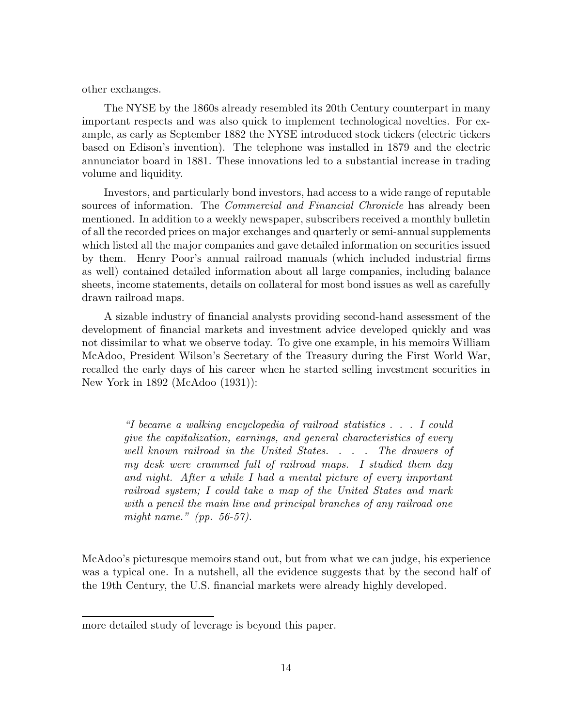other exchanges.

The NYSE by the 1860s already resembled its 20th Century counterpart in many important respects and was also quick to implement technological novelties. For example, as early as September 1882 the NYSE introduced stock tickers (electric tickers based on Edison's invention). The telephone was installed in 1879 and the electric annunciator board in 1881. These innovations led to a substantial increase in trading volume and liquidity.

Investors, and particularly bond investors, had access to a wide range of reputable sources of information. The *Commercial and Financial Chronicle* has already been mentioned. In addition to a weekly newspaper, subscribers received a monthly bulletin of all the recorded prices on major exchanges and quarterly or semi-annual supplements which listed all the major companies and gave detailed information on securities issued by them. Henry Poor's annual railroad manuals (which included industrial firms as well) contained detailed information about all large companies, including balance sheets, income statements, details on collateral for most bond issues as well as carefully drawn railroad maps.

A sizable industry of financial analysts providing second-hand assessment of the development of financial markets and investment advice developed quickly and was not dissimilar to what we observe today. To give one example, in his memoirs William McAdoo, President Wilson's Secretary of the Treasury during the First World War, recalled the early days of his career when he started selling investment securities in New York in 1892 (McAdoo (1931)):

> *"I became a walking encyclopedia of railroad statistics . . . I could give the capitalization, earnings, and general characteristics of every well known railroad in the United States. . . . The drawers of my desk were crammed full of railroad maps. I studied them day and night. After a while I had a mental picture of every important railroad system; I could take a map of the United States and mark with a pencil the main line and principal branches of any railroad one might name." (pp. 56-57).*

McAdoo's picturesque memoirs stand out, but from what we can judge, his experience was a typical one. In a nutshell, all the evidence suggests that by the second half of the 19th Century, the U.S. financial markets were already highly developed.

---

more detailed study of leverage is beyond this paper.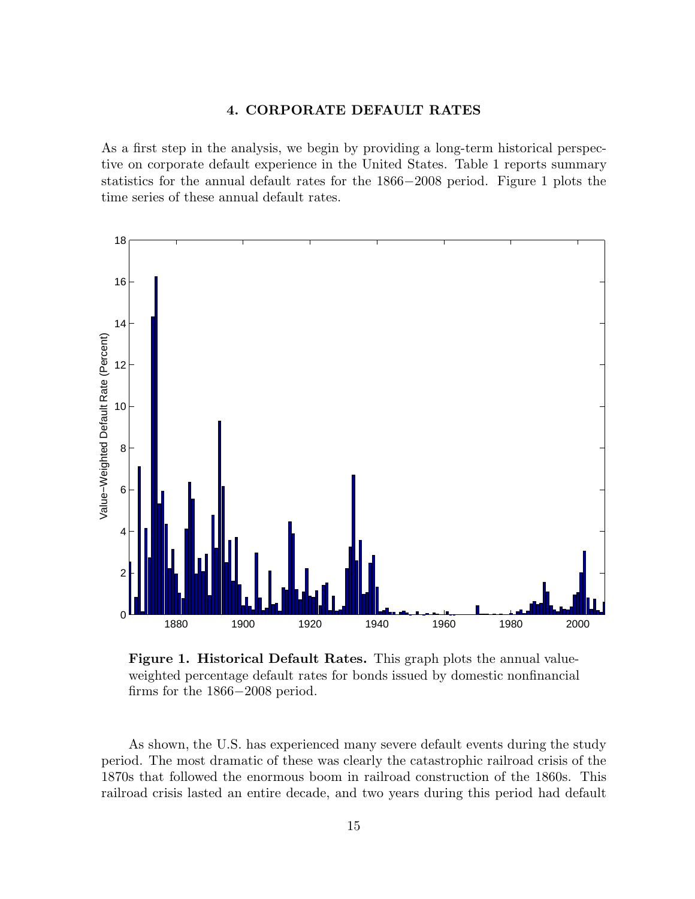## 4. CORPORATE DEFAULT RATES

As a first step in the analysis, we begin by providing a long-term historical perspective on corporate default experience in the United States. Table 1 reports summary statistics for the annual default rates for the 1866−2008 period. Figure 1 plots the time series of these annual default rates.

**Figure 1. Historical Default Rates.** This graph plots the annual value-weighted percentage default rates for bonds issued by domestic nonfinancial firms for the 1866−2008 period.

As shown, the U.S. has experienced many severe default events during the study period. The most dramatic of these was clearly the catastrophic railroad crisis of the 1870s that followed the enormous boom in railroad construction of the 1860s. This railroad crisis lasted an entire decade, and two years during this period had default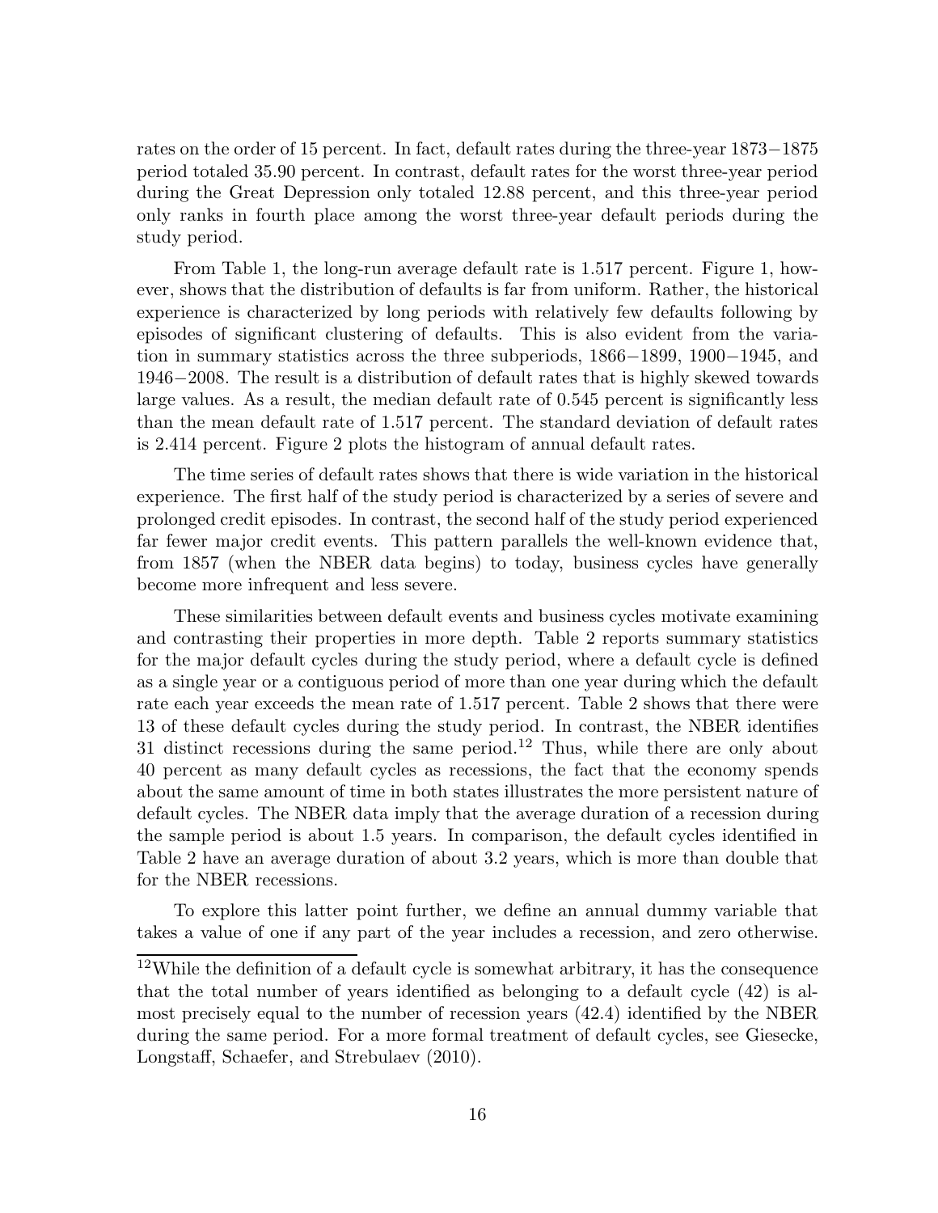rates on the order of 15 percent. In fact, default rates during the three-year 1873−1875 period totaled 35.90 percent. In contrast, default rates for the worst three-year period during the Great Depression only totaled 12.88 percent, and this three-year period only ranks in fourth place among the worst three-year default periods during the study period.

From Table 1, the long-run average default rate is 1.517 percent. Figure 1, however, shows that the distribution of defaults is far from uniform. Rather, the historical experience is characterized by long periods with relatively few defaults following by episodes of significant clustering of defaults. This is also evident from the variation in summary statistics across the three subperiods, 1866−1899, 1900−1945, and 1946−2008. The result is a distribution of default rates that is highly skewed towards large values. As a result, the median default rate of 0.545 percent is significantly less than the mean default rate of 1.517 percent. The standard deviation of default rates is 2.414 percent. Figure 2 plots the histogram of annual default rates.

The time series of default rates shows that there is wide variation in the historical experience. The first half of the study period is characterized by a series of severe and prolonged credit episodes. In contrast, the second half of the study period experienced far fewer major credit events. This pattern parallels the well-known evidence that, from 1857 (when the NBER data begins) to today, business cycles have generally become more infrequent and less severe.

These similarities between default events and business cycles motivate examining and contrasting their properties in more depth. Table 2 reports summary statistics for the major default cycles during the study period, where a default cycle is defined as a single year or a contiguous period of more than one year during which the default rate each year exceeds the mean rate of 1.517 percent. Table 2 shows that there were 13 of these default cycles during the study period. In contrast, the NBER identifies 31 distinct recessions during the same period.[12] Thus, while there are only about 40 percent as many default cycles as recessions, the fact that the economy spends about the same amount of time in both states illustrates the more persistent nature of default cycles. The NBER data imply that the average duration of a recession during the sample period is about 1.5 years. In comparison, the default cycles identified in Table 2 have an average duration of about 3.2 years, which is more than double that for the NBER recessions.

To explore this latter point further, we define an annual dummy variable that takes a value of one if any part of the year includes a recession, and zero otherwise.

[12]While the definition of a default cycle is somewhat arbitrary, it has the consequence that the total number of years identified as belonging to a default cycle (42) is almost precisely equal to the number of recession years (42.4) identified by the NBER during the same period. For a more formal treatment of default cycles, see Giesecke, Longstaff, Schaefer, and Strebulaev (2010).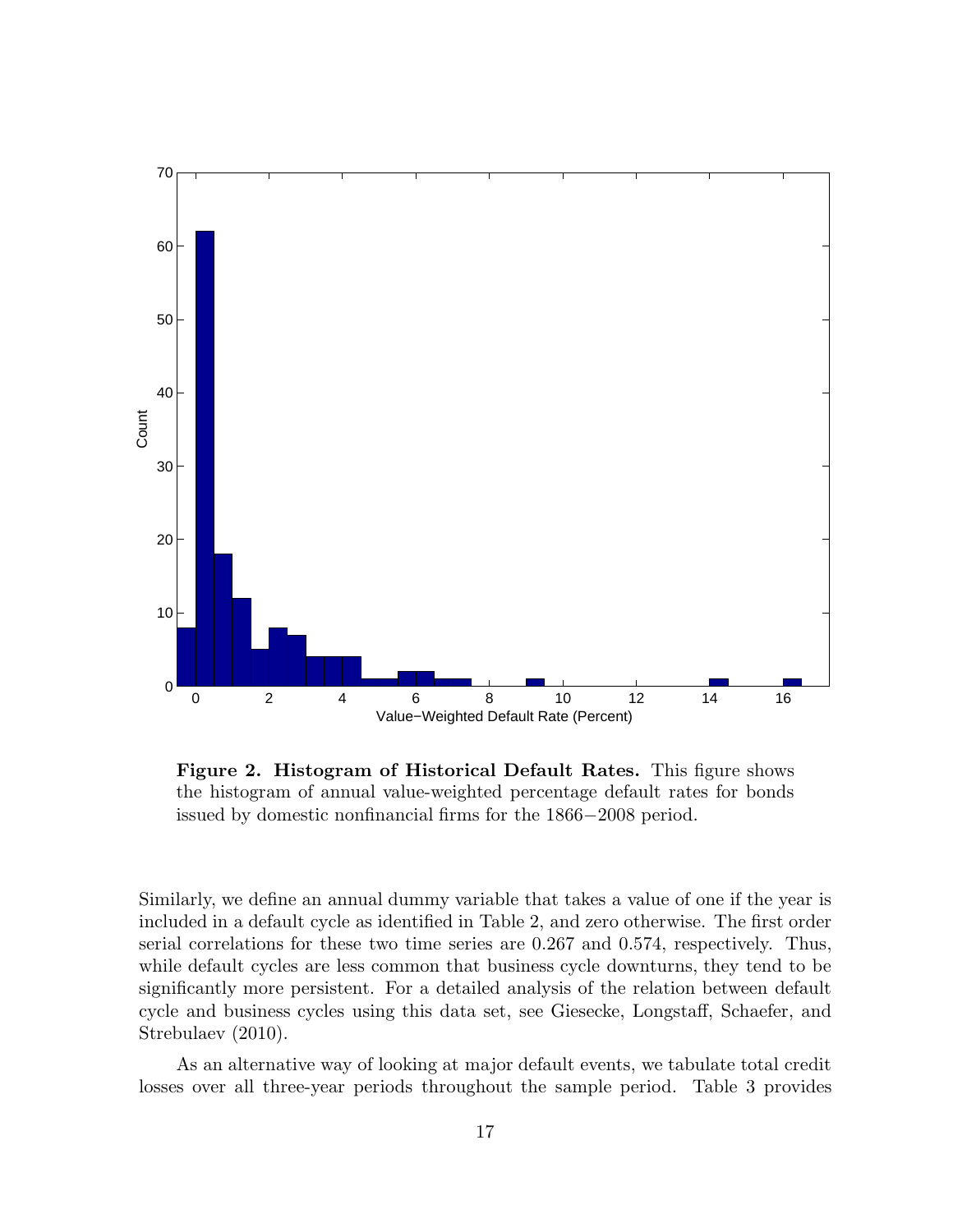**Figure 2. Histogram of Historical Default Rates.** This figure shows the histogram of annual value-weighted percentage default rates for bonds issued by domestic nonfinancial firms for the 1866−2008 period.

Similarly, we define an annual dummy variable that takes a value of one if the year is included in a default cycle as identified in Table 2, and zero otherwise. The first order serial correlations for these two time series are 0.267 and 0.574, respectively. Thus, while default cycles are less common that business cycle downturns, they tend to be significantly more persistent. For a detailed analysis of the relation between default cycle and business cycles using this data set, see Giesecke, Longstaff, Schaefer, and Strebulaev (2010).

As an alternative way of looking at major default events, we tabulate total credit losses over all three-year periods throughout the sample period. Table 3 provides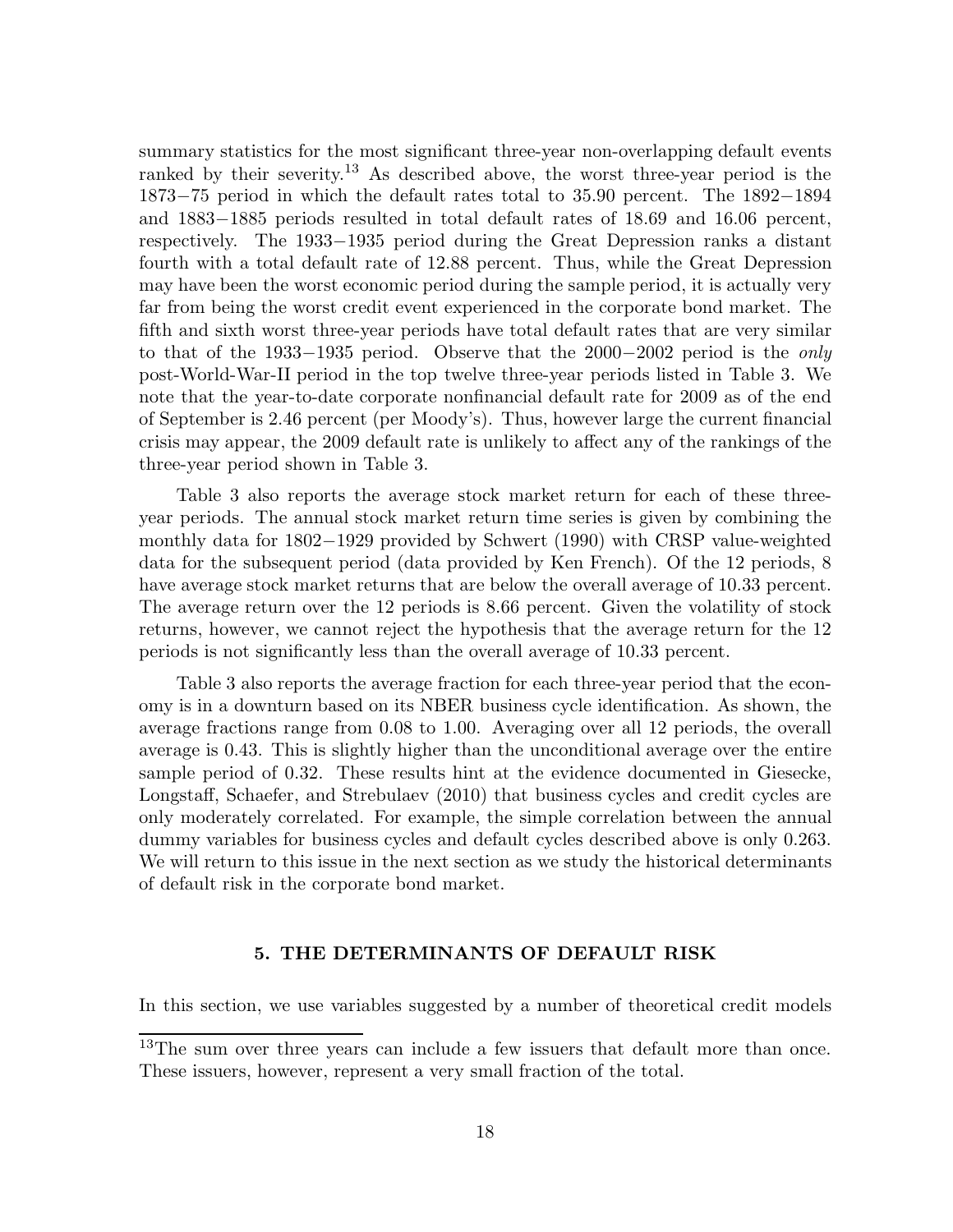summary statistics for the most significant three-year non-overlapping default events ranked by their severity.[13] As described above, the worst three-year period is the 1873−75 period in which the default rates total to 35.90 percent. The 1892−1894 and 1883−1885 periods resulted in total default rates of 18.69 and 16.06 percent, respectively. The 1933−1935 period during the Great Depression ranks a distant fourth with a total default rate of 12.88 percent. Thus, while the Great Depression may have been the worst economic period during the sample period, it is actually very far from being the worst credit event experienced in the corporate bond market. The fifth and sixth worst three-year periods have total default rates that are very similar to that of the 1933−1935 period. Observe that the 2000−2002 period is the *only* post-World-War-II period in the top twelve three-year periods listed in Table 3. We note that the year-to-date corporate nonfinancial default rate for 2009 as of the end of September is 2.46 percent (per Moody's). Thus, however large the current financial crisis may appear, the 2009 default rate is unlikely to affect any of the rankings of the three-year period shown in Table 3.

Table 3 also reports the average stock market return for each of these three-year periods. The annual stock market return time series is given by combining the monthly data for 1802−1929 provided by Schwert (1990) with CRSP value-weighted data for the subsequent period (data provided by Ken French). Of the 12 periods, 8 have average stock market returns that are below the overall average of 10.33 percent. The average return over the 12 periods is 8.66 percent. Given the volatility of stock returns, however, we cannot reject the hypothesis that the average return for the 12 periods is not significantly less than the overall average of 10.33 percent.

Table 3 also reports the average fraction for each three-year period that the economy is in a downturn based on its NBER business cycle identification. As shown, the average fractions range from 0.08 to 1.00. Averaging over all 12 periods, the overall average is 0.43. This is slightly higher than the unconditional average over the entire sample period of 0.32. These results hint at the evidence documented in Giesecke, Longstaff, Schaefer, and Strebulaev (2010) that business cycles and credit cycles are only moderately correlated. For example, the simple correlation between the annual dummy variables for business cycles and default cycles described above is only 0.263. We will return to this issue in the next section as we study the historical determinants of default risk in the corporate bond market.

## 5. THE DETERMINANTS OF DEFAULT RISK

In this section, we use variables suggested by a number of theoretical credit models

[13] The sum over three years can include a few issuers that default more than once. These issuers, however, represent a very small fraction of the total.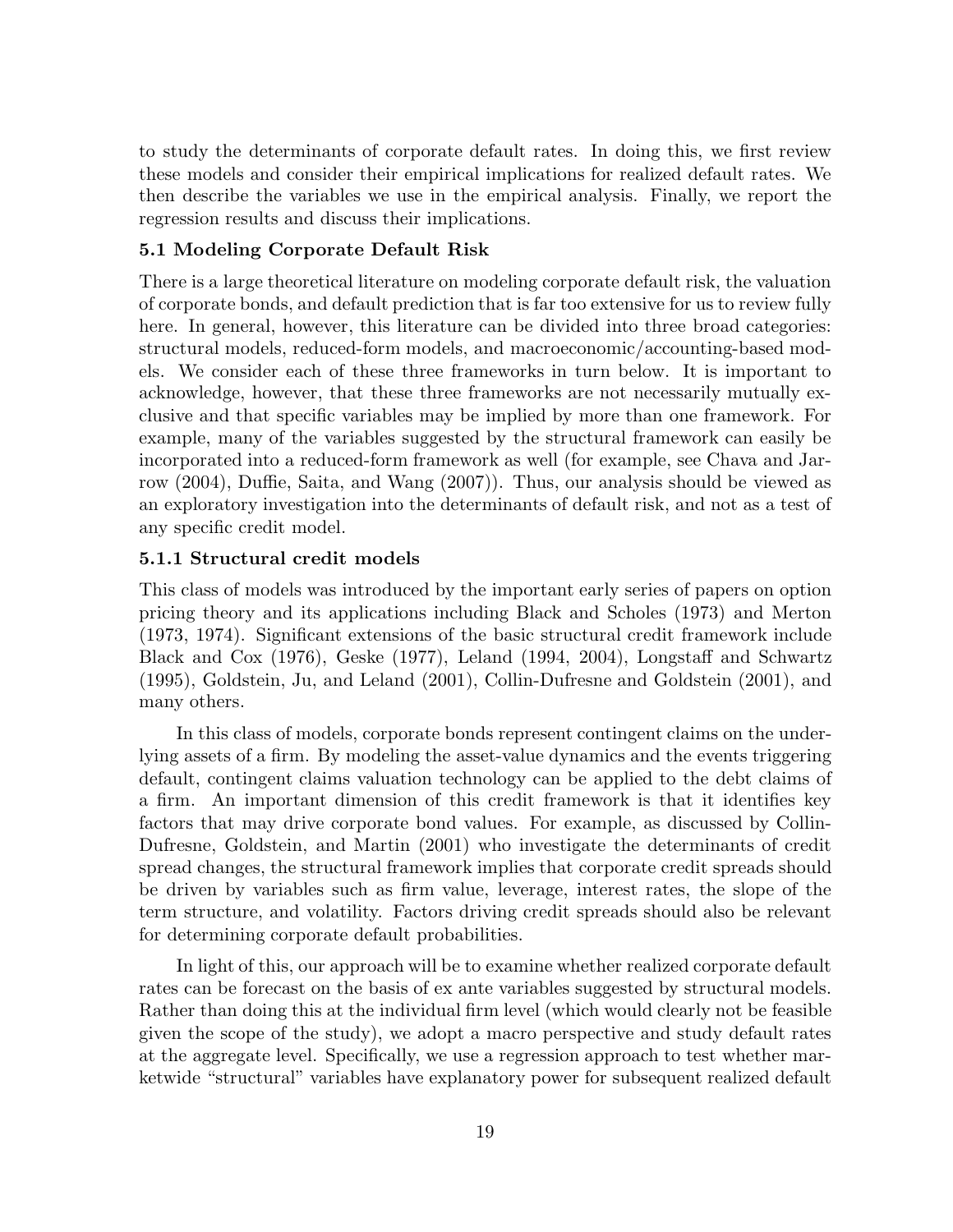to study the determinants of corporate default rates. In doing this, we first review these models and consider their empirical implications for realized default rates. We then describe the variables we use in the empirical analysis. Finally, we report the regression results and discuss their implications.

### 5.1 Modeling Corporate Default Risk

There is a large theoretical literature on modeling corporate default risk, the valuation of corporate bonds, and default prediction that is far too extensive for us to review fully here. In general, however, this literature can be divided into three broad categories: structural models, reduced-form models, and macroeconomic/accounting-based models. We consider each of these three frameworks in turn below. It is important to acknowledge, however, that these three frameworks are not necessarily mutually exclusive and that specific variables may be implied by more than one framework. For example, many of the variables suggested by the structural framework can easily be incorporated into a reduced-form framework as well (for example, see Chava and Jarrow (2004), Duffie, Saita, and Wang (2007)). Thus, our analysis should be viewed as an exploratory investigation into the determinants of default risk, and not as a test of any specific credit model.

#### 5.1.1 Structural credit models

This class of models was introduced by the important early series of papers on option pricing theory and its applications including Black and Scholes (1973) and Merton (1973, 1974). Significant extensions of the basic structural credit framework include Black and Cox (1976), Geske (1977), Leland (1994, 2004), Longstaff and Schwartz (1995), Goldstein, Ju, and Leland (2001), Collin-Dufresne and Goldstein (2001), and many others.

In this class of models, corporate bonds represent contingent claims on the underlying assets of a firm. By modeling the asset-value dynamics and the events triggering default, contingent claims valuation technology can be applied to the debt claims of a firm. An important dimension of this credit framework is that it identifies key factors that may drive corporate bond values. For example, as discussed by Collin-Dufresne, Goldstein, and Martin (2001) who investigate the determinants of credit spread changes, the structural framework implies that corporate credit spreads should be driven by variables such as firm value, leverage, interest rates, the slope of the term structure, and volatility. Factors driving credit spreads should also be relevant for determining corporate default probabilities.

In light of this, our approach will be to examine whether realized corporate default rates can be forecast on the basis of ex ante variables suggested by structural models. Rather than doing this at the individual firm level (which would clearly not be feasible given the scope of the study), we adopt a macro perspective and study default rates at the aggregate level. Specifically, we use a regression approach to test whether marketwide "structural" variables have explanatory power for subsequent realized default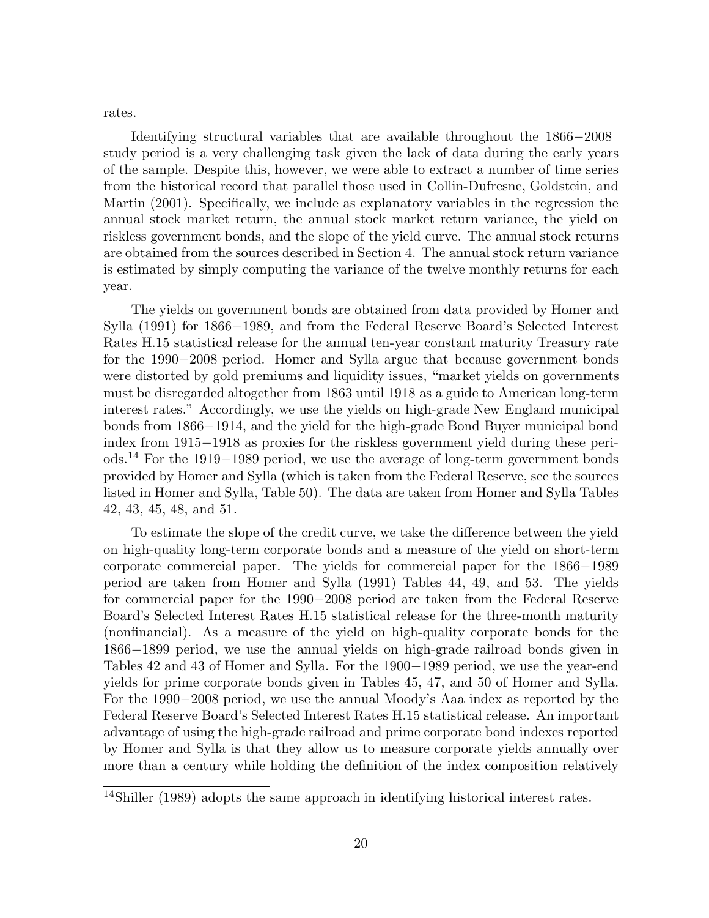rates.

Identifying structural variables that are available throughout the 1866−2008 study period is a very challenging task given the lack of data during the early years of the sample. Despite this, however, we were able to extract a number of time series from the historical record that parallel those used in Collin-Dufresne, Goldstein, and Martin (2001). Specifically, we include as explanatory variables in the regression the annual stock market return, the annual stock market return variance, the yield on riskless government bonds, and the slope of the yield curve. The annual stock returns are obtained from the sources described in Section 4. The annual stock return variance is estimated by simply computing the variance of the twelve monthly returns for each year.

The yields on government bonds are obtained from data provided by Homer and Sylla (1991) for 1866−1989, and from the Federal Reserve Board's Selected Interest Rates H.15 statistical release for the annual ten-year constant maturity Treasury rate for the 1990−2008 period. Homer and Sylla argue that because government bonds were distorted by gold premiums and liquidity issues, "market yields on governments must be disregarded altogether from 1863 until 1918 as a guide to American long-term interest rates." Accordingly, we use the yields on high-grade New England municipal bonds from 1866−1914, and the yield for the high-grade Bond Buyer municipal bond index from 1915−1918 as proxies for the riskless government yield during these periods.[14] For the 1919−1989 period, we use the average of long-term government bonds provided by Homer and Sylla (which is taken from the Federal Reserve, see the sources listed in Homer and Sylla, Table 50). The data are taken from Homer and Sylla Tables 42, 43, 45, 48, and 51.

To estimate the slope of the credit curve, we take the difference between the yield on high-quality long-term corporate bonds and a measure of the yield on short-term corporate commercial paper. The yields for commercial paper for the 1866−1989 period are taken from Homer and Sylla (1991) Tables 44, 49, and 53. The yields for commercial paper for the 1990−2008 period are taken from the Federal Reserve Board's Selected Interest Rates H.15 statistical release for the three-month maturity (nonfinancial). As a measure of the yield on high-quality corporate bonds for the 1866−1899 period, we use the annual yields on high-grade railroad bonds given in Tables 42 and 43 of Homer and Sylla. For the 1900−1989 period, we use the year-end yields for prime corporate bonds given in Tables 45, 47, and 50 of Homer and Sylla. For the 1990−2008 period, we use the annual Moody's Aaa index as reported by the Federal Reserve Board's Selected Interest Rates H.15 statistical release. An important advantage of using the high-grade railroad and prime corporate bond indexes reported by Homer and Sylla is that they allow us to measure corporate yields annually over more than a century while holding the definition of the index composition relatively

[14] Shiller (1989) adopts the same approach in identifying historical interest rates.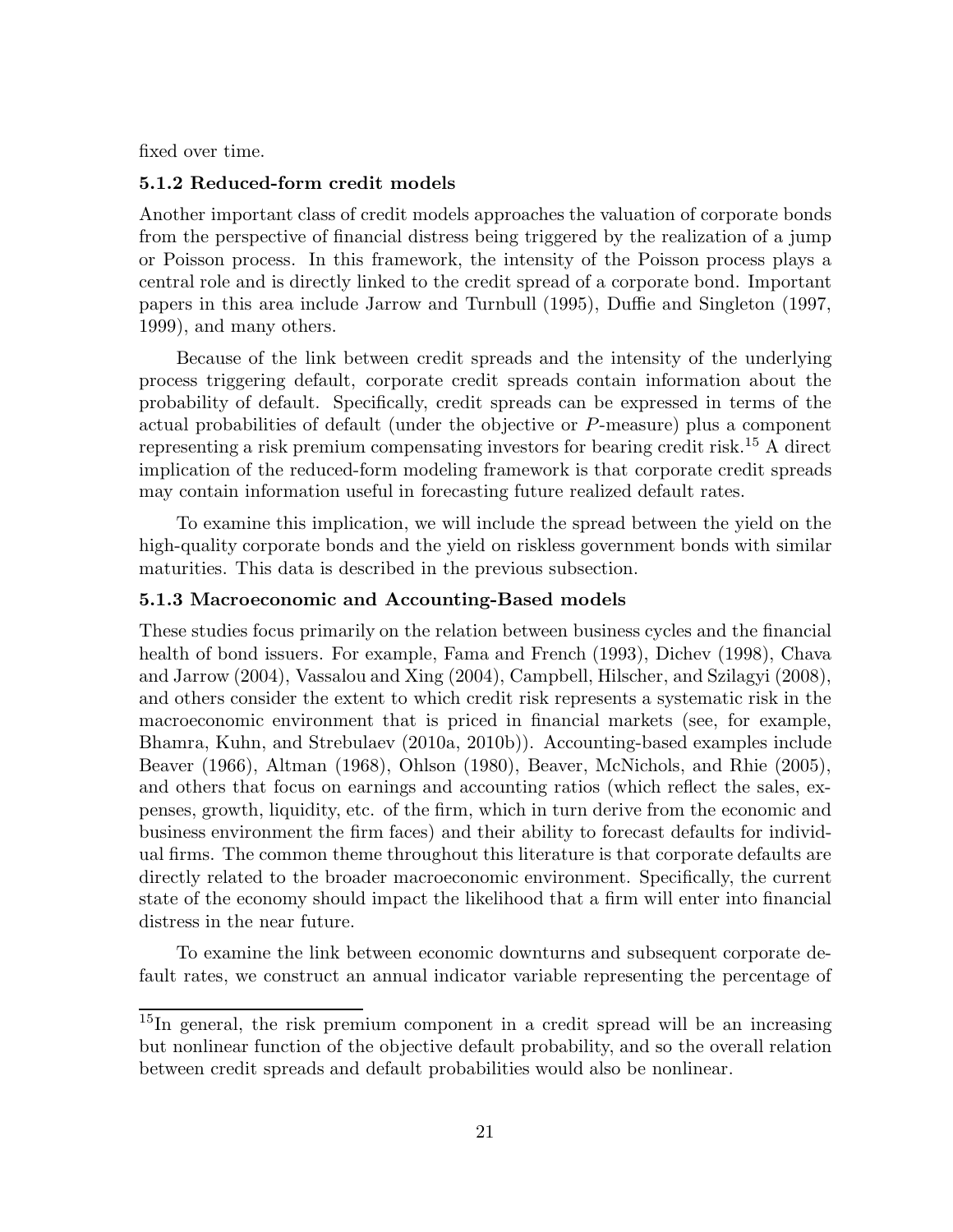fixed over time.

### 5.1.2 Reduced-form credit models

Another important class of credit models approaches the valuation of corporate bonds from the perspective of financial distress being triggered by the realization of a jump or Poisson process. In this framework, the intensity of the Poisson process plays a central role and is directly linked to the credit spread of a corporate bond. Important papers in this area include Jarrow and Turnbull (1995), Duffie and Singleton (1997, 1999), and many others.

Because of the link between credit spreads and the intensity of the underlying process triggering default, corporate credit spreads contain information about the probability of default. Specifically, credit spreads can be expressed in terms of the actual probabilities of default (under the objective or $P$-measure) plus a component representing a risk premium compensating investors for bearing credit risk.[15] A direct implication of the reduced-form modeling framework is that corporate credit spreads may contain information useful in forecasting future realized default rates.

To examine this implication, we will include the spread between the yield on the high-quality corporate bonds and the yield on riskless government bonds with similar maturities. This data is described in the previous subsection.

### 5.1.3 Macroeconomic and Accounting-Based models

These studies focus primarily on the relation between business cycles and the financial health of bond issuers. For example, Fama and French (1993), Dichev (1998), Chava and Jarrow (2004), Vassalou and Xing (2004), Campbell, Hilscher, and Szilagyi (2008), and others consider the extent to which credit risk represents a systematic risk in the macroeconomic environment that is priced in financial markets (see, for example, Bhamra, Kuhn, and Strebulaev (2010a, 2010b)). Accounting-based examples include Beaver (1966), Altman (1968), Ohlson (1980), Beaver, McNichols, and Rhie (2005), and others that focus on earnings and accounting ratios (which reflect the sales, expenses, growth, liquidity, etc. of the firm, which in turn derive from the economic and business environment the firm faces) and their ability to forecast defaults for individual firms. The common theme throughout this literature is that corporate defaults are directly related to the broader macroeconomic environment. Specifically, the current state of the economy should impact the likelihood that a firm will enter into financial distress in the near future.

To examine the link between economic downturns and subsequent corporate default rates, we construct an annual indicator variable representing the percentage of

[15] In general, the risk premium component in a credit spread will be an increasing but nonlinear function of the objective default probability, and so the overall relation between credit spreads and default probabilities would also be nonlinear.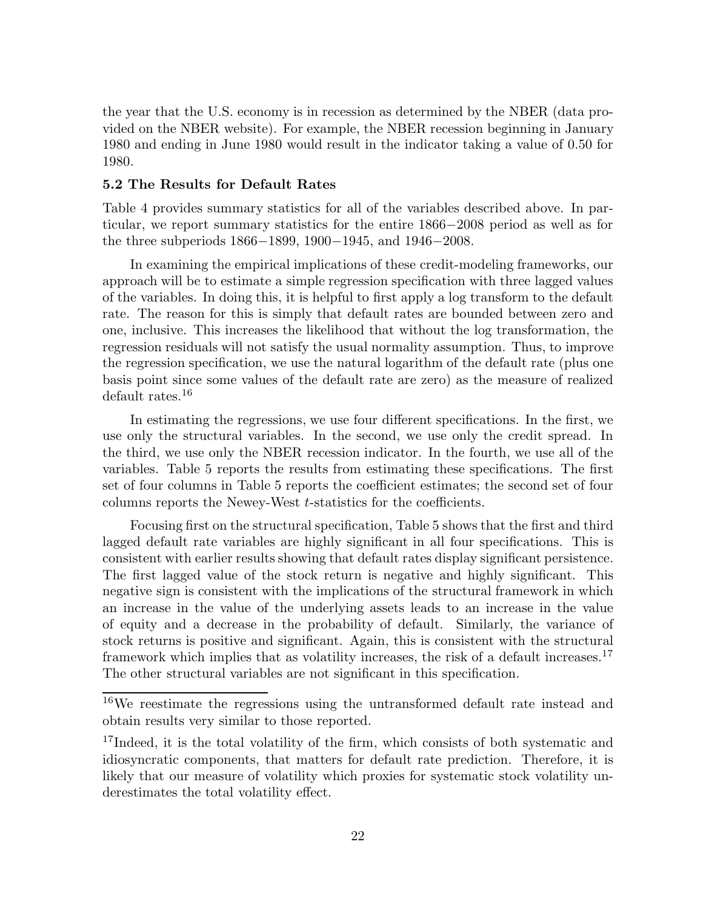the year that the U.S. economy is in recession as determined by the NBER (data provided on the NBER website). For example, the NBER recession beginning in January 1980 and ending in June 1980 would result in the indicator taking a value of 0.50 for 1980.

### 5.2 The Results for Default Rates

Table 4 provides summary statistics for all of the variables described above. In particular, we report summary statistics for the entire 1866−2008 period as well as for the three subperiods 1866−1899, 1900−1945, and 1946−2008.

In examining the empirical implications of these credit-modeling frameworks, our approach will be to estimate a simple regression specification with three lagged values of the variables. In doing this, it is helpful to first apply a log transform to the default rate. The reason for this is simply that default rates are bounded between zero and one, inclusive. This increases the likelihood that without the log transformation, the regression residuals will not satisfy the usual normality assumption. Thus, to improve the regression specification, we use the natural logarithm of the default rate (plus one basis point since some values of the default rate are zero) as the measure of realized default rates.[16]

In estimating the regressions, we use four different specifications. In the first, we use only the structural variables. In the second, we use only the credit spread. In the third, we use only the NBER recession indicator. In the fourth, we use all of the variables. Table 5 reports the results from estimating these specifications. The first set of four columns in Table 5 reports the coefficient estimates; the second set of four columns reports the Newey-West $t$-statistics for the coefficients.

Focusing first on the structural specification, Table 5 shows that the first and third lagged default rate variables are highly significant in all four specifications. This is consistent with earlier results showing that default rates display significant persistence. The first lagged value of the stock return is negative and highly significant. This negative sign is consistent with the implications of the structural framework in which an increase in the value of the underlying assets leads to an increase in the value of equity and a decrease in the probability of default. Similarly, the variance of stock returns is positive and significant. Again, this is consistent with the structural framework which implies that as volatility increases, the risk of a default increases.[17] The other structural variables are not significant in this specification.

[16]We reestimate the regressions using the untransformed default rate instead and obtain results very similar to those reported.

[17]Indeed, it is the total volatility of the firm, which consists of both systematic and idiosyncratic components, that matters for default rate prediction. Therefore, it is likely that our measure of volatility which proxies for systematic stock volatility underestimates the total volatility effect.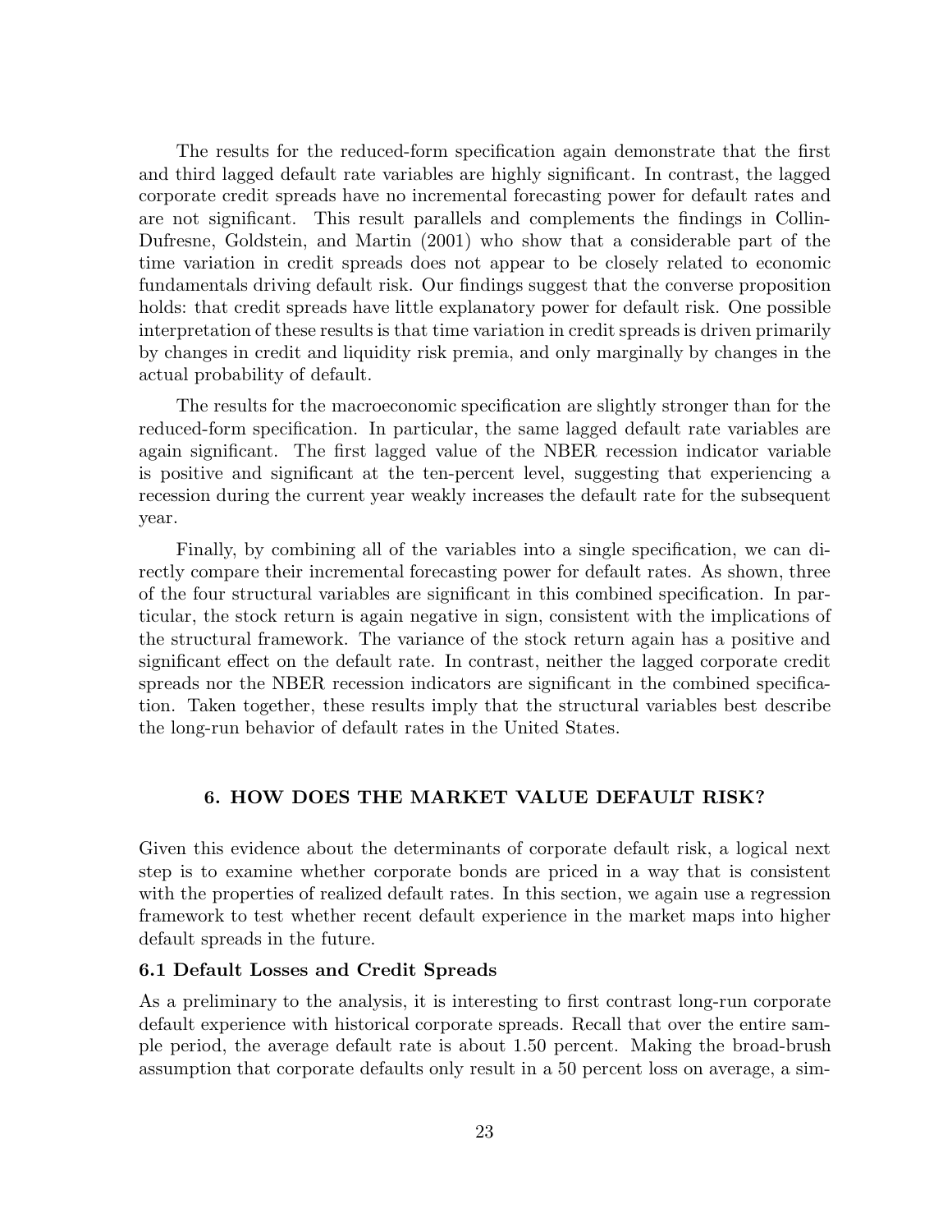The results for the reduced-form specification again demonstrate that the first and third lagged default rate variables are highly significant. In contrast, the lagged corporate credit spreads have no incremental forecasting power for default rates and are not significant. This result parallels and complements the findings in Collin-Dufresne, Goldstein, and Martin (2001) who show that a considerable part of the time variation in credit spreads does not appear to be closely related to economic fundamentals driving default risk. Our findings suggest that the converse proposition holds: that credit spreads have little explanatory power for default risk. One possible interpretation of these results is that time variation in credit spreads is driven primarily by changes in credit and liquidity risk premia, and only marginally by changes in the actual probability of default.

The results for the macroeconomic specification are slightly stronger than for the reduced-form specification. In particular, the same lagged default rate variables are again significant. The first lagged value of the NBER recession indicator variable is positive and significant at the ten-percent level, suggesting that experiencing a recession during the current year weakly increases the default rate for the subsequent year.

Finally, by combining all of the variables into a single specification, we can directly compare their incremental forecasting power for default rates. As shown, three of the four structural variables are significant in this combined specification. In particular, the stock return is again negative in sign, consistent with the implications of the structural framework. The variance of the stock return again has a positive and significant effect on the default rate. In contrast, neither the lagged corporate credit spreads nor the NBER recession indicators are significant in the combined specification. Taken together, these results imply that the structural variables best describe the long-run behavior of default rates in the United States.

## 6. HOW DOES THE MARKET VALUE DEFAULT RISK?

Given this evidence about the determinants of corporate default risk, a logical next step is to examine whether corporate bonds are priced in a way that is consistent with the properties of realized default rates. In this section, we again use a regression framework to test whether recent default experience in the market maps into higher default spreads in the future.

### 6.1 Default Losses and Credit Spreads

As a preliminary to the analysis, it is interesting to first contrast long-run corporate default experience with historical corporate spreads. Recall that over the entire sample period, the average default rate is about 1.50 percent. Making the broad-brush assumption that corporate defaults only result in a 50 percent loss on average, a sim-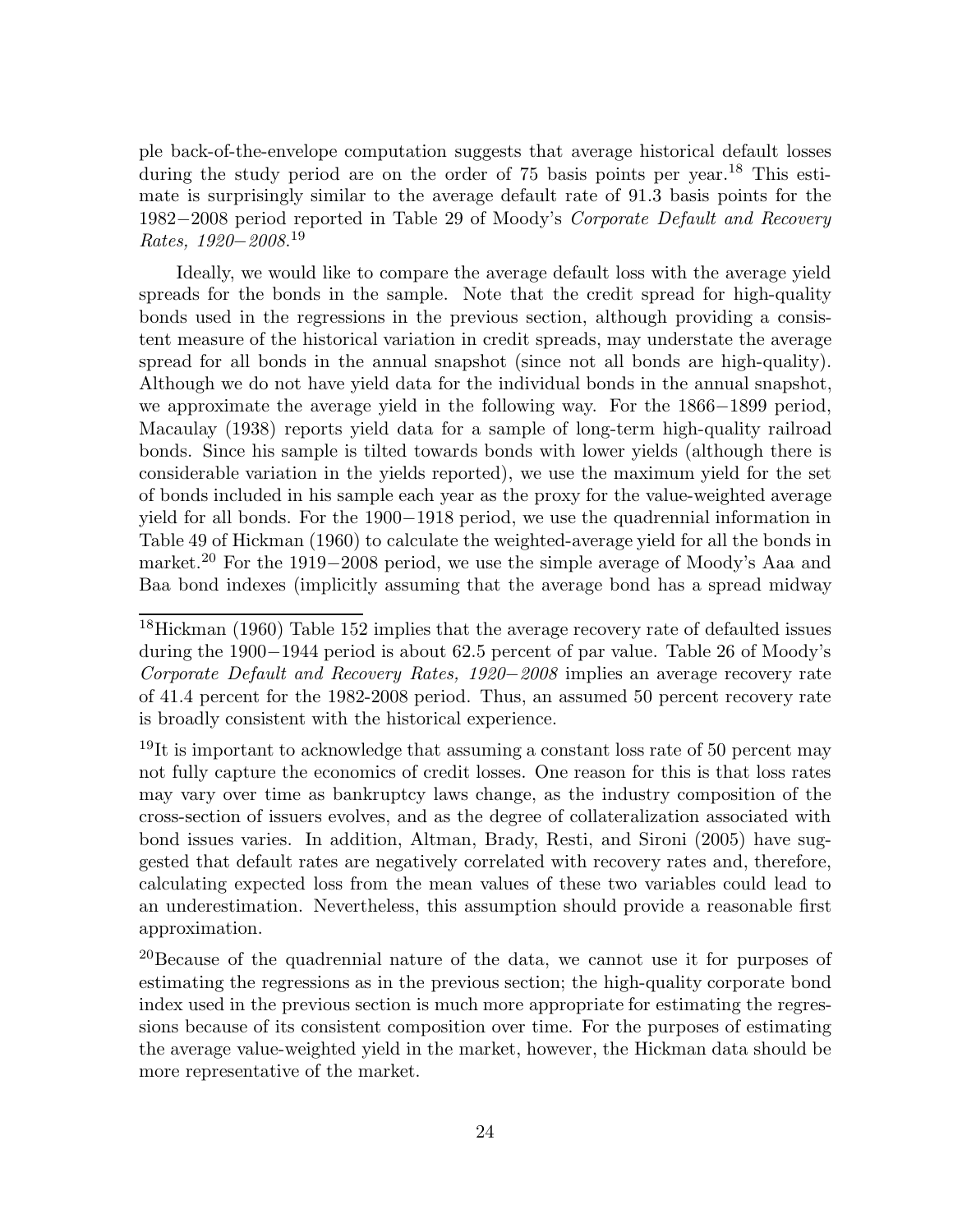ple back-of-the-envelope computation suggests that average historical default losses during the study period are on the order of 75 basis points per year.[18] This estimate is surprisingly similar to the average default rate of 91.3 basis points for the 1982−2008 period reported in Table 29 of Moody's *Corporate Default and Recovery Rates, 1920−2008*.[19]

Ideally, we would like to compare the average default loss with the average yield spreads for the bonds in the sample. Note that the credit spread for high-quality bonds used in the regressions in the previous section, although providing a consistent measure of the historical variation in credit spreads, may understate the average spread for all bonds in the annual snapshot (since not all bonds are high-quality). Although we do not have yield data for the individual bonds in the annual snapshot, we approximate the average yield in the following way. For the 1866−1899 period, Macaulay (1938) reports yield data for a sample of long-term high-quality railroad bonds. Since his sample is tilted towards bonds with lower yields (although there is considerable variation in the yields reported), we use the maximum yield for the set of bonds included in his sample each year as the proxy for the value-weighted average yield for all bonds. For the 1900−1918 period, we use the quadrennial information in Table 49 of Hickman (1960) to calculate the weighted-average yield for all the bonds in market.[20] For the 1919−2008 period, we use the simple average of Moody's Aaa and Baa bond indexes (implicitly assuming that the average bond has a spread midway

---

[18] Hickman (1960) Table 152 implies that the average recovery rate of defaulted issues during the 1900−1944 period is about 62.5 percent of par value. Table 26 of Moody's *Corporate Default and Recovery Rates, 1920−2008* implies an average recovery rate of 41.4 percent for the 1982-2008 period. Thus, an assumed 50 percent recovery rate is broadly consistent with the historical experience.

[19] It is important to acknowledge that assuming a constant loss rate of 50 percent may not fully capture the economics of credit losses. One reason for this is that loss rates may vary over time as bankruptcy laws change, as the industry composition of the cross-section of issuers evolves, and as the degree of collateralization associated with bond issues varies. In addition, Altman, Brady, Resti, and Sironi (2005) have suggested that default rates are negatively correlated with recovery rates and, therefore, calculating expected loss from the mean values of these two variables could lead to an underestimation. Nevertheless, this assumption should provide a reasonable first approximation.

[20] Because of the quadrennial nature of the data, we cannot use it for purposes of estimating the regressions as in the previous section; the high-quality corporate bond index used in the previous section is much more appropriate for estimating the regressions because of its consistent composition over time. For the purposes of estimating the average value-weighted yield in the market, however, the Hickman data should be more representative of the market.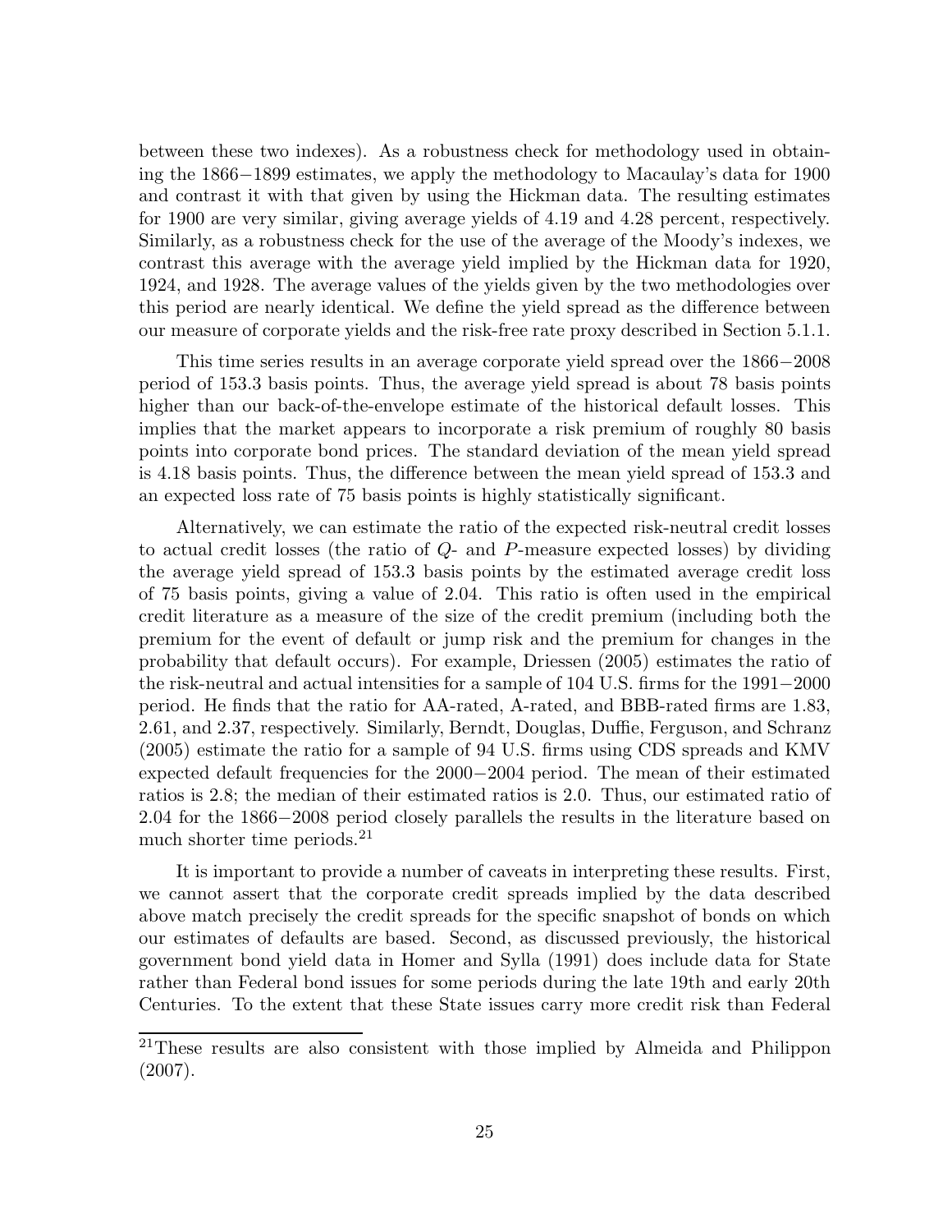between these two indexes). As a robustness check for methodology used in obtaining the 1866−1899 estimates, we apply the methodology to Macaulay's data for 1900 and contrast it with that given by using the Hickman data. The resulting estimates for 1900 are very similar, giving average yields of 4.19 and 4.28 percent, respectively. Similarly, as a robustness check for the use of the average of the Moody's indexes, we contrast this average with the average yield implied by the Hickman data for 1920, 1924, and 1928. The average values of the yields given by the two methodologies over this period are nearly identical. We define the yield spread as the difference between our measure of corporate yields and the risk-free rate proxy described in Section 5.1.1.

This time series results in an average corporate yield spread over the 1866−2008 period of 153.3 basis points. Thus, the average yield spread is about 78 basis points higher than our back-of-the-envelope estimate of the historical default losses. This implies that the market appears to incorporate a risk premium of roughly 80 basis points into corporate bond prices. The standard deviation of the mean yield spread is 4.18 basis points. Thus, the difference between the mean yield spread of 153.3 and an expected loss rate of 75 basis points is highly statistically significant.

Alternatively, we can estimate the ratio of the expected risk-neutral credit losses to actual credit losses (the ratio of $Q$- and $P$-measure expected losses) by dividing the average yield spread of 153.3 basis points by the estimated average credit loss of 75 basis points, giving a value of 2.04. This ratio is often used in the empirical credit literature as a measure of the size of the credit premium (including both the premium for the event of default or jump risk and the premium for changes in the probability that default occurs). For example, Driessen (2005) estimates the ratio of the risk-neutral and actual intensities for a sample of 104 U.S. firms for the 1991−2000 period. He finds that the ratio for AA-rated, A-rated, and BBB-rated firms are 1.83, 2.61, and 2.37, respectively. Similarly, Berndt, Douglas, Duffie, Ferguson, and Schranz (2005) estimate the ratio for a sample of 94 U.S. firms using CDS spreads and KMV expected default frequencies for the 2000−2004 period. The mean of their estimated ratios is 2.8; the median of their estimated ratios is 2.0. Thus, our estimated ratio of 2.04 for the 1866−2008 period closely parallels the results in the literature based on much shorter time periods.[21]

It is important to provide a number of caveats in interpreting these results. First, we cannot assert that the corporate credit spreads implied by the data described above match precisely the credit spreads for the specific snapshot of bonds on which our estimates of defaults are based. Second, as discussed previously, the historical government bond yield data in Homer and Sylla (1991) does include data for State rather than Federal bond issues for some periods during the late 19th and early 20th Centuries. To the extent that these State issues carry more credit risk than Federal

[21] These results are also consistent with those implied by Almeida and Philippon (2007).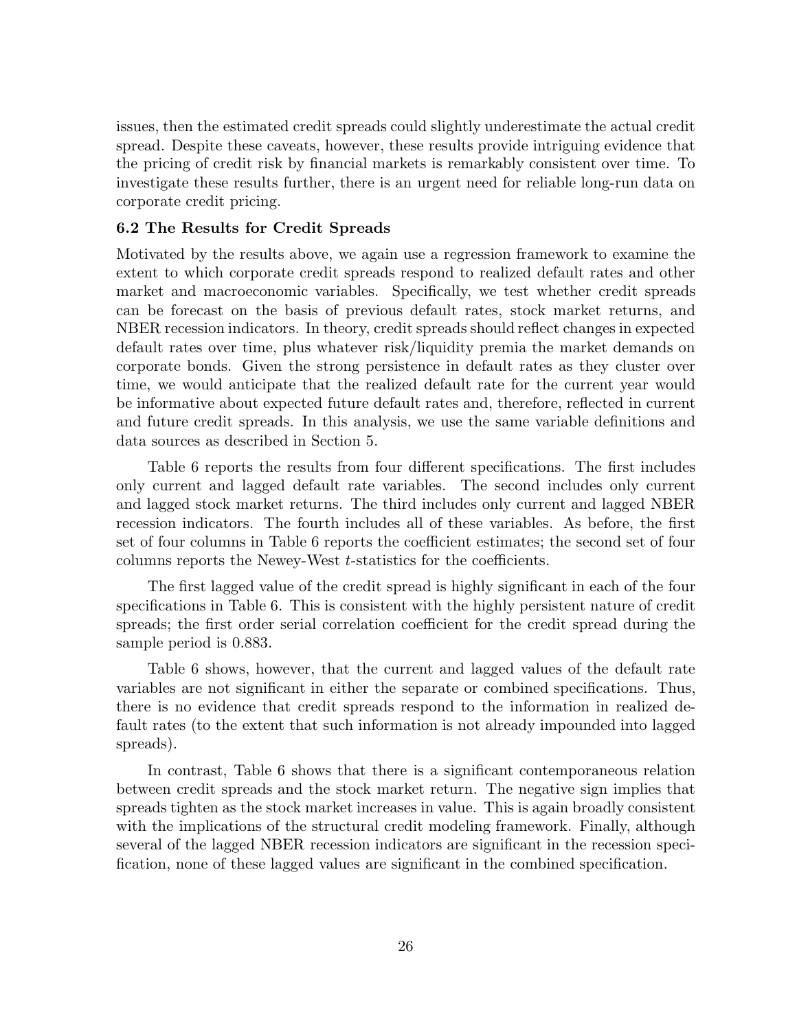issues, then the estimated credit spreads could slightly underestimate the actual credit spread. Despite these caveats, however, these results provide intriguing evidence that the pricing of credit risk by financial markets is remarkably consistent over time. To investigate these results further, there is an urgent need for reliable long-run data on corporate credit pricing.

### 6.2 The Results for Credit Spreads

Motivated by the results above, we again use a regression framework to examine the extent to which corporate credit spreads respond to realized default rates and other market and macroeconomic variables. Specifically, we test whether credit spreads can be forecast on the basis of previous default rates, stock market returns, and NBER recession indicators. In theory, credit spreads should reflect changes in expected default rates over time, plus whatever risk/liquidity premia the market demands on corporate bonds. Given the strong persistence in default rates as they cluster over time, we would anticipate that the realized default rate for the current year would be informative about expected future default rates and, therefore, reflected in current and future credit spreads. In this analysis, we use the same variable definitions and data sources as described in Section 5.

Table 6 reports the results from four different specifications. The first includes only current and lagged default rate variables. The second includes only current and lagged stock market returns. The third includes only current and lagged NBER recession indicators. The fourth includes all of these variables. As before, the first set of four columns in Table 6 reports the coefficient estimates; the second set of four columns reports the Newey-West $t$-statistics for the coefficients.

The first lagged value of the credit spread is highly significant in each of the four specifications in Table 6. This is consistent with the highly persistent nature of credit spreads; the first order serial correlation coefficient for the credit spread during the sample period is 0.883.

Table 6 shows, however, that the current and lagged values of the default rate variables are not significant in either the separate or combined specifications. Thus, there is no evidence that credit spreads respond to the information in realized default rates (to the extent that such information is not already impounded into lagged spreads).

In contrast, Table 6 shows that there is a significant contemporaneous relation between credit spreads and the stock market return. The negative sign implies that spreads tighten as the stock market increases in value. This is again broadly consistent with the implications of the structural credit modeling framework. Finally, although several of the lagged NBER recession indicators are significant in the recession specification, none of these lagged values are significant in the combined specification.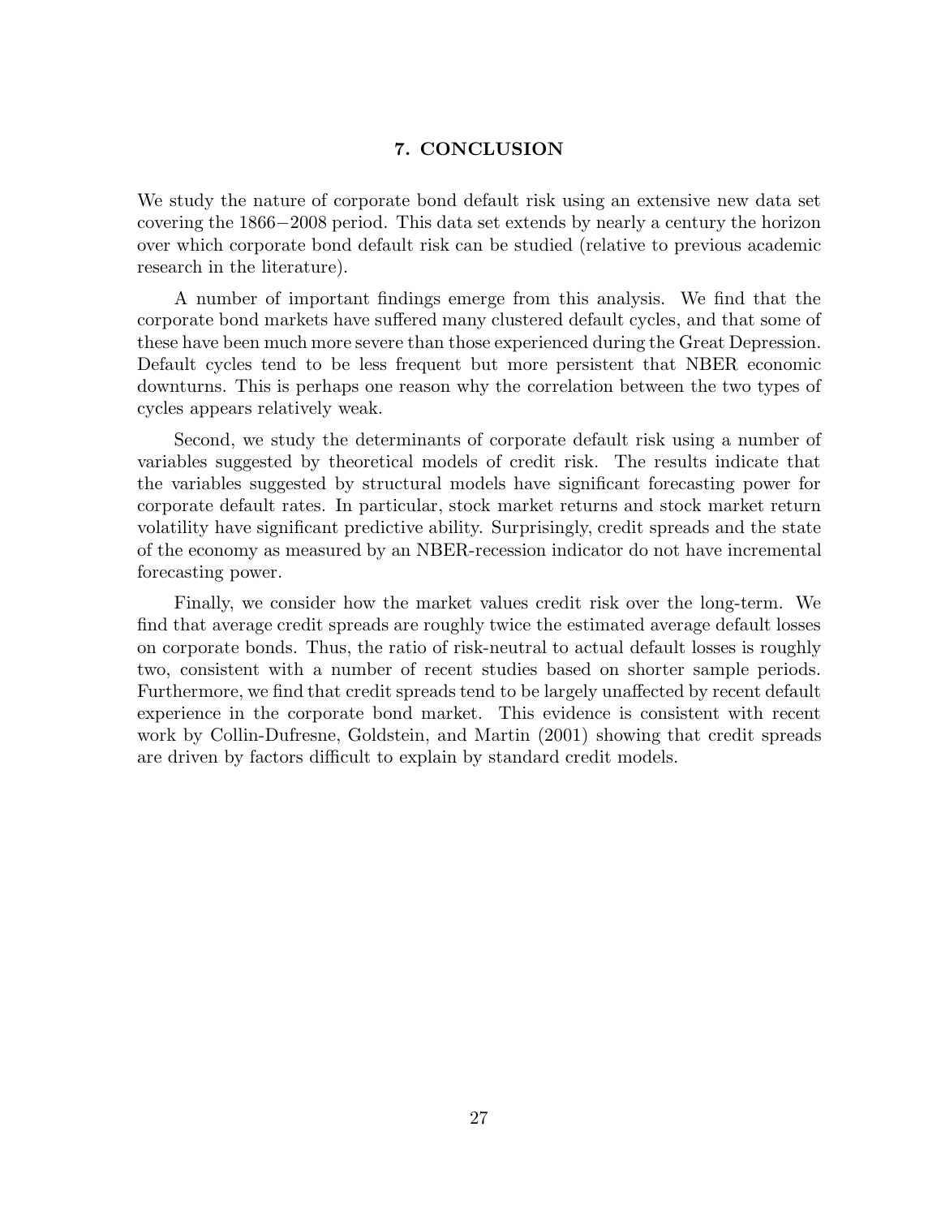## 7. CONCLUSION

We study the nature of corporate bond default risk using an extensive new data set covering the 1866−2008 period. This data set extends by nearly a century the horizon over which corporate bond default risk can be studied (relative to previous academic research in the literature).

A number of important findings emerge from this analysis. We find that the corporate bond markets have suffered many clustered default cycles, and that some of these have been much more severe than those experienced during the Great Depression. Default cycles tend to be less frequent but more persistent that NBER economic downturns. This is perhaps one reason why the correlation between the two types of cycles appears relatively weak.

Second, we study the determinants of corporate default risk using a number of variables suggested by theoretical models of credit risk. The results indicate that the variables suggested by structural models have significant forecasting power for corporate default rates. In particular, stock market returns and stock market return volatility have significant predictive ability. Surprisingly, credit spreads and the state of the economy as measured by an NBER-recession indicator do not have incremental forecasting power.

Finally, we consider how the market values credit risk over the long-term. We find that average credit spreads are roughly twice the estimated average default losses on corporate bonds. Thus, the ratio of risk-neutral to actual default losses is roughly two, consistent with a number of recent studies based on shorter sample periods. Furthermore, we find that credit spreads tend to be largely unaffected by recent default experience in the corporate bond market. This evidence is consistent with recent work by Collin-Dufresne, Goldstein, and Martin (2001) showing that credit spreads are driven by factors difficult to explain by standard credit models.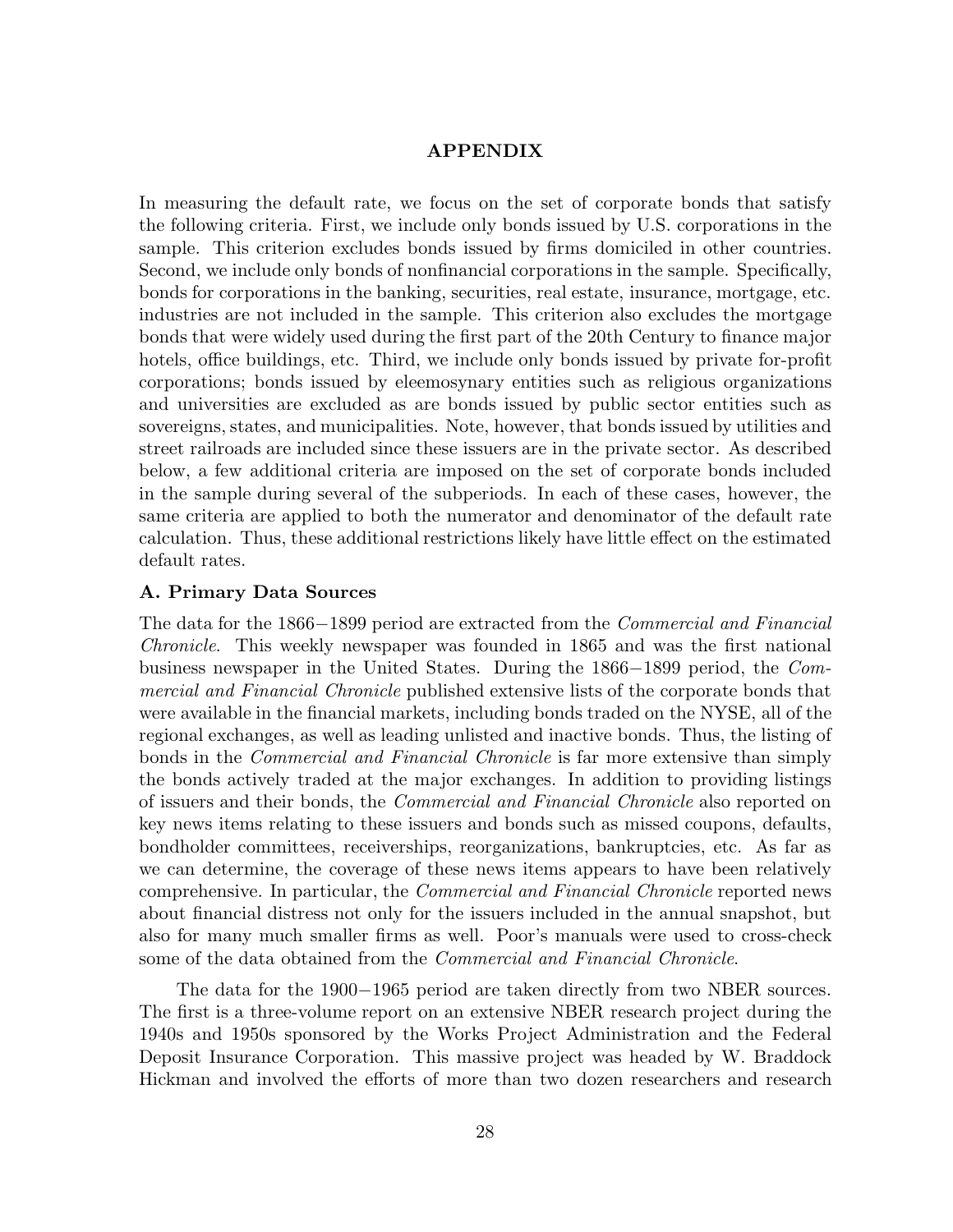## APPENDIX

In measuring the default rate, we focus on the set of corporate bonds that satisfy the following criteria. First, we include only bonds issued by U.S. corporations in the sample. This criterion excludes bonds issued by firms domiciled in other countries. Second, we include only bonds of nonfinancial corporations in the sample. Specifically, bonds for corporations in the banking, securities, real estate, insurance, mortgage, etc. industries are not included in the sample. This criterion also excludes the mortgage bonds that were widely used during the first part of the 20th Century to finance major hotels, office buildings, etc. Third, we include only bonds issued by private for-profit corporations; bonds issued by eleemosynary entities such as religious organizations and universities are excluded as are bonds issued by public sector entities such as sovereigns, states, and municipalities. Note, however, that bonds issued by utilities and street railroads are included since these issuers are in the private sector. As described below, a few additional criteria are imposed on the set of corporate bonds included in the sample during several of the subperiods. In each of these cases, however, the same criteria are applied to both the numerator and denominator of the default rate calculation. Thus, these additional restrictions likely have little effect on the estimated default rates.

### A. Primary Data Sources

The data for the 1866−1899 period are extracted from the *Commercial and Financial Chronicle*. This weekly newspaper was founded in 1865 and was the first national business newspaper in the United States. During the 1866−1899 period, the *Commercial and Financial Chronicle* published extensive lists of the corporate bonds that were available in the financial markets, including bonds traded on the NYSE, all of the regional exchanges, as well as leading unlisted and inactive bonds. Thus, the listing of bonds in the *Commercial and Financial Chronicle* is far more extensive than simply the bonds actively traded at the major exchanges. In addition to providing listings of issuers and their bonds, the *Commercial and Financial Chronicle* also reported on key news items relating to these issuers and bonds such as missed coupons, defaults, bondholder committees, receiverships, reorganizations, bankruptcies, etc. As far as we can determine, the coverage of these news items appears to have been relatively comprehensive. In particular, the *Commercial and Financial Chronicle* reported news about financial distress not only for the issuers included in the annual snapshot, but also for many much smaller firms as well. Poor's manuals were used to cross-check some of the data obtained from the *Commercial and Financial Chronicle*.

The data for the 1900−1965 period are taken directly from two NBER sources. The first is a three-volume report on an extensive NBER research project during the 1940s and 1950s sponsored by the Works Project Administration and the Federal Deposit Insurance Corporation. This massive project was headed by W. Braddock Hickman and involved the efforts of more than two dozen researchers and research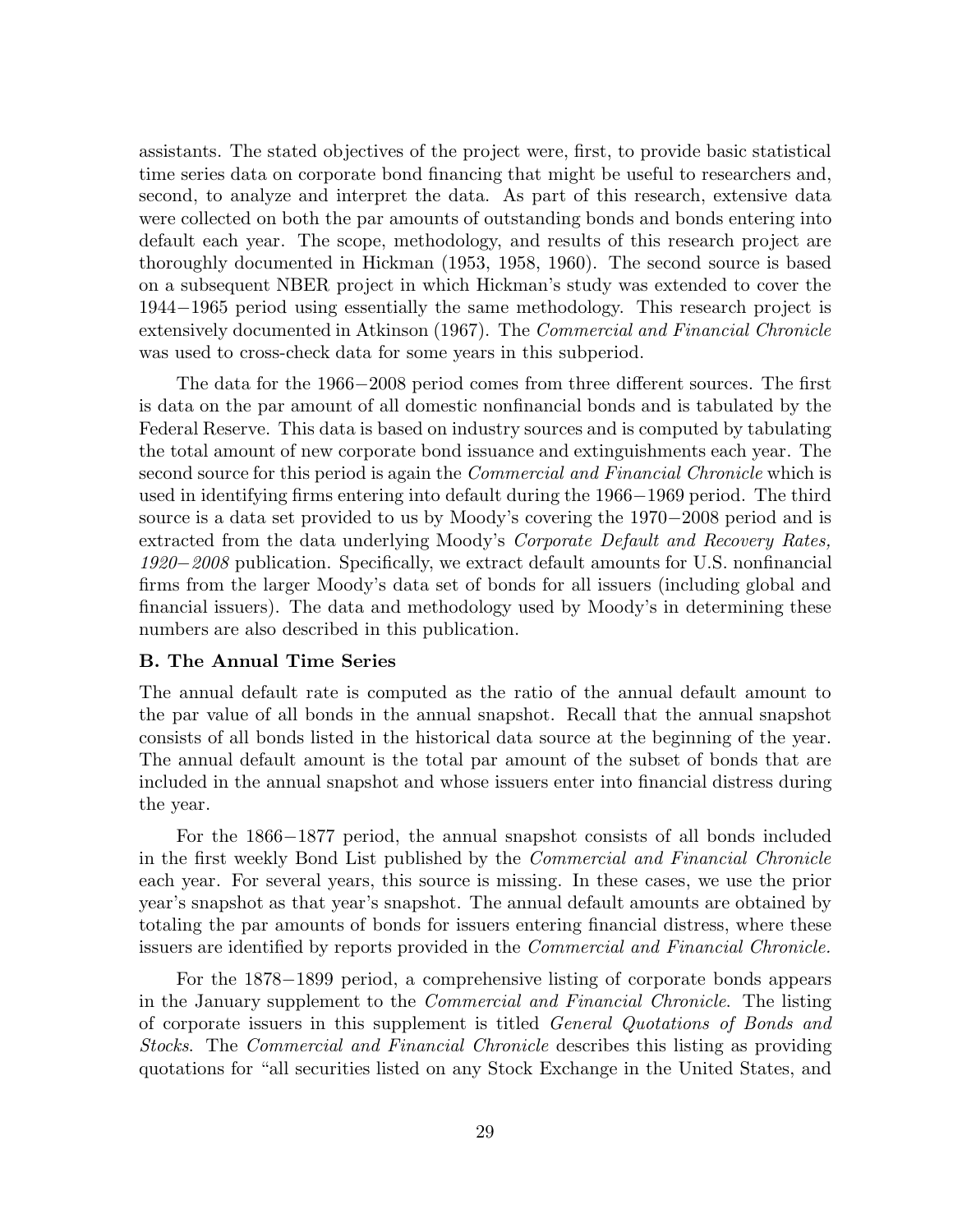assistants. The stated objectives of the project were, first, to provide basic statistical time series data on corporate bond financing that might be useful to researchers and, second, to analyze and interpret the data. As part of this research, extensive data were collected on both the par amounts of outstanding bonds and bonds entering into default each year. The scope, methodology, and results of this research project are thoroughly documented in Hickman (1953, 1958, 1960). The second source is based on a subsequent NBER project in which Hickman's study was extended to cover the 1944−1965 period using essentially the same methodology. This research project is extensively documented in Atkinson (1967). The *Commercial and Financial Chronicle* was used to cross-check data for some years in this subperiod.

The data for the 1966−2008 period comes from three different sources. The first is data on the par amount of all domestic nonfinancial bonds and is tabulated by the Federal Reserve. This data is based on industry sources and is computed by tabulating the total amount of new corporate bond issuance and extinguishments each year. The second source for this period is again the *Commercial and Financial Chronicle* which is used in identifying firms entering into default during the 1966−1969 period. The third source is a data set provided to us by Moody's covering the 1970−2008 period and is extracted from the data underlying Moody's *Corporate Default and Recovery Rates, 1920−2008* publication. Specifically, we extract default amounts for U.S. nonfinancial firms from the larger Moody's data set of bonds for all issuers (including global and financial issuers). The data and methodology used by Moody's in determining these numbers are also described in this publication.

### B. The Annual Time Series

The annual default rate is computed as the ratio of the annual default amount to the par value of all bonds in the annual snapshot. Recall that the annual snapshot consists of all bonds listed in the historical data source at the beginning of the year. The annual default amount is the total par amount of the subset of bonds that are included in the annual snapshot and whose issuers enter into financial distress during the year.

For the 1866−1877 period, the annual snapshot consists of all bonds included in the first weekly Bond List published by the *Commercial and Financial Chronicle* each year. For several years, this source is missing. In these cases, we use the prior year's snapshot as that year's snapshot. The annual default amounts are obtained by totaling the par amounts of bonds for issuers entering financial distress, where these issuers are identified by reports provided in the *Commercial and Financial Chronicle.*

For the 1878−1899 period, a comprehensive listing of corporate bonds appears in the January supplement to the *Commercial and Financial Chronicle*. The listing of corporate issuers in this supplement is titled *General Quotations of Bonds and Stocks*. The *Commercial and Financial Chronicle* describes this listing as providing quotations for "all securities listed on any Stock Exchange in the United States, and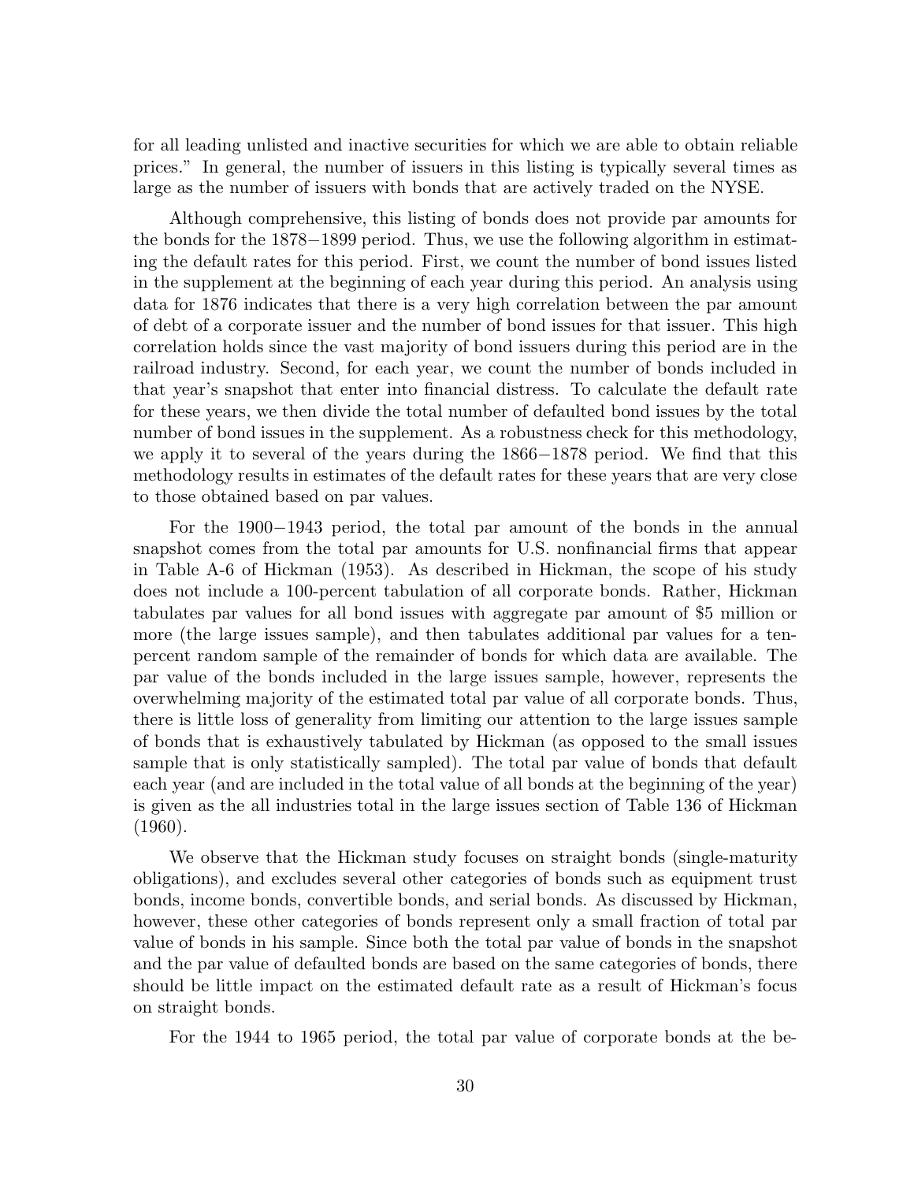for all leading unlisted and inactive securities for which we are able to obtain reliable prices." In general, the number of issuers in this listing is typically several times as large as the number of issuers with bonds that are actively traded on the NYSE.

Although comprehensive, this listing of bonds does not provide par amounts for the bonds for the 1878−1899 period. Thus, we use the following algorithm in estimating the default rates for this period. First, we count the number of bond issues listed in the supplement at the beginning of each year during this period. An analysis using data for 1876 indicates that there is a very high correlation between the par amount of debt of a corporate issuer and the number of bond issues for that issuer. This high correlation holds since the vast majority of bond issuers during this period are in the railroad industry. Second, for each year, we count the number of bonds included in that year's snapshot that enter into financial distress. To calculate the default rate for these years, we then divide the total number of defaulted bond issues by the total number of bond issues in the supplement. As a robustness check for this methodology, we apply it to several of the years during the 1866−1878 period. We find that this methodology results in estimates of the default rates for these years that are very close to those obtained based on par values.

For the 1900−1943 period, the total par amount of the bonds in the annual snapshot comes from the total par amounts for U.S. nonfinancial firms that appear in Table A-6 of Hickman (1953). As described in Hickman, the scope of his study does not include a 100-percent tabulation of all corporate bonds. Rather, Hickman tabulates par values for all bond issues with aggregate par amount of $5 million or more (the large issues sample), and then tabulates additional par values for a ten-percent random sample of the remainder of bonds for which data are available. The par value of the bonds included in the large issues sample, however, represents the overwhelming majority of the estimated total par value of all corporate bonds. Thus, there is little loss of generality from limiting our attention to the large issues sample of bonds that is exhaustively tabulated by Hickman (as opposed to the small issues sample that is only statistically sampled). The total par value of bonds that default each year (and are included in the total value of all bonds at the beginning of the year) is given as the all industries total in the large issues section of Table 136 of Hickman (1960).

We observe that the Hickman study focuses on straight bonds (single-maturity obligations), and excludes several other categories of bonds such as equipment trust bonds, income bonds, convertible bonds, and serial bonds. As discussed by Hickman, however, these other categories of bonds represent only a small fraction of total par value of bonds in his sample. Since both the total par value of bonds in the snapshot and the par value of defaulted bonds are based on the same categories of bonds, there should be little impact on the estimated default rate as a result of Hickman's focus on straight bonds.

For the 1944 to 1965 period, the total par value of corporate bonds at the be-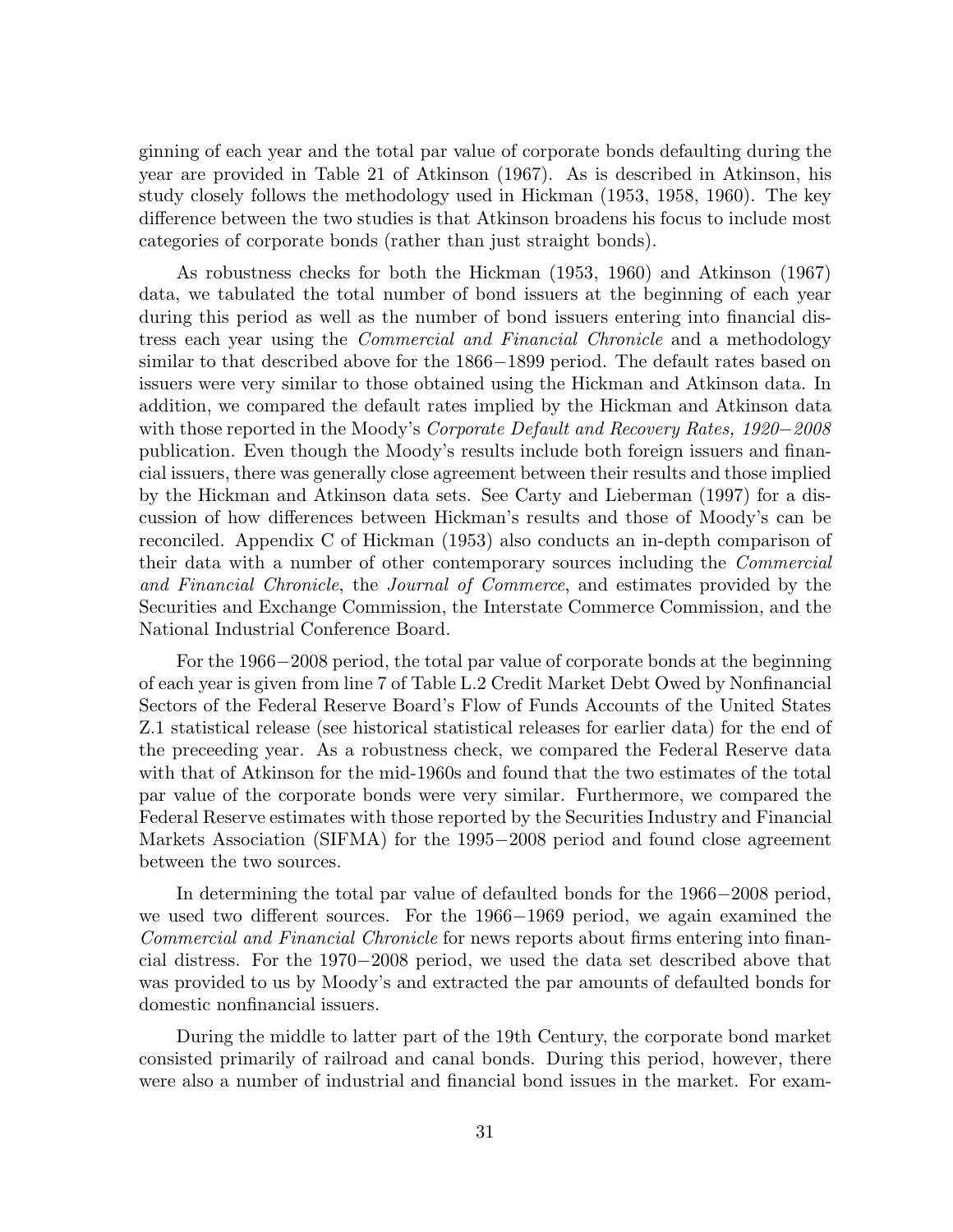ginning of each year and the total par value of corporate bonds defaulting during the year are provided in Table 21 of Atkinson (1967). As is described in Atkinson, his study closely follows the methodology used in Hickman (1953, 1958, 1960). The key difference between the two studies is that Atkinson broadens his focus to include most categories of corporate bonds (rather than just straight bonds).

As robustness checks for both the Hickman (1953, 1960) and Atkinson (1967) data, we tabulated the total number of bond issuers at the beginning of each year during this period as well as the number of bond issuers entering into financial distress each year using the *Commercial and Financial Chronicle* and a methodology similar to that described above for the 1866−1899 period. The default rates based on issuers were very similar to those obtained using the Hickman and Atkinson data. In addition, we compared the default rates implied by the Hickman and Atkinson data with those reported in the Moody's *Corporate Default and Recovery Rates, 1920−2008* publication. Even though the Moody's results include both foreign issuers and financial issuers, there was generally close agreement between their results and those implied by the Hickman and Atkinson data sets. See Carty and Lieberman (1997) for a discussion of how differences between Hickman's results and those of Moody's can be reconciled. Appendix C of Hickman (1953) also conducts an in-depth comparison of their data with a number of other contemporary sources including the *Commercial and Financial Chronicle*, the *Journal of Commerce*, and estimates provided by the Securities and Exchange Commission, the Interstate Commerce Commission, and the National Industrial Conference Board.

For the 1966−2008 period, the total par value of corporate bonds at the beginning of each year is given from line 7 of Table L.2 Credit Market Debt Owed by Nonfinancial Sectors of the Federal Reserve Board's Flow of Funds Accounts of the United States Z.1 statistical release (see historical statistical releases for earlier data) for the end of the preceeding year. As a robustness check, we compared the Federal Reserve data with that of Atkinson for the mid-1960s and found that the two estimates of the total par value of the corporate bonds were very similar. Furthermore, we compared the Federal Reserve estimates with those reported by the Securities Industry and Financial Markets Association (SIFMA) for the 1995−2008 period and found close agreement between the two sources.

In determining the total par value of defaulted bonds for the 1966−2008 period, we used two different sources. For the 1966−1969 period, we again examined the *Commercial and Financial Chronicle* for news reports about firms entering into financial distress. For the 1970−2008 period, we used the data set described above that was provided to us by Moody's and extracted the par amounts of defaulted bonds for domestic nonfinancial issuers.

During the middle to latter part of the 19th Century, the corporate bond market consisted primarily of railroad and canal bonds. During this period, however, there were also a number of industrial and financial bond issues in the market. For exam-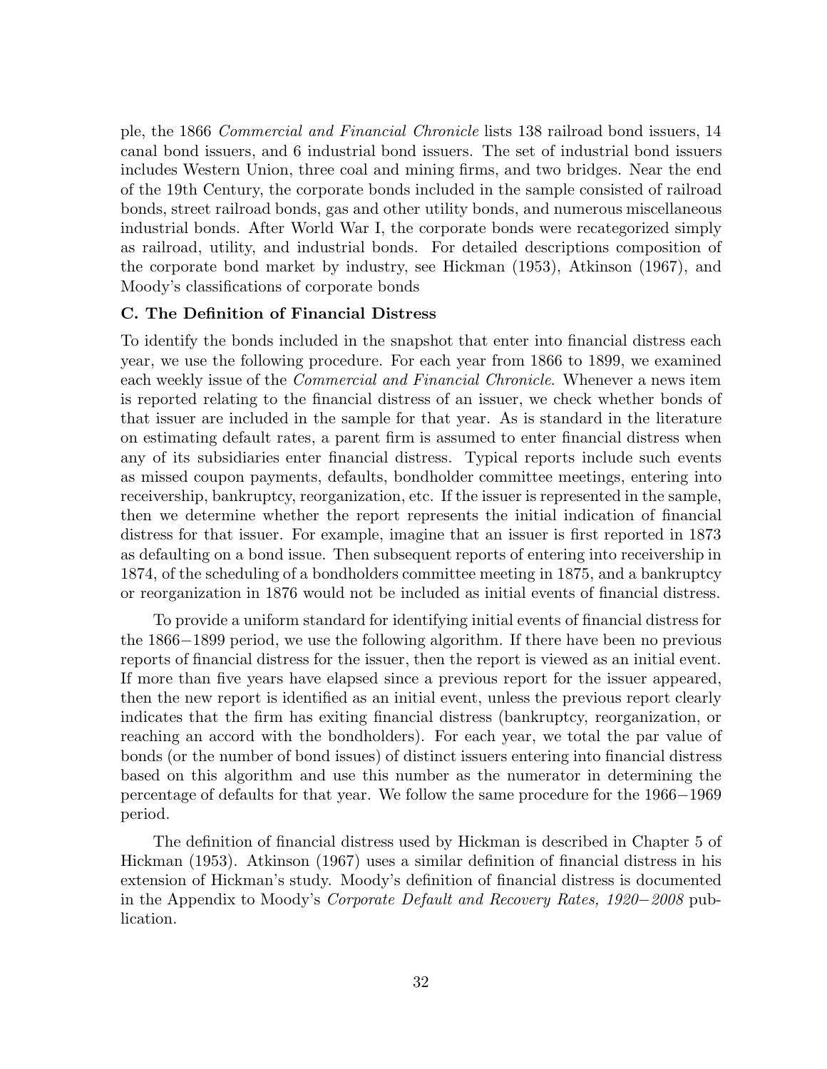ple, the 1866 *Commercial and Financial Chronicle* lists 138 railroad bond issuers, 14 canal bond issuers, and 6 industrial bond issuers. The set of industrial bond issuers includes Western Union, three coal and mining firms, and two bridges. Near the end of the 19th Century, the corporate bonds included in the sample consisted of railroad bonds, street railroad bonds, gas and other utility bonds, and numerous miscellaneous industrial bonds. After World War I, the corporate bonds were recategorized simply as railroad, utility, and industrial bonds. For detailed descriptions composition of the corporate bond market by industry, see Hickman (1953), Atkinson (1967), and Moody's classifications of corporate bonds

### C. The Definition of Financial Distress

To identify the bonds included in the snapshot that enter into financial distress each year, we use the following procedure. For each year from 1866 to 1899, we examined each weekly issue of the *Commercial and Financial Chronicle*. Whenever a news item is reported relating to the financial distress of an issuer, we check whether bonds of that issuer are included in the sample for that year. As is standard in the literature on estimating default rates, a parent firm is assumed to enter financial distress when any of its subsidiaries enter financial distress. Typical reports include such events as missed coupon payments, defaults, bondholder committee meetings, entering into receivership, bankruptcy, reorganization, etc. If the issuer is represented in the sample, then we determine whether the report represents the initial indication of financial distress for that issuer. For example, imagine that an issuer is first reported in 1873 as defaulting on a bond issue. Then subsequent reports of entering into receivership in 1874, of the scheduling of a bondholders committee meeting in 1875, and a bankruptcy or reorganization in 1876 would not be included as initial events of financial distress.

To provide a uniform standard for identifying initial events of financial distress for the 1866−1899 period, we use the following algorithm. If there have been no previous reports of financial distress for the issuer, then the report is viewed as an initial event. If more than five years have elapsed since a previous report for the issuer appeared, then the new report is identified as an initial event, unless the previous report clearly indicates that the firm has exiting financial distress (bankruptcy, reorganization, or reaching an accord with the bondholders). For each year, we total the par value of bonds (or the number of bond issues) of distinct issuers entering into financial distress based on this algorithm and use this number as the numerator in determining the percentage of defaults for that year. We follow the same procedure for the 1966−1969 period.

The definition of financial distress used by Hickman is described in Chapter 5 of Hickman (1953). Atkinson (1967) uses a similar definition of financial distress in his extension of Hickman's study. Moody's definition of financial distress is documented in the Appendix to Moody's *Corporate Default and Recovery Rates, 1920−2008* publication.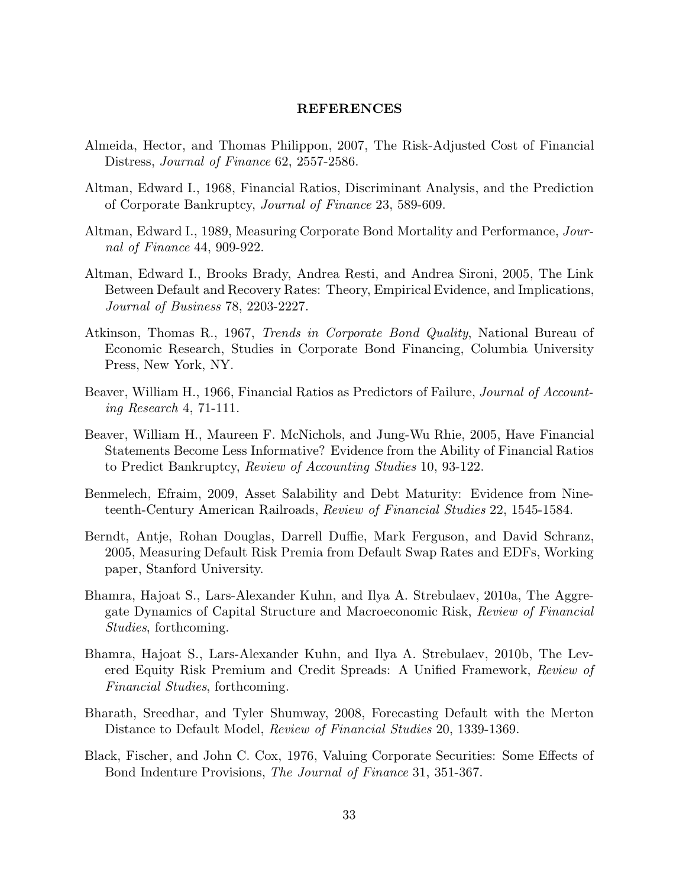## REFERENCES

Almeida, Hector, and Thomas Philippon, 2007, The Risk-Adjusted Cost of Financial Distress, *Journal of Finance* 62, 2557-2586.

Altman, Edward I., 1968, Financial Ratios, Discriminant Analysis, and the Prediction of Corporate Bankruptcy, *Journal of Finance* 23, 589-609.

Altman, Edward I., 1989, Measuring Corporate Bond Mortality and Performance, *Journal of Finance* 44, 909-922.

Altman, Edward I., Brooks Brady, Andrea Resti, and Andrea Sironi, 2005, The Link Between Default and Recovery Rates: Theory, Empirical Evidence, and Implications, *Journal of Business* 78, 2203-2227.

Atkinson, Thomas R., 1967, *Trends in Corporate Bond Quality*, National Bureau of Economic Research, Studies in Corporate Bond Financing, Columbia University Press, New York, NY.

Beaver, William H., 1966, Financial Ratios as Predictors of Failure, *Journal of Accounting Research* 4, 71-111.

Beaver, William H., Maureen F. McNichols, and Jung-Wu Rhie, 2005, Have Financial Statements Become Less Informative? Evidence from the Ability of Financial Ratios to Predict Bankruptcy, *Review of Accounting Studies* 10, 93-122.

Benmelech, Efraim, 2009, Asset Salability and Debt Maturity: Evidence from Nineteenth-Century American Railroads, *Review of Financial Studies* 22, 1545-1584.

Berndt, Antje, Rohan Douglas, Darrell Duffie, Mark Ferguson, and David Schranz, 2005, Measuring Default Risk Premia from Default Swap Rates and EDFs, Working paper, Stanford University.

Bhamra, Hajoat S., Lars-Alexander Kuhn, and Ilya A. Strebulaev, 2010a, The Aggregate Dynamics of Capital Structure and Macroeconomic Risk, *Review of Financial Studies*, forthcoming.

Bhamra, Hajoat S., Lars-Alexander Kuhn, and Ilya A. Strebulaev, 2010b, The Levered Equity Risk Premium and Credit Spreads: A Unified Framework, *Review of Financial Studies*, forthcoming.

Bharath, Sreedhar, and Tyler Shumway, 2008, Forecasting Default with the Merton Distance to Default Model, *Review of Financial Studies* 20, 1339-1369.

Black, Fischer, and John C. Cox, 1976, Valuing Corporate Securities: Some Effects of Bond Indenture Provisions, *The Journal of Finance* 31, 351-367.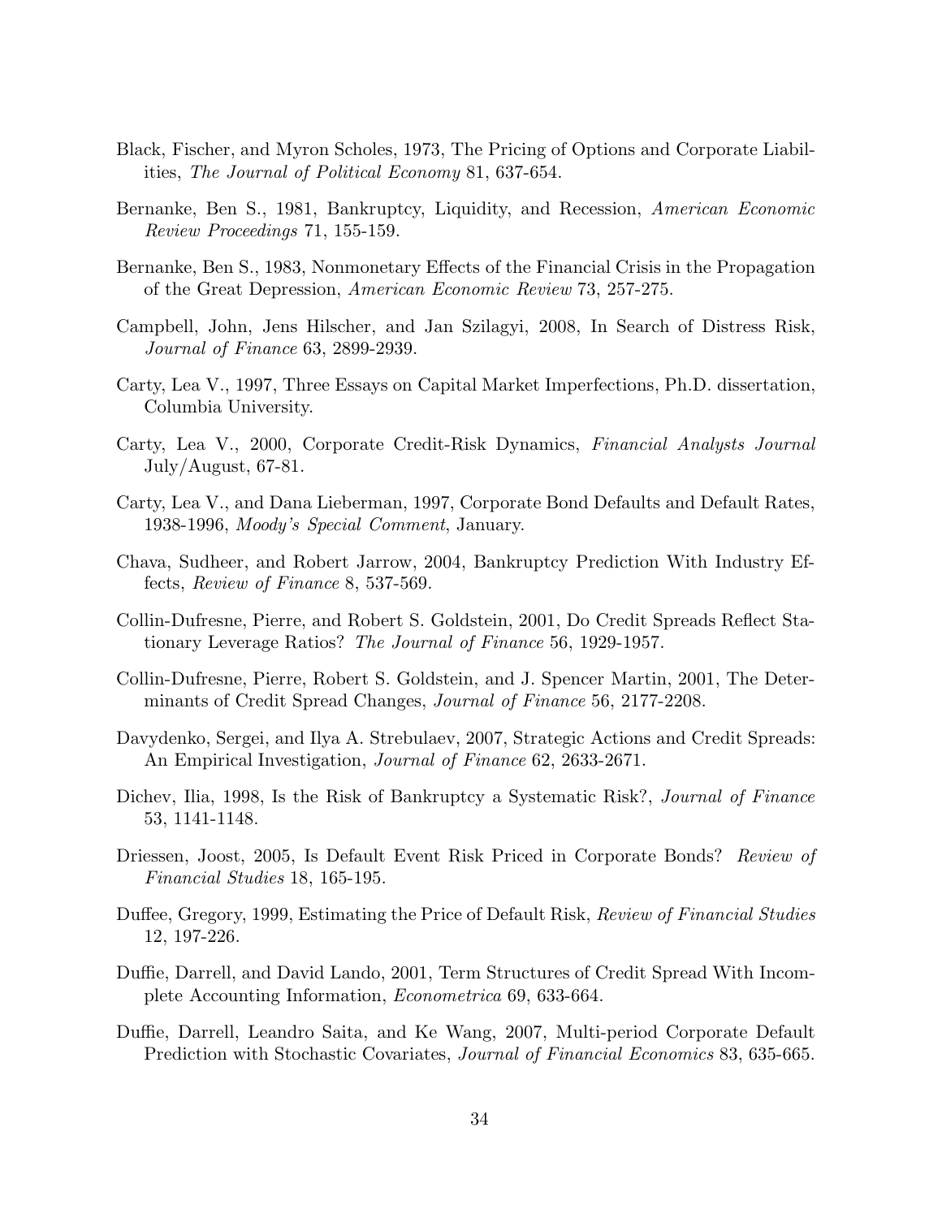Black, Fischer, and Myron Scholes, 1973, The Pricing of Options and Corporate Liabilities, *The Journal of Political Economy* 81, 637-654.

Bernanke, Ben S., 1981, Bankruptcy, Liquidity, and Recession, *American Economic Review Proceedings* 71, 155-159.

Bernanke, Ben S., 1983, Nonmonetary Effects of the Financial Crisis in the Propagation of the Great Depression, *American Economic Review* 73, 257-275.

Campbell, John, Jens Hilscher, and Jan Szilagyi, 2008, In Search of Distress Risk, *Journal of Finance* 63, 2899-2939.

Carty, Lea V., 1997, Three Essays on Capital Market Imperfections, Ph.D. dissertation, Columbia University.

Carty, Lea V., 2000, Corporate Credit-Risk Dynamics, *Financial Analysts Journal* July/August, 67-81.

Carty, Lea V., and Dana Lieberman, 1997, Corporate Bond Defaults and Default Rates, 1938-1996, *Moody's Special Comment*, January.

Chava, Sudheer, and Robert Jarrow, 2004, Bankruptcy Prediction With Industry Effects, *Review of Finance* 8, 537-569.

Collin-Dufresne, Pierre, and Robert S. Goldstein, 2001, Do Credit Spreads Reflect Stationary Leverage Ratios? *The Journal of Finance* 56, 1929-1957.

Collin-Dufresne, Pierre, Robert S. Goldstein, and J. Spencer Martin, 2001, The Determinants of Credit Spread Changes, *Journal of Finance* 56, 2177-2208.

Davydenko, Sergei, and Ilya A. Strebulaev, 2007, Strategic Actions and Credit Spreads: An Empirical Investigation, *Journal of Finance* 62, 2633-2671.

Dichev, Ilia, 1998, Is the Risk of Bankruptcy a Systematic Risk?, *Journal of Finance* 53, 1141-1148.

Driessen, Joost, 2005, Is Default Event Risk Priced in Corporate Bonds? *Review of Financial Studies* 18, 165-195.

Duffee, Gregory, 1999, Estimating the Price of Default Risk, *Review of Financial Studies* 12, 197-226.

Duffie, Darrell, and David Lando, 2001, Term Structures of Credit Spread With Incomplete Accounting Information, *Econometrica* 69, 633-664.

Duffie, Darrell, Leandro Saita, and Ke Wang, 2007, Multi-period Corporate Default Prediction with Stochastic Covariates, *Journal of Financial Economics* 83, 635-665.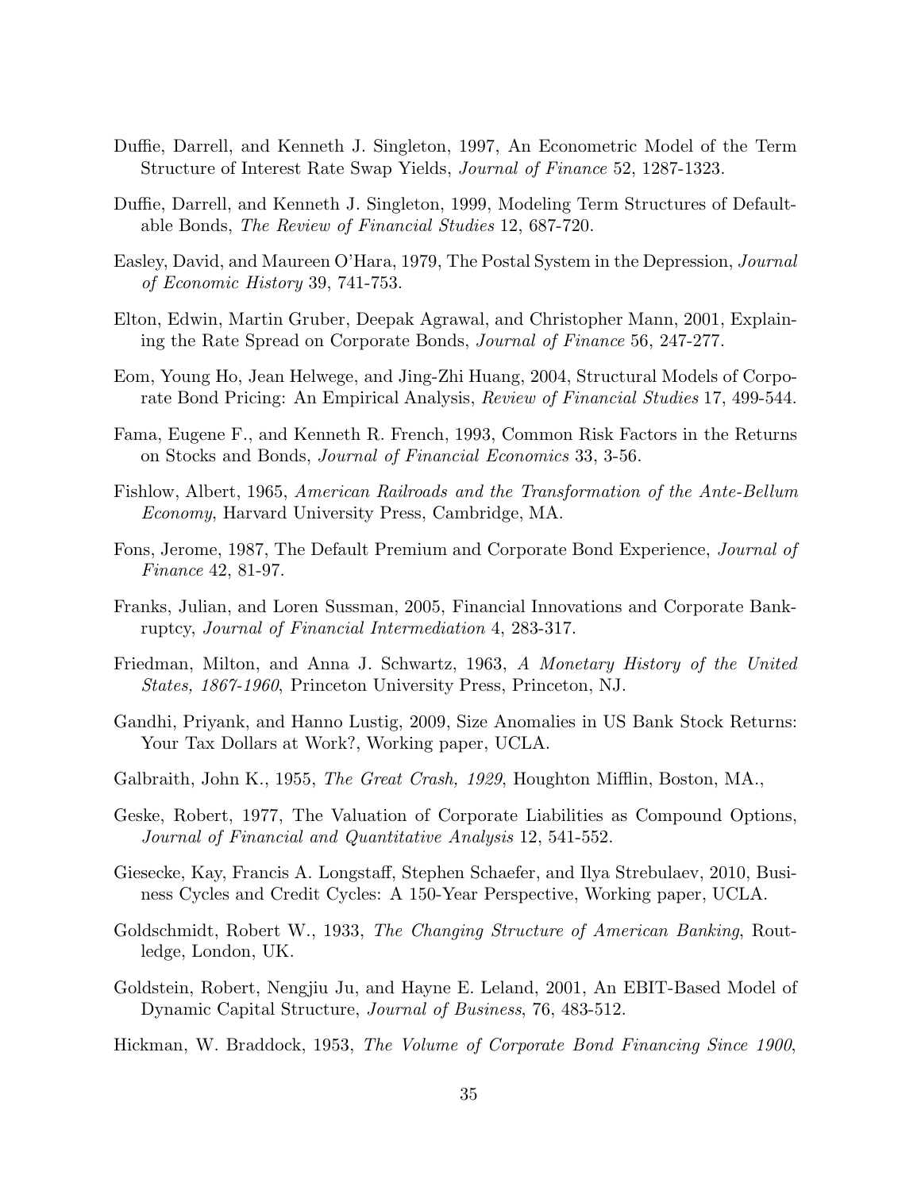Duffie, Darrell, and Kenneth J. Singleton, 1997, An Econometric Model of the Term Structure of Interest Rate Swap Yields, *Journal of Finance* 52, 1287-1323.

Duffie, Darrell, and Kenneth J. Singleton, 1999, Modeling Term Structures of Defaultable Bonds, *The Review of Financial Studies* 12, 687-720.

Easley, David, and Maureen O'Hara, 1979, The Postal System in the Depression, *Journal of Economic History* 39, 741-753.

Elton, Edwin, Martin Gruber, Deepak Agrawal, and Christopher Mann, 2001, Explaining the Rate Spread on Corporate Bonds, *Journal of Finance* 56, 247-277.

Eom, Young Ho, Jean Helwege, and Jing-Zhi Huang, 2004, Structural Models of Corporate Bond Pricing: An Empirical Analysis, *Review of Financial Studies* 17, 499-544.

Fama, Eugene F., and Kenneth R. French, 1993, Common Risk Factors in the Returns on Stocks and Bonds, *Journal of Financial Economics* 33, 3-56.

Fishlow, Albert, 1965, *American Railroads and the Transformation of the Ante-Bellum Economy*, Harvard University Press, Cambridge, MA.

Fons, Jerome, 1987, The Default Premium and Corporate Bond Experience, *Journal of Finance* 42, 81-97.

Franks, Julian, and Loren Sussman, 2005, Financial Innovations and Corporate Bankruptcy, *Journal of Financial Intermediation* 4, 283-317.

Friedman, Milton, and Anna J. Schwartz, 1963, *A Monetary History of the United States, 1867-1960*, Princeton University Press, Princeton, NJ.

Gandhi, Priyank, and Hanno Lustig, 2009, Size Anomalies in US Bank Stock Returns: Your Tax Dollars at Work?, Working paper, UCLA.

Galbraith, John K., 1955, *The Great Crash, 1929*, Houghton Mifflin, Boston, MA.,

Geske, Robert, 1977, The Valuation of Corporate Liabilities as Compound Options, *Journal of Financial and Quantitative Analysis* 12, 541-552.

Giesecke, Kay, Francis A. Longstaff, Stephen Schaefer, and Ilya Strebulaev, 2010, Business Cycles and Credit Cycles: A 150-Year Perspective, Working paper, UCLA.

Goldschmidt, Robert W., 1933, *The Changing Structure of American Banking*, Routledge, London, UK.

Goldstein, Robert, Nengjiu Ju, and Hayne E. Leland, 2001, An EBIT-Based Model of Dynamic Capital Structure, *Journal of Business*, 76, 483-512.

Hickman, W. Braddock, 1953, *The Volume of Corporate Bond Financing Since 1900*,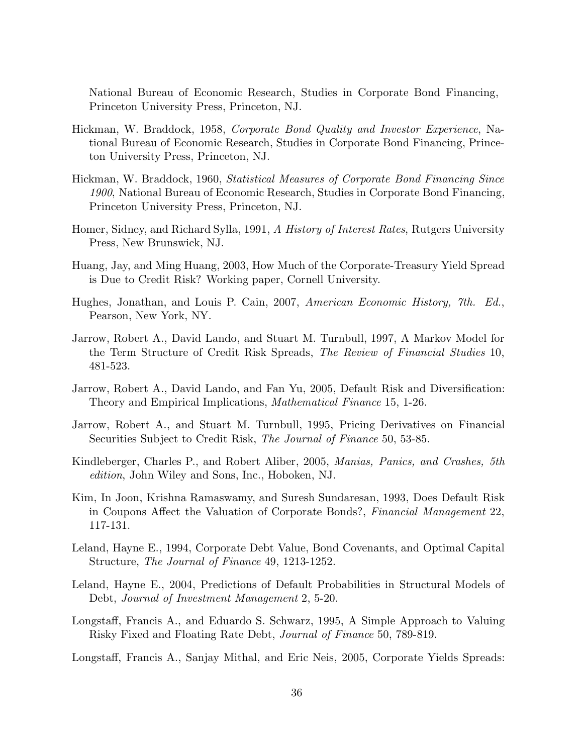National Bureau of Economic Research, Studies in Corporate Bond Financing, Princeton University Press, Princeton, NJ.

Hickman, W. Braddock, 1958, *Corporate Bond Quality and Investor Experience*, National Bureau of Economic Research, Studies in Corporate Bond Financing, Princeton University Press, Princeton, NJ.

Hickman, W. Braddock, 1960, *Statistical Measures of Corporate Bond Financing Since 1900*, National Bureau of Economic Research, Studies in Corporate Bond Financing, Princeton University Press, Princeton, NJ.

Homer, Sidney, and Richard Sylla, 1991, *A History of Interest Rates*, Rutgers University Press, New Brunswick, NJ.

Huang, Jay, and Ming Huang, 2003, How Much of the Corporate-Treasury Yield Spread is Due to Credit Risk? Working paper, Cornell University.

Hughes, Jonathan, and Louis P. Cain, 2007, *American Economic History, 7th. Ed.*, Pearson, New York, NY.

Jarrow, Robert A., David Lando, and Stuart M. Turnbull, 1997, A Markov Model for the Term Structure of Credit Risk Spreads, *The Review of Financial Studies* 10, 481-523.

Jarrow, Robert A., David Lando, and Fan Yu, 2005, Default Risk and Diversification: Theory and Empirical Implications, *Mathematical Finance* 15, 1-26.

Jarrow, Robert A., and Stuart M. Turnbull, 1995, Pricing Derivatives on Financial Securities Subject to Credit Risk, *The Journal of Finance* 50, 53-85.

Kindleberger, Charles P., and Robert Aliber, 2005, *Manias, Panics, and Crashes, 5th edition*, John Wiley and Sons, Inc., Hoboken, NJ.

Kim, In Joon, Krishna Ramaswamy, and Suresh Sundaresan, 1993, Does Default Risk in Coupons Affect the Valuation of Corporate Bonds?, *Financial Management* 22, 117-131.

Leland, Hayne E., 1994, Corporate Debt Value, Bond Covenants, and Optimal Capital Structure, *The Journal of Finance* 49, 1213-1252.

Leland, Hayne E., 2004, Predictions of Default Probabilities in Structural Models of Debt, *Journal of Investment Management* 2, 5-20.

Longstaff, Francis A., and Eduardo S. Schwarz, 1995, A Simple Approach to Valuing Risky Fixed and Floating Rate Debt, *Journal of Finance* 50, 789-819.

Longstaff, Francis A., Sanjay Mithal, and Eric Neis, 2005, Corporate Yields Spreads: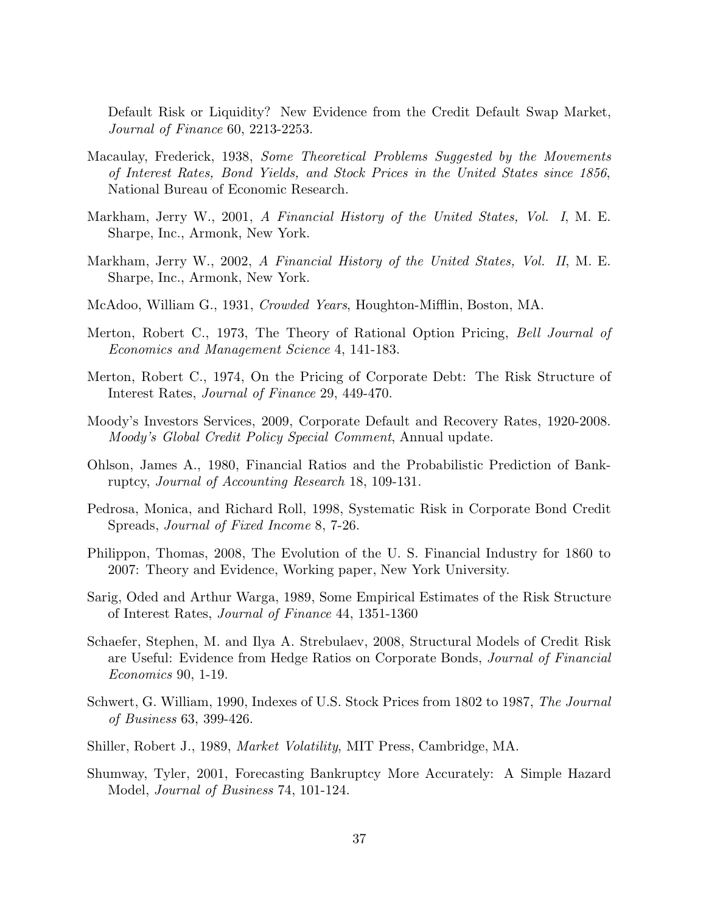Default Risk or Liquidity? New Evidence from the Credit Default Swap Market, *Journal of Finance* 60, 2213-2253.

Macaulay, Frederick, 1938, *Some Theoretical Problems Suggested by the Movements of Interest Rates, Bond Yields, and Stock Prices in the United States since 1856*, National Bureau of Economic Research.

Markham, Jerry W., 2001, *A Financial History of the United States, Vol. I*, M. E. Sharpe, Inc., Armonk, New York.

Markham, Jerry W., 2002, *A Financial History of the United States, Vol. II*, M. E. Sharpe, Inc., Armonk, New York.

McAdoo, William G., 1931, *Crowded Years*, Houghton-Mifflin, Boston, MA.

Merton, Robert C., 1973, The Theory of Rational Option Pricing, *Bell Journal of Economics and Management Science* 4, 141-183.

Merton, Robert C., 1974, On the Pricing of Corporate Debt: The Risk Structure of Interest Rates, *Journal of Finance* 29, 449-470.

Moody's Investors Services, 2009, Corporate Default and Recovery Rates, 1920-2008. *Moody's Global Credit Policy Special Comment*, Annual update.

Ohlson, James A., 1980, Financial Ratios and the Probabilistic Prediction of Bankruptcy, *Journal of Accounting Research* 18, 109-131.

Pedrosa, Monica, and Richard Roll, 1998, Systematic Risk in Corporate Bond Credit Spreads, *Journal of Fixed Income* 8, 7-26.

Philippon, Thomas, 2008, The Evolution of the U. S. Financial Industry for 1860 to 2007: Theory and Evidence, Working paper, New York University.

Sarig, Oded and Arthur Warga, 1989, Some Empirical Estimates of the Risk Structure of Interest Rates, *Journal of Finance* 44, 1351-1360

Schaefer, Stephen, M. and Ilya A. Strebulaev, 2008, Structural Models of Credit Risk are Useful: Evidence from Hedge Ratios on Corporate Bonds, *Journal of Financial Economics* 90, 1-19.

Schwert, G. William, 1990, Indexes of U.S. Stock Prices from 1802 to 1987, *The Journal of Business* 63, 399-426.

Shiller, Robert J., 1989, *Market Volatility*, MIT Press, Cambridge, MA.

Shumway, Tyler, 2001, Forecasting Bankruptcy More Accurately: A Simple Hazard Model, *Journal of Business* 74, 101-124.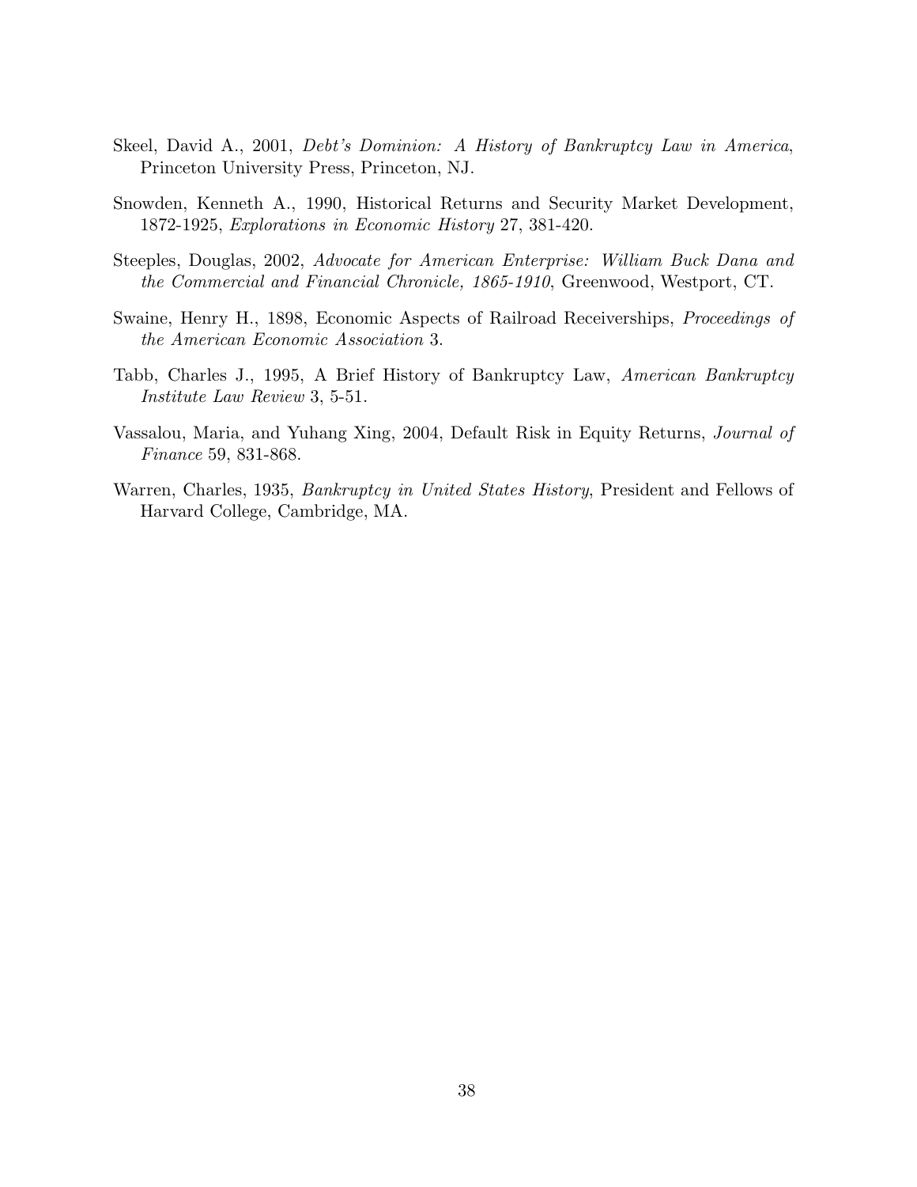Skeel, David A., 2001, *Debt's Dominion: A History of Bankruptcy Law in America*, Princeton University Press, Princeton, NJ.

Snowden, Kenneth A., 1990, Historical Returns and Security Market Development, 1872-1925, *Explorations in Economic History* 27, 381-420.

Steeples, Douglas, 2002, *Advocate for American Enterprise: William Buck Dana and the Commercial and Financial Chronicle, 1865-1910*, Greenwood, Westport, CT.

Swaine, Henry H., 1898, Economic Aspects of Railroad Receiverships, *Proceedings of the American Economic Association* 3.

Tabb, Charles J., 1995, A Brief History of Bankruptcy Law, *American Bankruptcy Institute Law Review* 3, 5-51.

Vassalou, Maria, and Yuhang Xing, 2004, Default Risk in Equity Returns, *Journal of Finance* 59, 831-868.

Warren, Charles, 1935, *Bankruptcy in United States History*, President and Fellows of Harvard College, Cambridge, MA.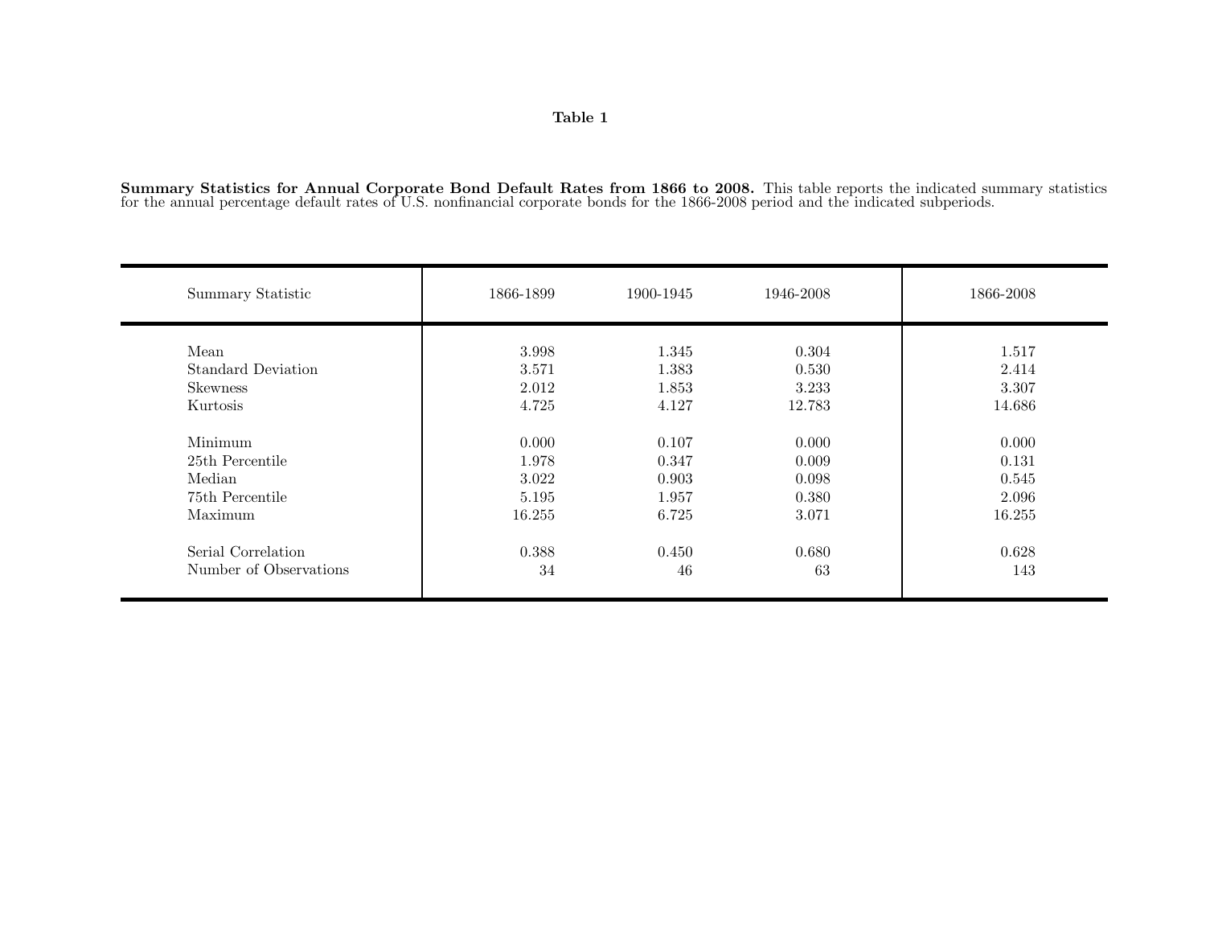**Table 1**

**Summary Statistics for Annual Corporate Bond Default Rates from 1866 to 2008.** This table reports the indicated summary statistics for the annual percentage default rates of U.S. nonfinancial corporate bonds for the 1866-2008 period and the indicated subperiods.

| Summary Statistic | 1866-1899 | 1900-1945 | 1946-2008 | 1866-2008 |
|---|---|---|---|---|
| Mean | 3.998 | 1.345 | 0.304 | 1.517 |
| Standard Deviation | 3.571 | 1.383 | 0.530 | 2.414 |
| Skewness | 2.012 | 1.853 | 3.233 | 3.307 |
| Kurtosis | 4.725 | 4.127 | 12.783 | 14.686 |
| | | | | |
| Minimum | 0.000 | 0.107 | 0.000 | 0.000 |
| 25th Percentile | 1.978 | 0.347 | 0.009 | 0.131 |
| Median | 3.022 | 0.903 | 0.098 | 0.545 |
| 75th Percentile | 5.195 | 1.957 | 0.380 | 2.096 |
| Maximum | 16.255 | 6.725 | 3.071 | 16.255 |
| | | | | |
| Serial Correlation | 0.388 | 0.450 | 0.680 | 0.628 |
| Number of Observations | 34 | 46 | 63 | 143 |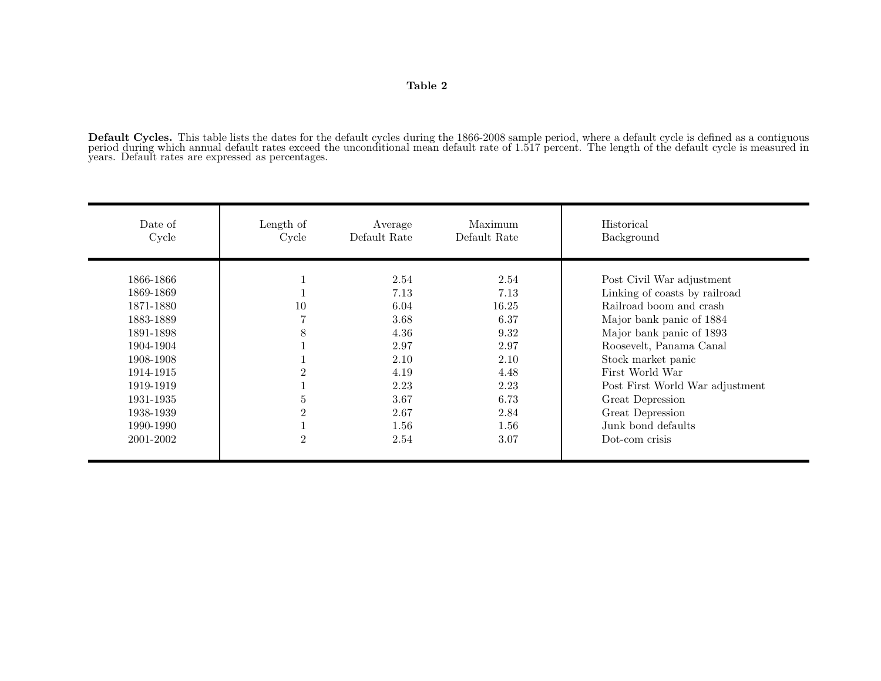**Table 2**

**Default Cycles.** This table lists the dates for the default cycles during the 1866-2008 sample period, where a default cycle is defined as a contiguous period during which annual default rates exceed the unconditional mean default rate of 1.517 percent. The length of the default cycle is measured in years. Default rates are expressed as percentages.

| Date of Cycle | Length of Cycle | Average Default Rate | Maximum Default Rate | Historical Background |
|---|---|---|---|---|
| 1866-1866 | 1 | 2.54 | 2.54 | Post Civil War adjustment |
| 1869-1869 | 1 | 7.13 | 7.13 | Linking of coasts by railroad |
| 1871-1880 | 10 | 6.04 | 16.25 | Railroad boom and crash |
| 1883-1889 | 7 | 3.68 | 6.37 | Major bank panic of 1884 |
| 1891-1898 | 8 | 4.36 | 9.32 | Major bank panic of 1893 |
| 1904-1904 | 1 | 2.97 | 2.97 | Roosevelt, Panama Canal |
| 1908-1908 | 1 | 2.10 | 2.10 | Stock market panic |
| 1914-1915 | 2 | 4.19 | 4.48 | First World War |
| 1919-1919 | 1 | 2.23 | 2.23 | Post First World War adjustment |
| 1931-1935 | 5 | 3.67 | 6.73 | Great Depression |
| 1938-1939 | 2 | 2.67 | 2.84 | Great Depression |
| 1990-1990 | 1 | 1.56 | 1.56 | Junk bond defaults |
| 2001-2002 | 2 | 2.54 | 3.07 | Dot-com crisis |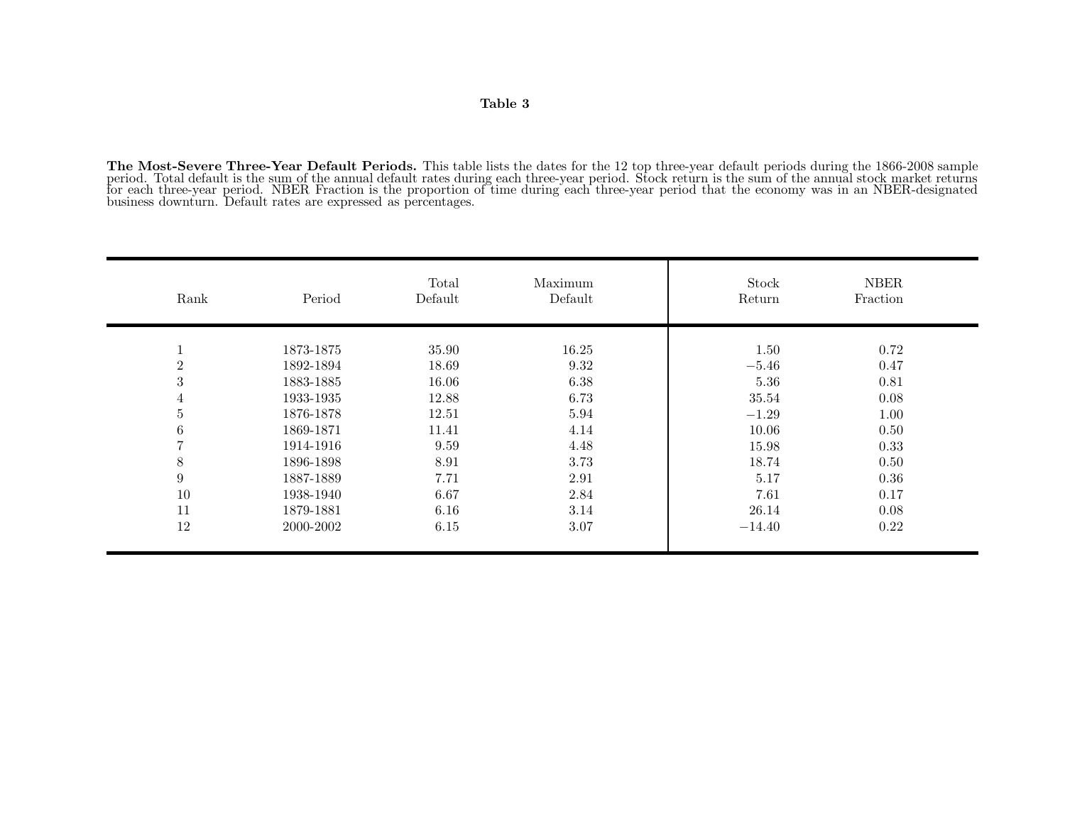**Table 3**

**The Most-Severe Three-Year Default Periods.** This table lists the dates for the 12 top three-year default periods during the 1866-2008 sample period. Total default is the sum of the annual default rates during each three-year period. Stock return is the sum of the annual stock market returns for each three-year period. NBER Fraction is the proportion of time during each three-year period that the economy was in an NBER-designated business downturn. Default rates are expressed as percentages.

| Rank | Period | Total Default | Maximum Default | Stock Return | NBER Fraction |
|---|---|---|---|---|---|
| 1 | 1873-1875 | 35.90 | 16.25 | 1.50 | 0.72 |
| 2 | 1892-1894 | 18.69 | 9.32 | −5.46 | 0.47 |
| 3 | 1883-1885 | 16.06 | 6.38 | 5.36 | 0.81 |
| 4 | 1933-1935 | 12.88 | 6.73 | 35.54 | 0.08 |
| 5 | 1876-1878 | 12.51 | 5.94 | −1.29 | 1.00 |
| 6 | 1869-1871 | 11.41 | 4.14 | 10.06 | 0.50 |
| 7 | 1914-1916 | 9.59 | 4.48 | 15.98 | 0.33 |
| 8 | 1896-1898 | 8.91 | 3.73 | 18.74 | 0.50 |
| 9 | 1887-1889 | 7.71 | 2.91 | 5.17 | 0.36 |
| 10 | 1938-1940 | 6.67 | 2.84 | 7.61 | 0.17 |
| 11 | 1879-1881 | 6.16 | 3.14 | 26.14 | 0.08 |
| 12 | 2000-2002 | 6.15 | 3.07 | −14.40 | 0.22 |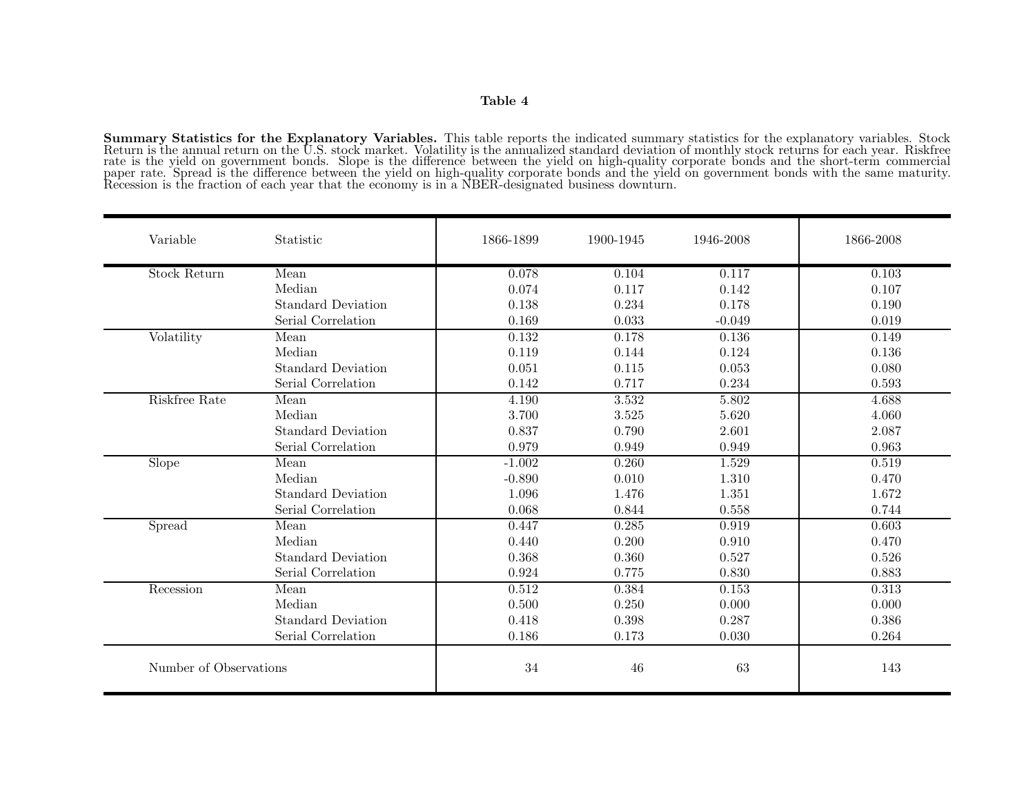**Table 4**

**Summary Statistics for the Explanatory Variables.** This table reports the indicated summary statistics for the explanatory variables. Stock Return is the annual return on the U.S. stock market. Volatility is the annualized standard deviation of monthly stock returns for each year. Riskfree rate is the yield on government bonds. Slope is the difference between the yield on high-quality corporate bonds and the short-term commercial paper rate. Spread is the difference between the yield on high-quality corporate bonds and the yield on government bonds with the same maturity. Recession is the fraction of each year that the economy is in a NBER-designated business downturn.

| Variable | Statistic | 1866-1899 | 1900-1945 | 1946-2008 | 1866-2008 |
|---|---|---|---|---|---|
| Stock Return | Mean | 0.078 | 0.104 | 0.117 | 0.103 |
| | Median | 0.074 | 0.117 | 0.142 | 0.107 |
| | Standard Deviation | 0.138 | 0.234 | 0.178 | 0.190 |
| | Serial Correlation | 0.169 | 0.033 | -0.049 | 0.019 |
| Volatility | Mean | 0.132 | 0.178 | 0.136 | 0.149 |
| | Median | 0.119 | 0.144 | 0.124 | 0.136 |
| | Standard Deviation | 0.051 | 0.115 | 0.053 | 0.080 |
| | Serial Correlation | 0.142 | 0.717 | 0.234 | 0.593 |
| Riskfree Rate | Mean | 4.190 | 3.532 | 5.802 | 4.688 |
| | Median | 3.700 | 3.525 | 5.620 | 4.060 |
| | Standard Deviation | 0.837 | 0.790 | 2.601 | 2.087 |
| | Serial Correlation | 0.979 | 0.949 | 0.949 | 0.963 |
| Slope | Mean | -1.002 | 0.260 | 1.529 | 0.519 |
| | Median | -0.890 | 0.010 | 1.310 | 0.470 |
| | Standard Deviation | 1.096 | 1.476 | 1.351 | 1.672 |
| | Serial Correlation | 0.068 | 0.844 | 0.558 | 0.744 |
| Spread | Mean | 0.447 | 0.285 | 0.919 | 0.603 |
| | Median | 0.440 | 0.200 | 0.910 | 0.470 |
| | Standard Deviation | 0.368 | 0.360 | 0.527 | 0.526 |
| | Serial Correlation | 0.924 | 0.775 | 0.830 | 0.883 |
| Recession | Mean | 0.512 | 0.384 | 0.153 | 0.313 |
| | Median | 0.500 | 0.250 | 0.000 | 0.000 |
| | Standard Deviation | 0.418 | 0.398 | 0.287 | 0.386 |
| | Serial Correlation | 0.186 | 0.173 | 0.030 | 0.264 |
| Number of Observations | | 34 | 46 | 63 | 143 |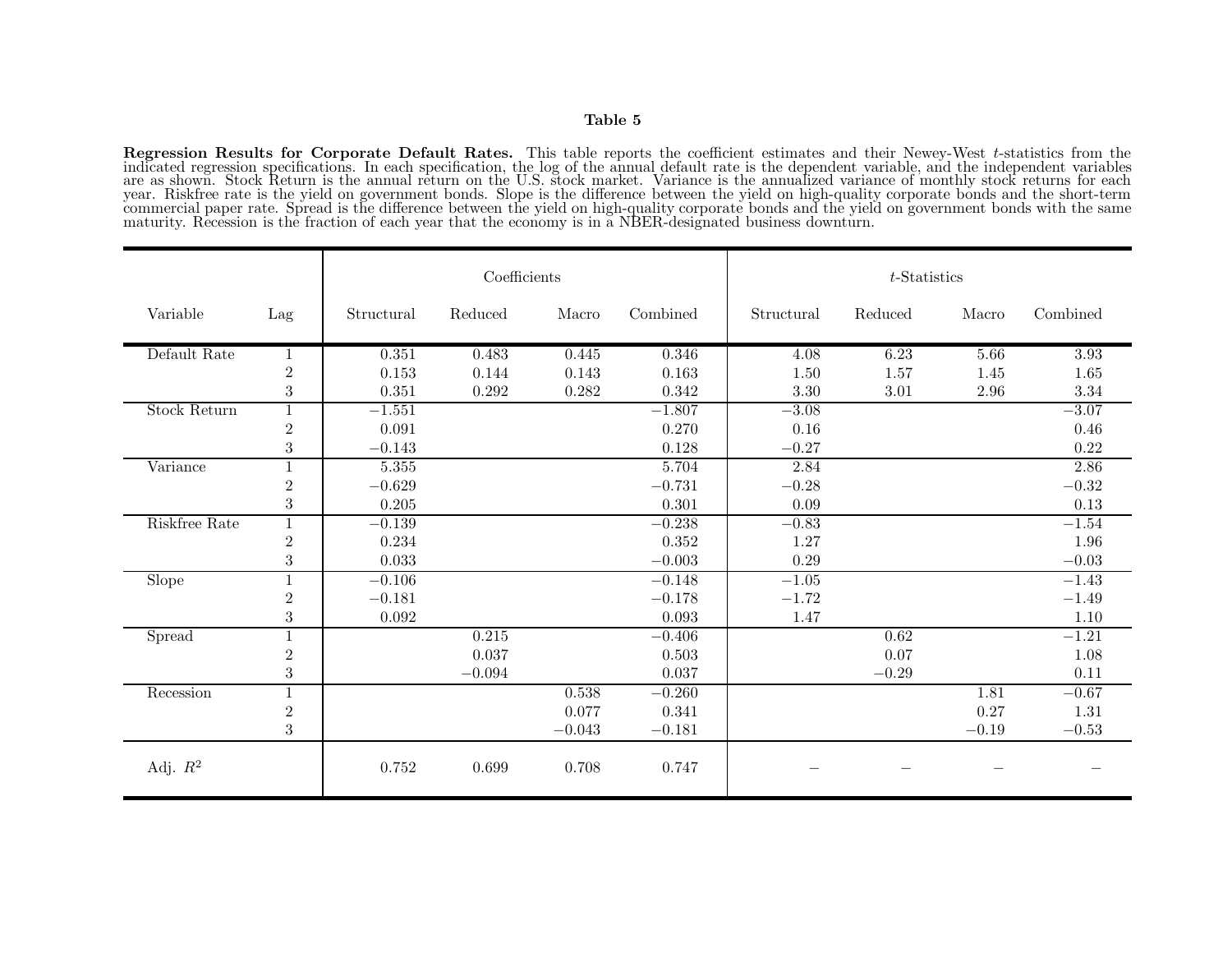**Table 5**

**Regression Results for Corporate Default Rates.** This table reports the coefficient estimates and their Newey-West $t$-statistics from the indicated regression specifications. In each specification, the log of the annual default rate is the dependent variable, and the independent variables are as shown. Stock Return is the annual return on the U.S. stock market. Variance is the annualized variance of monthly stock returns for each year. Riskfree rate is the yield on government bonds. Slope is the difference between the yield on high-quality corporate bonds and the short-term commercial paper rate. Spread is the difference between the yield on high-quality corporate bonds and the yield on government bonds with the same maturity. Recession is the fraction of each year that the economy is in a NBER-designated business downturn.

| | | Coefficients | | | | $t$-Statistics | | | |
|---|---|---|---|---|---|---|---|---|---|
| Variable | Lag | Structural | Reduced | Macro | Combined | Structural | Reduced | Macro | Combined |
| Default Rate | 1 | 0.351 | 0.483 | 0.445 | 0.346 | 4.08 | 6.23 | 5.66 | 3.93 |
| | 2 | 0.153 | 0.144 | 0.143 | 0.163 | 1.50 | 1.57 | 1.45 | 1.65 |
| | 3 | 0.351 | 0.292 | 0.282 | 0.342 | 3.30 | 3.01 | 2.96 | 3.34 |
| Stock Return | 1 | −1.551 | | | −1.807 | −3.08 | | | −3.07 |
| | 2 | 0.091 | | | 0.270 | 0.16 | | | 0.46 |
| | 3 | −0.143 | | | 0.128 | −0.27 | | | 0.22 |
| Variance | 1 | 5.355 | | | 5.704 | 2.84 | | | 2.86 |
| | 2 | −0.629 | | | −0.731 | −0.28 | | | −0.32 |
| | 3 | 0.205 | | | 0.301 | 0.09 | | | 0.13 |
| Riskfree Rate | 1 | −0.139 | | | −0.238 | −0.83 | | | −1.54 |
| | 2 | 0.234 | | | 0.352 | 1.27 | | | 1.96 |
| | 3 | 0.033 | | | −0.003 | 0.29 | | | −0.03 |
| Slope | 1 | −0.106 | | | −0.148 | −1.05 | | | −1.43 |
| | 2 | −0.181 | | | −0.178 | −1.72 | | | −1.49 |
| | 3 | 0.092 | | | 0.093 | 1.47 | | | 1.10 |
| Spread | 1 | | 0.215 | | −0.406 | | 0.62 | | −1.21 |
| | 2 | | 0.037 | | 0.503 | | 0.07 | | 1.08 |
| | 3 | | −0.094 | | 0.037 | | −0.29 | | 0.11 |
| Recession | 1 | | | 0.538 | −0.260 | | | 1.81 | −0.67 |
| | 2 | | | 0.077 | 0.341 | | | 0.27 | 1.31 |
| | 3 | | | −0.043 | −0.181 | | | −0.19 | −0.53 |
| Adj. $R^2$ | | 0.752 | 0.699 | 0.708 | 0.747 | – | – | – | – |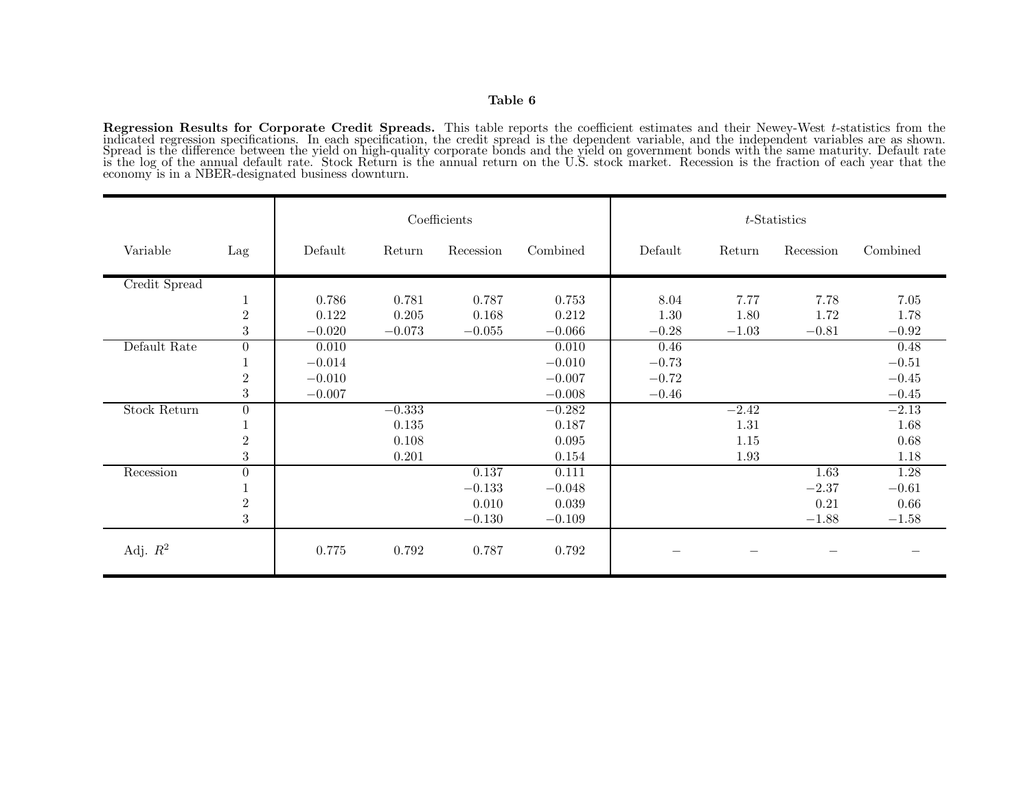**Table 6**

**Regression Results for Corporate Credit Spreads.** This table reports the coefficient estimates and their Newey-West $t$-statistics from the indicated regression specifications. In each specification, the credit spread is the dependent variable, and the independent variables are as shown. Spread is the difference between the yield on high-quality corporate bonds and the yield on government bonds with the same maturity. Default rate is the log of the annual default rate. Stock Return is the annual return on the U.S. stock market. Recession is the fraction of each year that the economy is in a NBER-designated business downturn.

| | | Coefficients | | | | $t$-Statistics | | | |
|---|---|---|---|---|---|---|---|---|---|
| Variable | Lag | Default | Return | Recession | Combined | Default | Return | Recession | Combined |
| Credit Spread | | | | | | | | | |
| | 1 | 0.786 | 0.781 | 0.787 | 0.753 | 8.04 | 7.77 | 7.78 | 7.05 |
| | 2 | 0.122 | 0.205 | 0.168 | 0.212 | 1.30 | 1.80 | 1.72 | 1.78 |
| | 3 | −0.020 | −0.073 | −0.055 | −0.066 | −0.28 | −1.03 | −0.81 | −0.92 |
| Default Rate | 0 | 0.010 | | | 0.010 | 0.46 | | | 0.48 |
| | 1 | −0.014 | | | −0.010 | −0.73 | | | −0.51 |
| | 2 | −0.010 | | | −0.007 | −0.72 | | | −0.45 |
| | 3 | −0.007 | | | −0.008 | −0.46 | | | −0.45 |
| Stock Return | 0 | | −0.333 | | −0.282 | | −2.42 | | −2.13 |
| | 1 | | 0.135 | | 0.187 | | 1.31 | | 1.68 |
| | 2 | | 0.108 | | 0.095 | | 1.15 | | 0.68 |
| | 3 | | 0.201 | | 0.154 | | 1.93 | | 1.18 |
| Recession | 0 | | | 0.137 | 0.111 | | | 1.63 | 1.28 |
| | 1 | | | −0.133 | −0.048 | | | −2.37 | −0.61 |
| | 2 | | | 0.010 | 0.039 | | | 0.21 | 0.66 |
| | 3 | | | −0.130 | −0.109 | | | −1.88 | −1.58 |
| Adj. $R^2$ | | 0.775 | 0.792 | 0.787 | 0.792 | – | – | – | – |